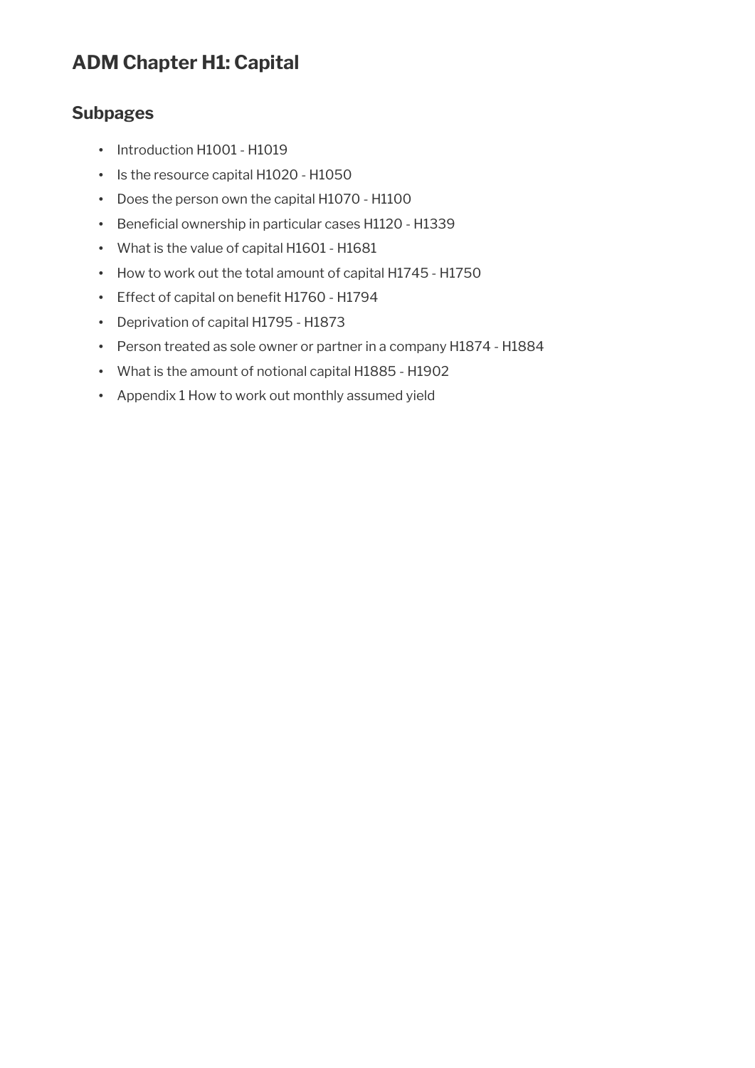# ADM Chapter H1: Capital

## Subpages

- Introduction H1001 - H1019
- Is the resource capital H1020 - H1050
- Does the person own the capital H1070 - H1100
- Beneficial ownership in particular cases H1120 - H1339
- What is the value of capital H1601 - H1681
- How to work out the total amount of capital H1745 - H1750
- Effect of capital on benefit H1760 - H1794
- Deprivation of capital H1795 - H1873
- Person treated as sole owner or partner in a company H1874 - H1884
- What is the amount of notional capital H1885 - H1902
- Appendix 1 How to work out monthly assumed yield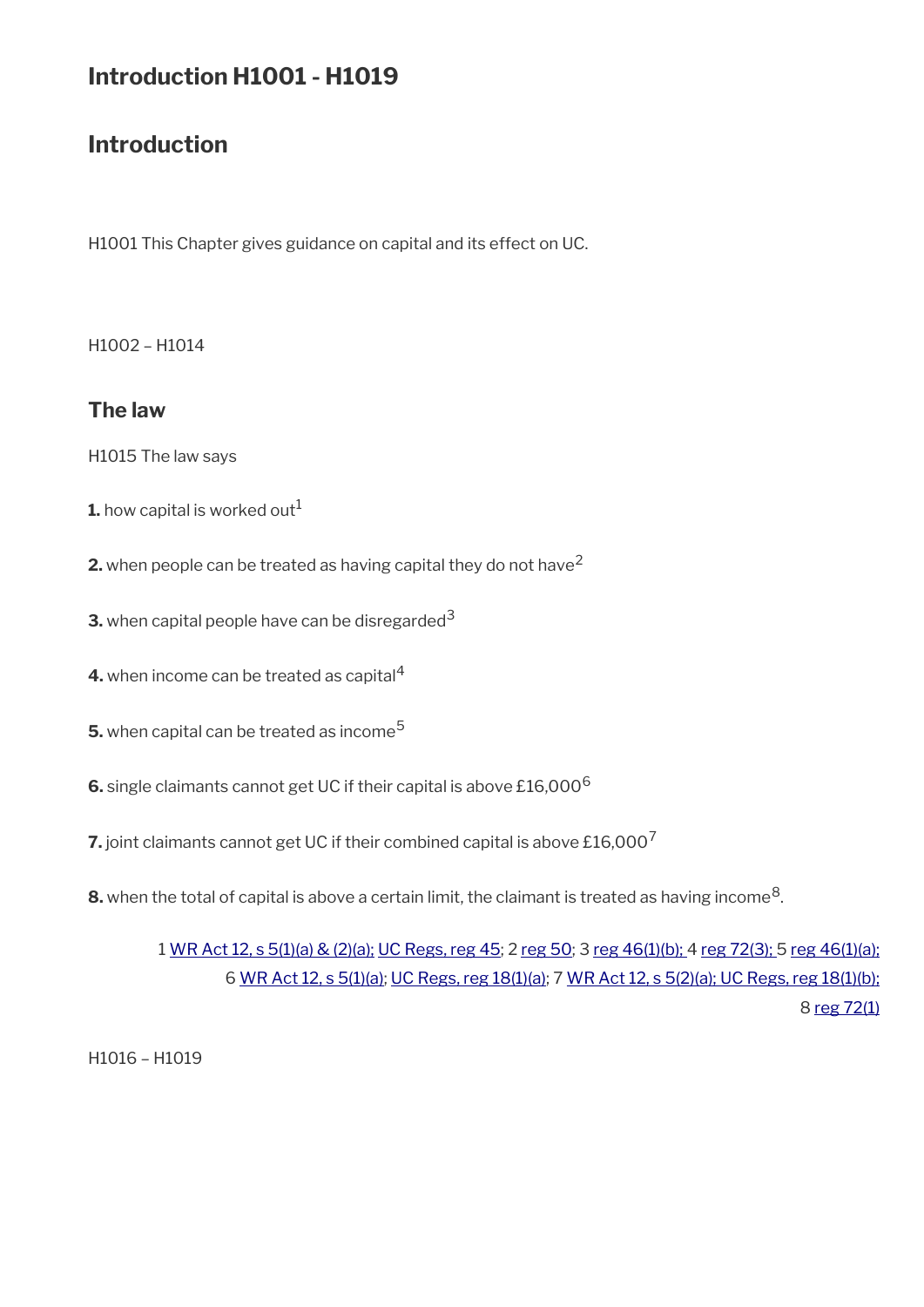# Introduction H1001 - H1019

## Introduction

H1001 This Chapter gives guidance on capital and its effect on UC.

H1002 – H1014

## The law

H1015 The law says

**1.** how capital is worked out[1]

**2.** when people can be treated as having capital they do not have[2]

**3.** when capital people have can be disregarded[3]

**4.** when income can be treated as capital[4]

**5.** when capital can be treated as income[5]

**6.** single claimants cannot get UC if their capital is above £16,000[6]

**7.** joint claimants cannot get UC if their combined capital is above £16,000[7]

**8.** when the total of capital is above a certain limit, the claimant is treated as having income[8].

1 WR Act 12, s 5(1)(a) & (2)(a); UC Regs, reg 45; 2 reg 50; 3 reg 46(1)(b); 4 reg 72(3); 5 reg 46(1)(a); 6 WR Act 12, s 5(1)(a); UC Regs, reg 18(1)(a); 7 WR Act 12, s 5(2)(a); UC Regs, reg 18(1)(b); 8 reg 72(1)

H1016 – H1019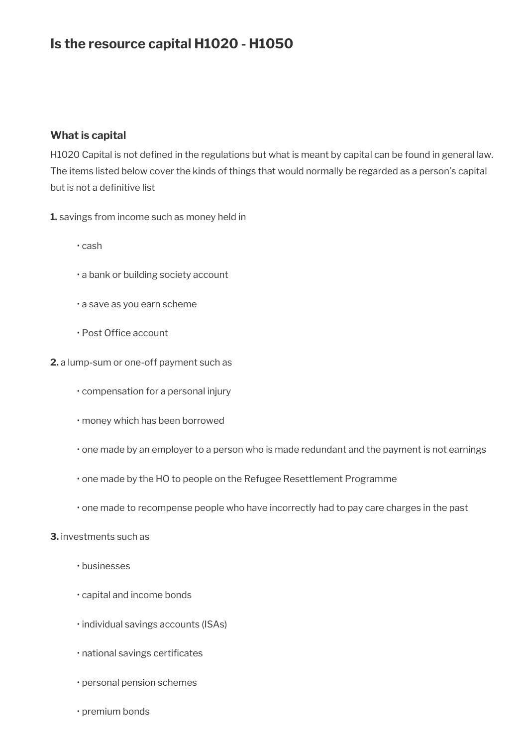# Is the resource capital H1020 - H1050

## What is capital

H1020 Capital is not defined in the regulations but what is meant by capital can be found in general law. The items listed below cover the kinds of things that would normally be regarded as a person's capital but is not a definitive list

**1.** savings from income such as money held in

- cash
- a bank or building society account
- a save as you earn scheme
- Post Office account

**2.** a lump-sum or one-off payment such as

- compensation for a personal injury
- money which has been borrowed
- one made by an employer to a person who is made redundant and the payment is not earnings
- one made by the HO to people on the Refugee Resettlement Programme
- one made to recompense people who have incorrectly had to pay care charges in the past

**3.** investments such as

- businesses
- capital and income bonds
- individual savings accounts (ISAs)
- national savings certificates
- personal pension schemes
- premium bonds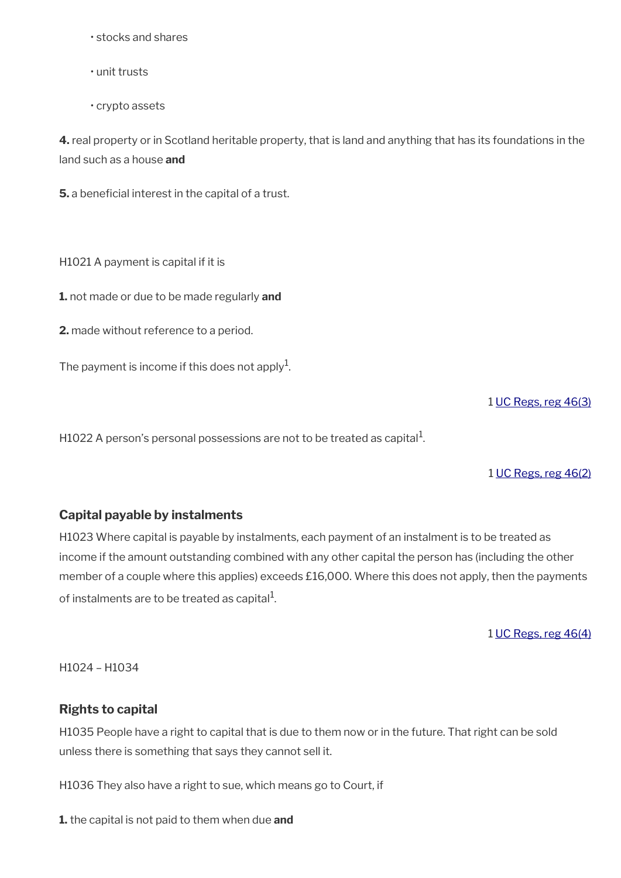- stocks and shares
- unit trusts
- crypto assets

**4.** real property or in Scotland heritable property, that is land and anything that has its foundations in the land such as a house **and**

**5.** a beneficial interest in the capital of a trust.

H1021 A payment is capital if it is

**1.** not made or due to be made regularly **and**

**2.** made without reference to a period.

The payment is income if this does not apply[1].

1 UC Regs, reg 46(3)

H1022 A person's personal possessions are not to be treated as capital[1].

1 UC Regs, reg 46(2)

### Capital payable by instalments

H1023 Where capital is payable by instalments, each payment of an instalment is to be treated as income if the amount outstanding combined with any other capital the person has (including the other member of a couple where this applies) exceeds £16,000. Where this does not apply, then the payments of instalments are to be treated as capital[1].

1 UC Regs, reg 46(4)

H1024 – H1034

### Rights to capital

H1035 People have a right to capital that is due to them now or in the future. That right can be sold unless there is something that says they cannot sell it.

H1036 They also have a right to sue, which means go to Court, if

**1.** the capital is not paid to them when due **and**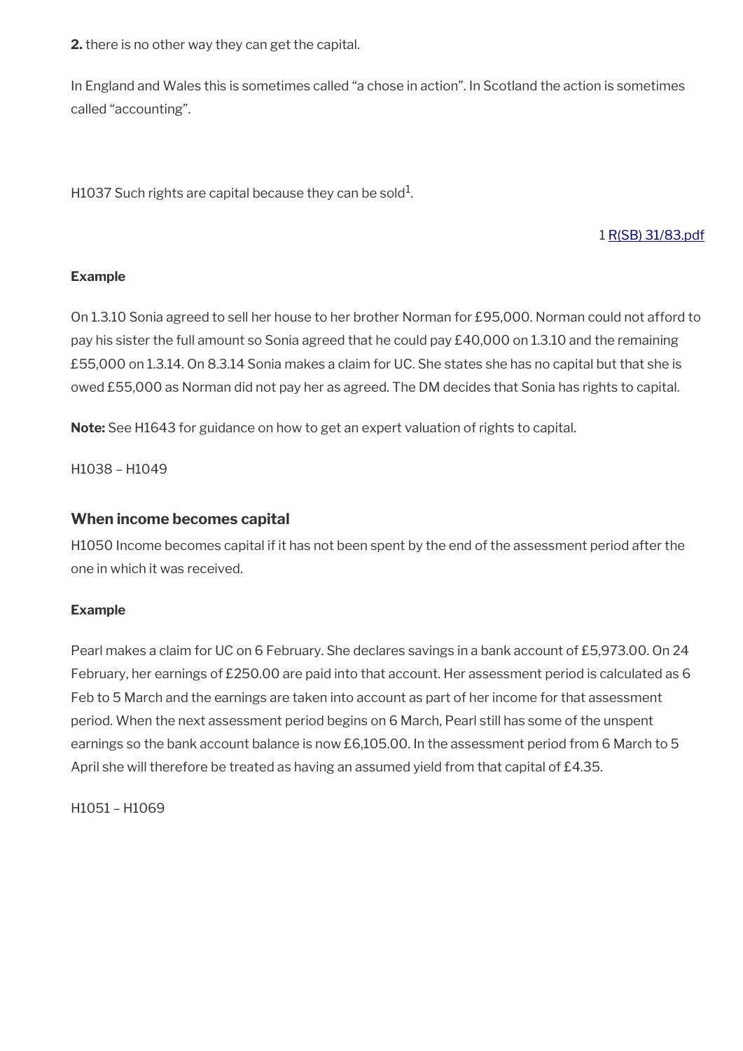**2.** there is no other way they can get the capital.

In England and Wales this is sometimes called "a chose in action". In Scotland the action is sometimes called "accounting".

H1037 Such rights are capital because they can be sold[1].

1 R(SB) 31/83.pdf

**Example**

On 1.3.10 Sonia agreed to sell her house to her brother Norman for £95,000. Norman could not afford to pay his sister the full amount so Sonia agreed that he could pay £40,000 on 1.3.10 and the remaining £55,000 on 1.3.14. On 8.3.14 Sonia makes a claim for UC. She states she has no capital but that she is owed £55,000 as Norman did not pay her as agreed. The DM decides that Sonia has rights to capital.

**Note:** See H1643 for guidance on how to get an expert valuation of rights to capital.

H1038 – H1049

### When income becomes capital

H1050 Income becomes capital if it has not been spent by the end of the assessment period after the one in which it was received.

**Example**

Pearl makes a claim for UC on 6 February. She declares savings in a bank account of £5,973.00. On 24 February, her earnings of £250.00 are paid into that account. Her assessment period is calculated as 6 Feb to 5 March and the earnings are taken into account as part of her income for that assessment period. When the next assessment period begins on 6 March, Pearl still has some of the unspent earnings so the bank account balance is now £6,105.00. In the assessment period from 6 March to 5 April she will therefore be treated as having an assumed yield from that capital of £4.35.

H1051 – H1069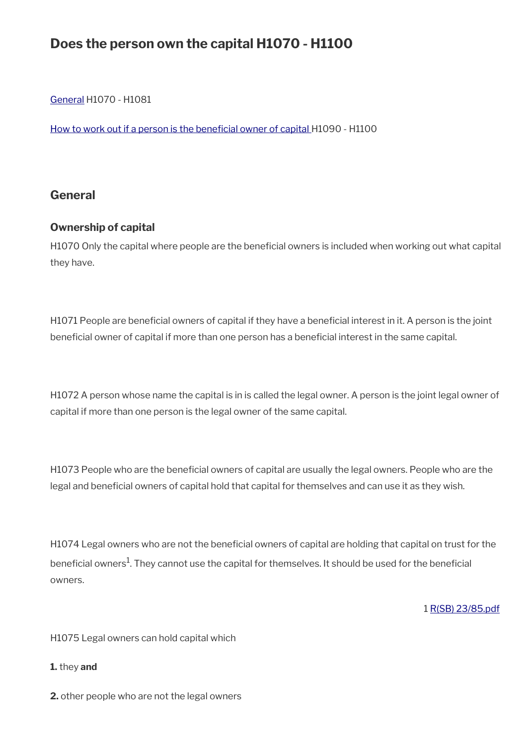## Does the person own the capital H1070 - H1100

[General](#) H1070 - H1081

[How to work out if a person is the beneficial owner of capital](#) H1090 - H1100

### General

#### Ownership of capital

H1070 Only the capital where people are the beneficial owners is included when working out what capital they have.

H1071 People are beneficial owners of capital if they have a beneficial interest in it. A person is the joint beneficial owner of capital if more than one person has a beneficial interest in the same capital.

H1072 A person whose name the capital is in is called the legal owner. A person is the joint legal owner of capital if more than one person is the legal owner of the same capital.

H1073 People who are the beneficial owners of capital are usually the legal owners. People who are the legal and beneficial owners of capital hold that capital for themselves and can use it as they wish.

H1074 Legal owners who are not the beneficial owners of capital are holding that capital on trust for the beneficial owners[1]. They cannot use the capital for themselves. It should be used for the beneficial owners.

1 [R(SB) 23/85.pdf](#)

H1075 Legal owners can hold capital which

**1.** they **and**

**2.** other people who are not the legal owners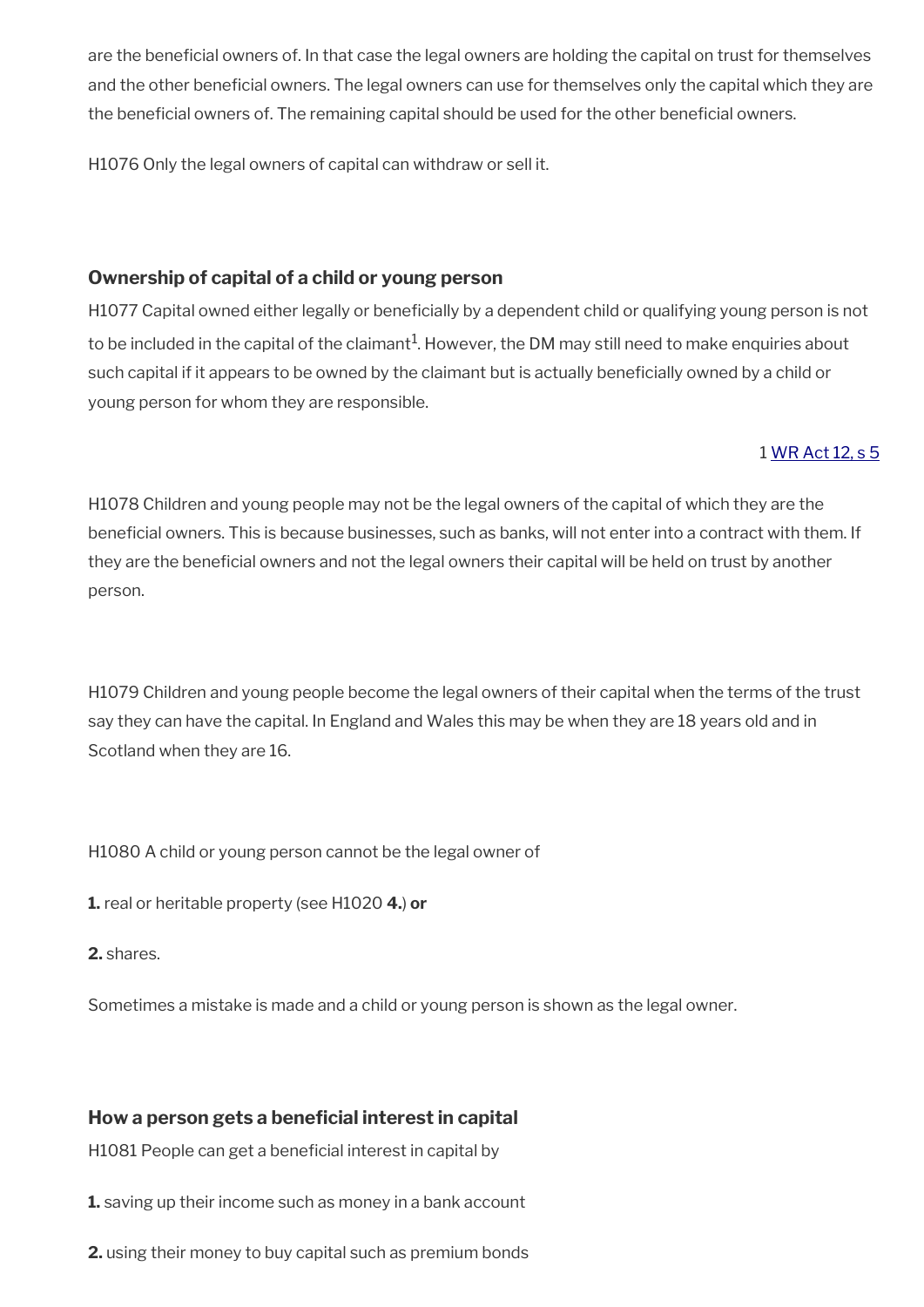are the beneficial owners of. In that case the legal owners are holding the capital on trust for themselves and the other beneficial owners. The legal owners can use for themselves only the capital which they are the beneficial owners of. The remaining capital should be used for the other beneficial owners.

H1076 Only the legal owners of capital can withdraw or sell it.

### Ownership of capital of a child or young person

H1077 Capital owned either legally or beneficially by a dependent child or qualifying young person is not to be included in the capital of the claimant[1]. However, the DM may still need to make enquiries about such capital if it appears to be owned by the claimant but is actually beneficially owned by a child or young person for whom they are responsible.

1 WR Act 12, s 5

H1078 Children and young people may not be the legal owners of the capital of which they are the beneficial owners. This is because businesses, such as banks, will not enter into a contract with them. If they are the beneficial owners and not the legal owners their capital will be held on trust by another person.

H1079 Children and young people become the legal owners of their capital when the terms of the trust say they can have the capital. In England and Wales this may be when they are 18 years old and in Scotland when they are 16.

H1080 A child or young person cannot be the legal owner of

**1.** real or heritable property (see H1020 **4.**) **or**

**2.** shares.

Sometimes a mistake is made and a child or young person is shown as the legal owner.

### How a person gets a beneficial interest in capital

H1081 People can get a beneficial interest in capital by

**1.** saving up their income such as money in a bank account

**2.** using their money to buy capital such as premium bonds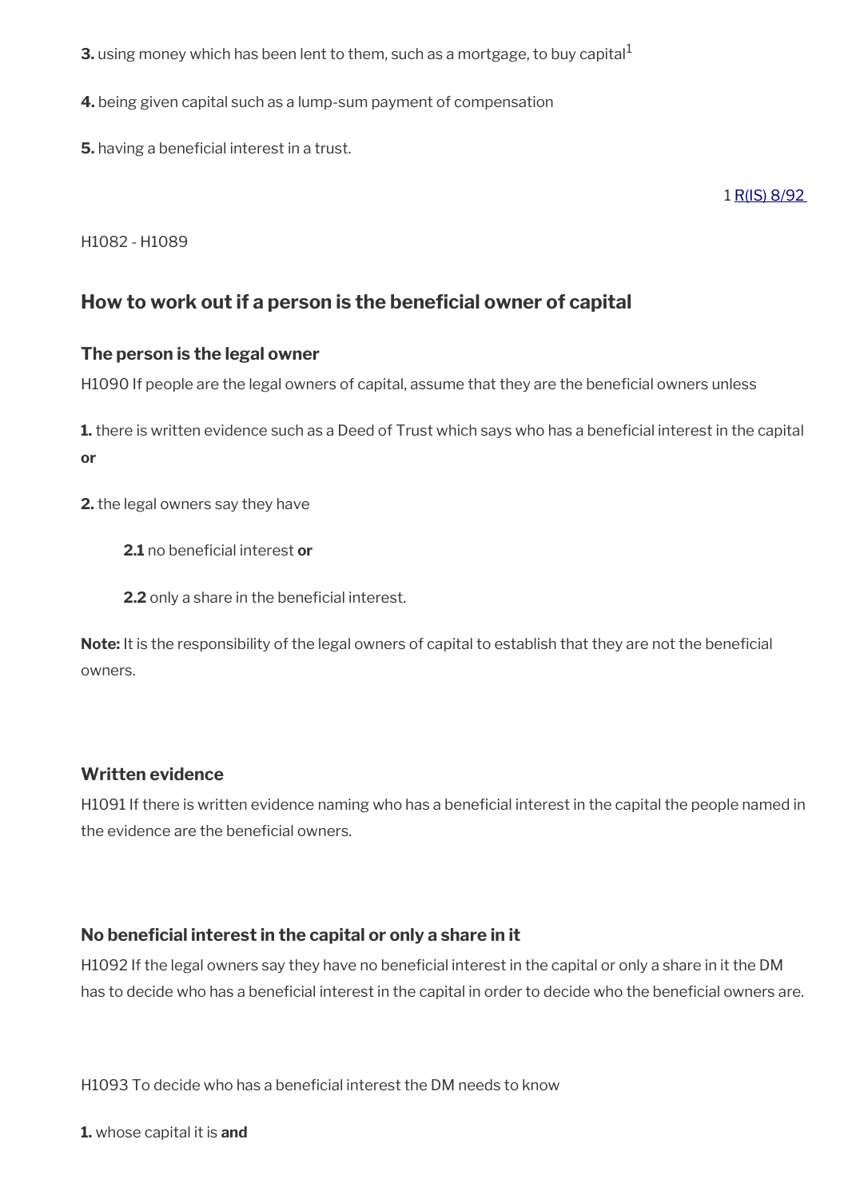**3.** using money which has been lent to them, such as a mortgage, to buy capital[1]

**4.** being given capital such as a lump-sum payment of compensation

**5.** having a beneficial interest in a trust.

1 R(IS) 8/92

H1082 - H1089

## How to work out if a person is the beneficial owner of capital

### The person is the legal owner

H1090 If people are the legal owners of capital, assume that they are the beneficial owners unless

**1.** there is written evidence such as a Deed of Trust which says who has a beneficial interest in the capital **or**

**2.** the legal owners say they have

> **2.1** no beneficial interest **or**
>
> **2.2** only a share in the beneficial interest.

**Note:** It is the responsibility of the legal owners of capital to establish that they are not the beneficial owners.

### Written evidence

H1091 If there is written evidence naming who has a beneficial interest in the capital the people named in the evidence are the beneficial owners.

### No beneficial interest in the capital or only a share in it

H1092 If the legal owners say they have no beneficial interest in the capital or only a share in it the DM has to decide who has a beneficial interest in the capital in order to decide who the beneficial owners are.

H1093 To decide who has a beneficial interest the DM needs to know

**1.** whose capital it is **and**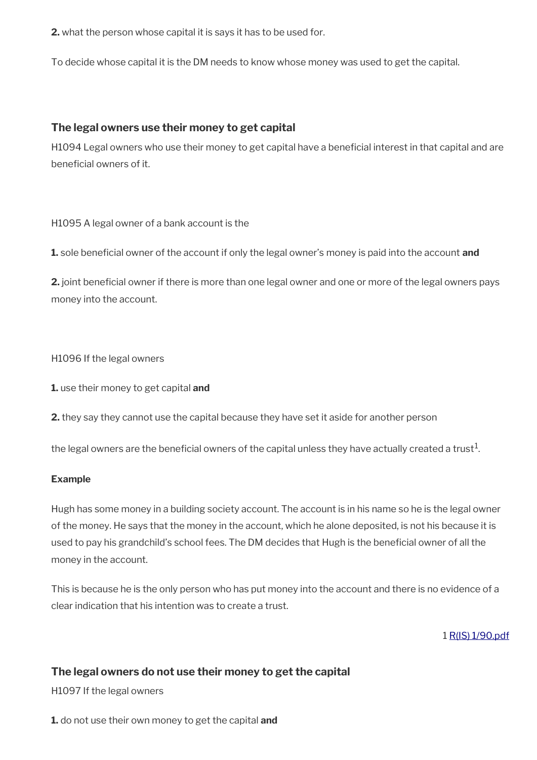**2.** what the person whose capital it is says it has to be used for.

To decide whose capital it is the DM needs to know whose money was used to get the capital.

### The legal owners use their money to get capital

H1094 Legal owners who use their money to get capital have a beneficial interest in that capital and are beneficial owners of it.

H1095 A legal owner of a bank account is the

**1.** sole beneficial owner of the account if only the legal owner's money is paid into the account **and**

**2.** joint beneficial owner if there is more than one legal owner and one or more of the legal owners pays money into the account.

H1096 If the legal owners

**1.** use their money to get capital **and**

**2.** they say they cannot use the capital because they have set it aside for another person

the legal owners are the beneficial owners of the capital unless they have actually created a trust[1].

**Example**

Hugh has some money in a building society account. The account is in his name so he is the legal owner of the money. He says that the money in the account, which he alone deposited, is not his because it is used to pay his grandchild's school fees. The DM decides that Hugh is the beneficial owner of all the money in the account.

This is because he is the only person who has put money into the account and there is no evidence of a clear indication that his intention was to create a trust.

1 [R(IS) 1/90.pdf]

### The legal owners do not use their money to get the capital

H1097 If the legal owners

**1.** do not use their own money to get the capital **and**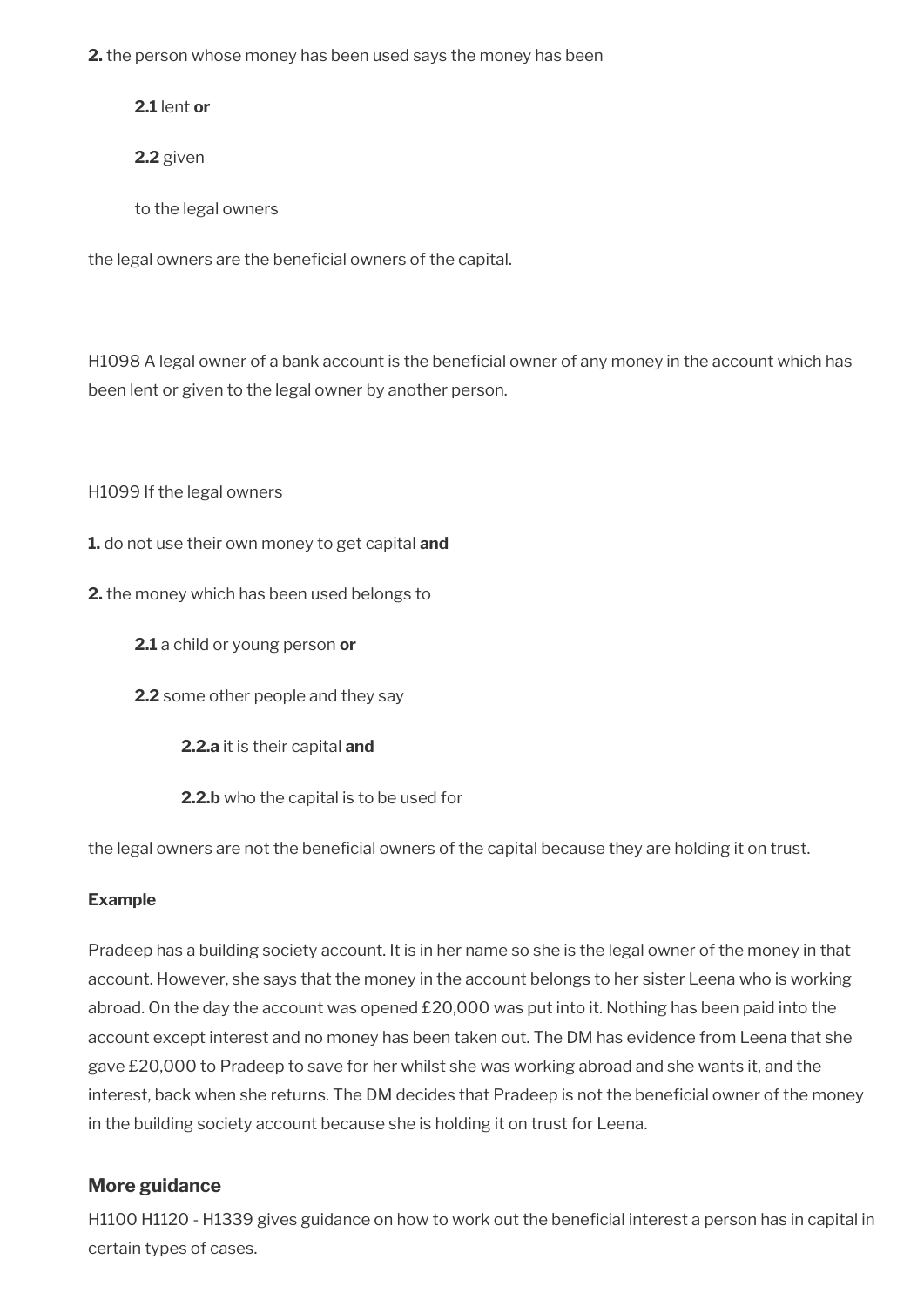**2.** the person whose money has been used says the money has been

> **2.1** lent **or**
>
> **2.2** given
>
> to the legal owners

the legal owners are the beneficial owners of the capital.

H1098 A legal owner of a bank account is the beneficial owner of any money in the account which has been lent or given to the legal owner by another person.

H1099 If the legal owners

**1.** do not use their own money to get capital **and**

**2.** the money which has been used belongs to

> **2.1** a child or young person **or**
>
> **2.2** some other people and they say
>
> > **2.2.a** it is their capital **and**
> >
> > **2.2.b** who the capital is to be used for

the legal owners are not the beneficial owners of the capital because they are holding it on trust.

**Example**

Pradeep has a building society account. It is in her name so she is the legal owner of the money in that account. However, she says that the money in the account belongs to her sister Leena who is working abroad. On the day the account was opened £20,000 was put into it. Nothing has been paid into the account except interest and no money has been taken out. The DM has evidence from Leena that she gave £20,000 to Pradeep to save for her whilst she was working abroad and she wants it, and the interest, back when she returns. The DM decides that Pradeep is not the beneficial owner of the money in the building society account because she is holding it on trust for Leena.

## More guidance

H1100 H1120 - H1339 gives guidance on how to work out the beneficial interest a person has in capital in certain types of cases.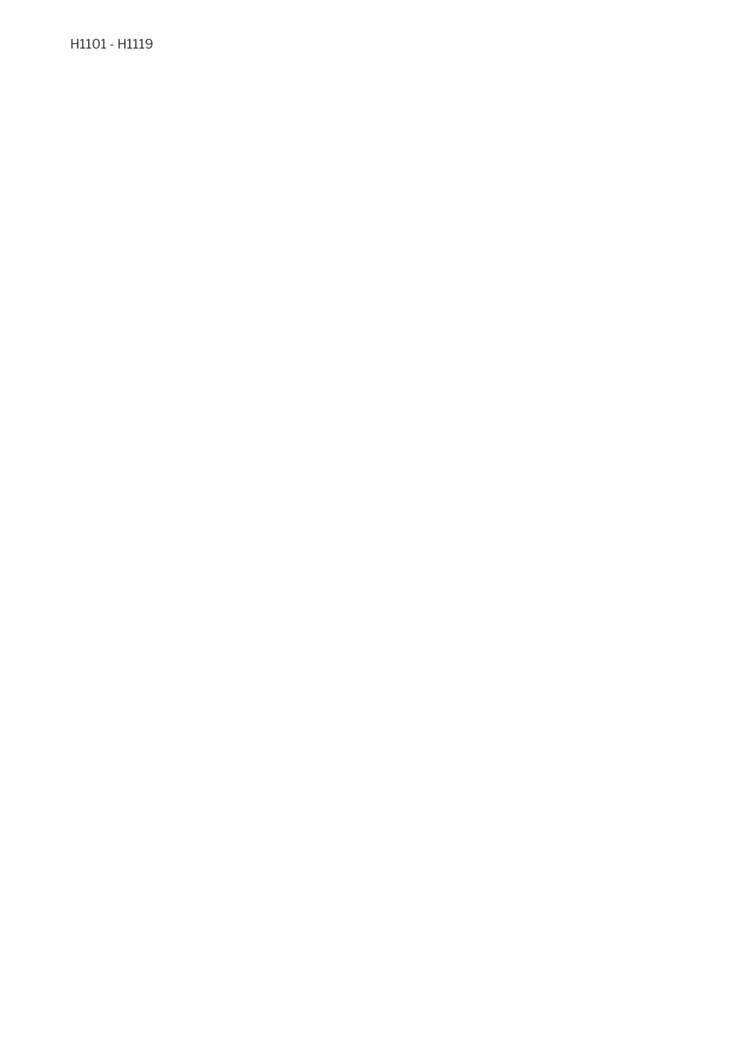H1101 - H1119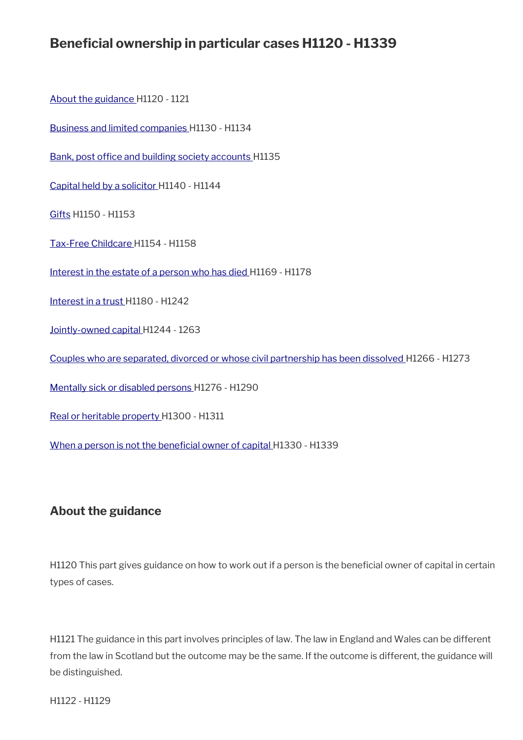## Beneficial ownership in particular cases H1120 - H1339

About the guidance H1120 - 1121

Business and limited companies H1130 - H1134

Bank, post office and building society accounts H1135

Capital held by a solicitor H1140 - H1144

Gifts H1150 - H1153

Tax-Free Childcare H1154 - H1158

Interest in the estate of a person who has died H1169 - H1178

Interest in a trust H1180 - H1242

Jointly-owned capital H1244 - 1263

Couples who are separated, divorced or whose civil partnership has been dissolved H1266 - H1273

Mentally sick or disabled persons H1276 - H1290

Real or heritable property H1300 - H1311

When a person is not the beneficial owner of capital H1330 - H1339

### About the guidance

H1120 This part gives guidance on how to work out if a person is the beneficial owner of capital in certain types of cases.

H1121 The guidance in this part involves principles of law. The law in England and Wales can be different from the law in Scotland but the outcome may be the same. If the outcome is different, the guidance will be distinguished.

H1122 - H1129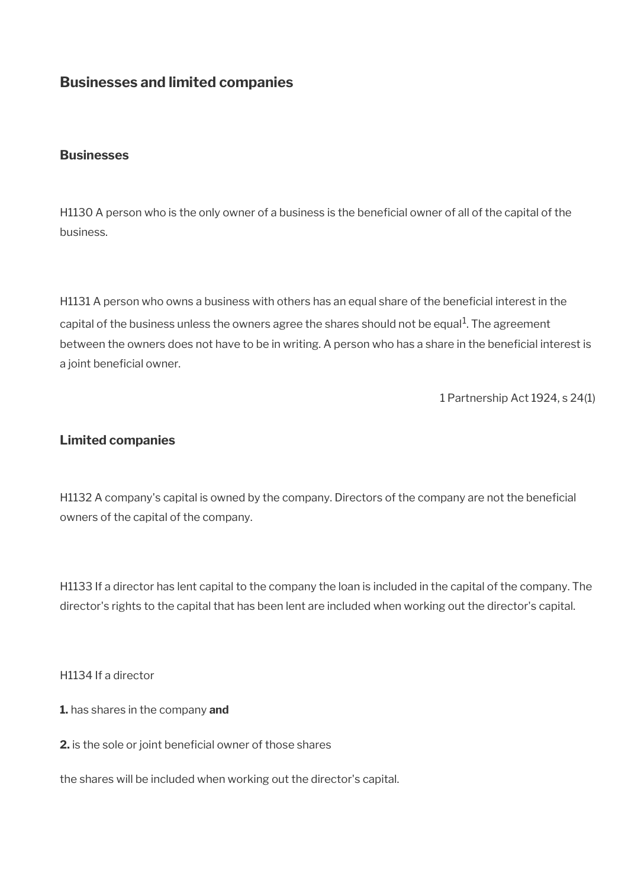## Businesses and limited companies

### Businesses

H1130 A person who is the only owner of a business is the beneficial owner of all of the capital of the business.

H1131 A person who owns a business with others has an equal share of the beneficial interest in the capital of the business unless the owners agree the shares should not be equal[1]. The agreement between the owners does not have to be in writing. A person who has a share in the beneficial interest is a joint beneficial owner.

1 Partnership Act 1924, s 24(1)

### Limited companies

H1132 A company's capital is owned by the company. Directors of the company are not the beneficial owners of the capital of the company.

H1133 If a director has lent capital to the company the loan is included in the capital of the company. The director's rights to the capital that has been lent are included when working out the director's capital.

H1134 If a director

**1.** has shares in the company **and**

**2.** is the sole or joint beneficial owner of those shares

the shares will be included when working out the director's capital.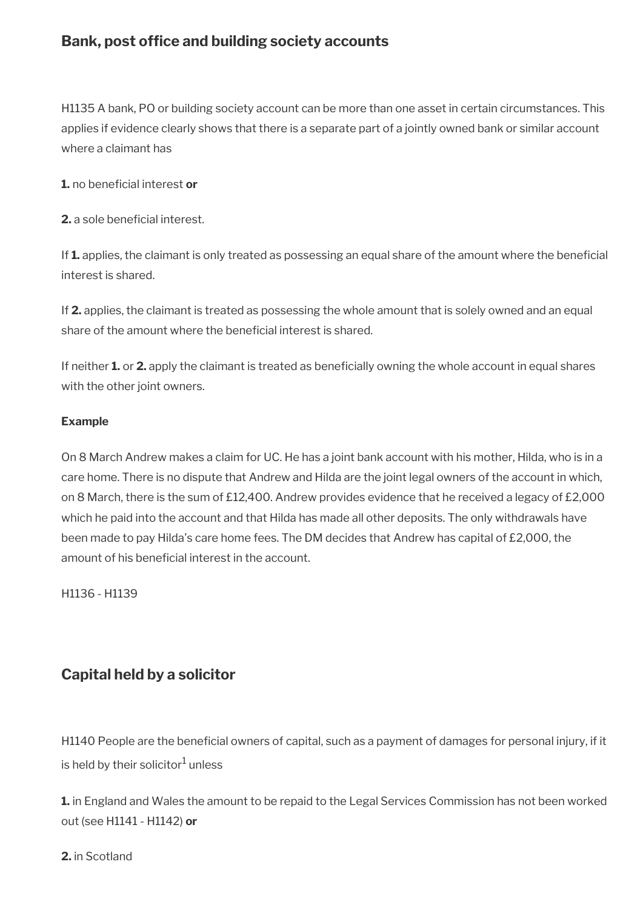## Bank, post office and building society accounts

H1135 A bank, PO or building society account can be more than one asset in certain circumstances. This applies if evidence clearly shows that there is a separate part of a jointly owned bank or similar account where a claimant has

**1.** no beneficial interest **or**

**2.** a sole beneficial interest.

If **1.** applies, the claimant is only treated as possessing an equal share of the amount where the beneficial interest is shared.

If **2.** applies, the claimant is treated as possessing the whole amount that is solely owned and an equal share of the amount where the beneficial interest is shared.

If neither **1.** or **2.** apply the claimant is treated as beneficially owning the whole account in equal shares with the other joint owners.

**Example**

On 8 March Andrew makes a claim for UC. He has a joint bank account with his mother, Hilda, who is in a care home. There is no dispute that Andrew and Hilda are the joint legal owners of the account in which, on 8 March, there is the sum of £12,400. Andrew provides evidence that he received a legacy of £2,000 which he paid into the account and that Hilda has made all other deposits. The only withdrawals have been made to pay Hilda's care home fees. The DM decides that Andrew has capital of £2,000, the amount of his beneficial interest in the account.

H1136 - H1139

## Capital held by a solicitor

H1140 People are the beneficial owners of capital, such as a payment of damages for personal injury, if it is held by their solicitor[1] unless

**1.** in England and Wales the amount to be repaid to the Legal Services Commission has not been worked out (see H1141 - H1142) **or**

**2.** in Scotland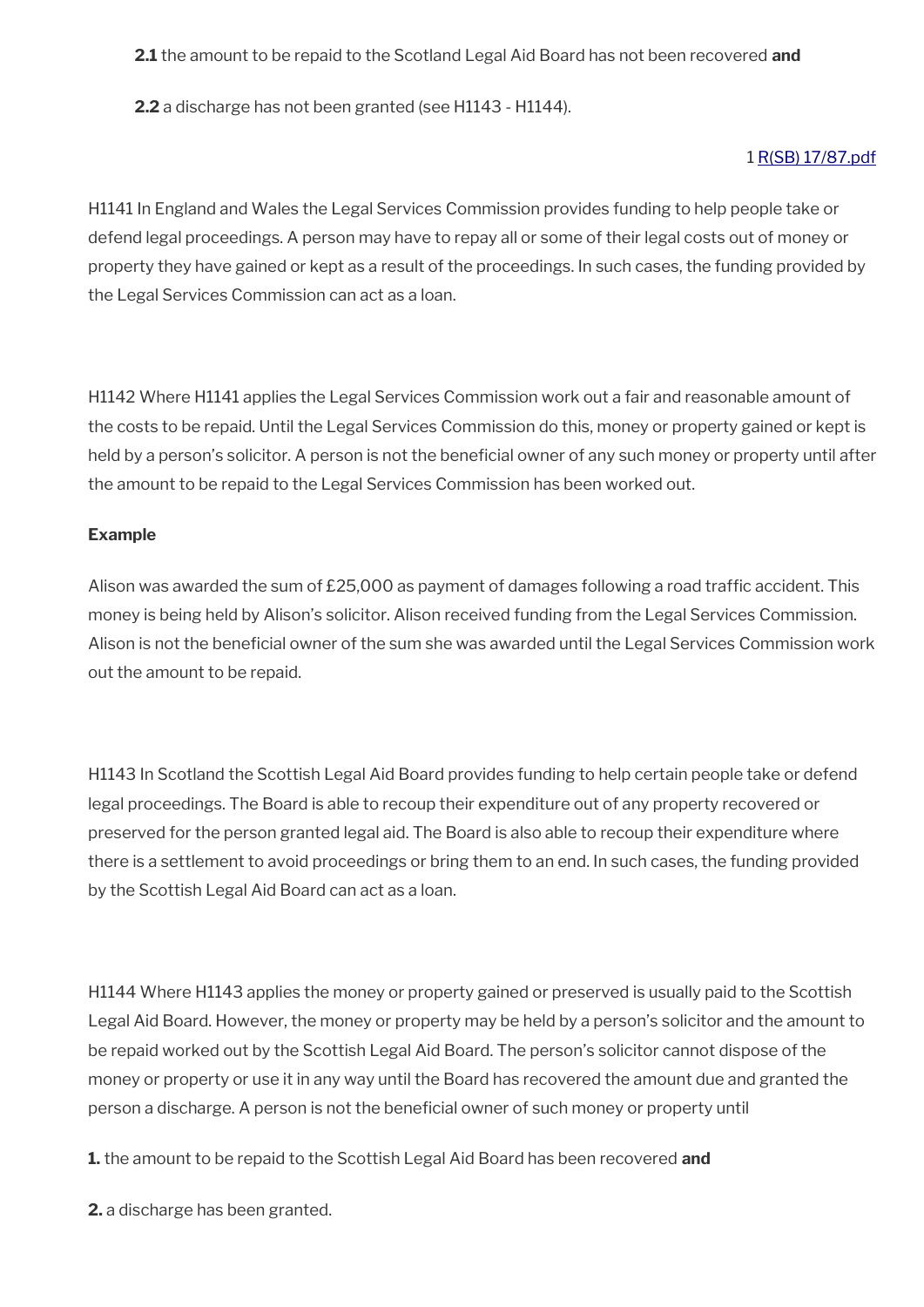**2.1** the amount to be repaid to the Scotland Legal Aid Board has not been recovered **and**

**2.2** a discharge has not been granted (see H1143 - H1144).

1 [R(SB) 17/87.pdf](R(SB) 17/87.pdf)

H1141 In England and Wales the Legal Services Commission provides funding to help people take or defend legal proceedings. A person may have to repay all or some of their legal costs out of money or property they have gained or kept as a result of the proceedings. In such cases, the funding provided by the Legal Services Commission can act as a loan.

H1142 Where H1141 applies the Legal Services Commission work out a fair and reasonable amount of the costs to be repaid. Until the Legal Services Commission do this, money or property gained or kept is held by a person's solicitor. A person is not the beneficial owner of any such money or property until after the amount to be repaid to the Legal Services Commission has been worked out.

**Example**

Alison was awarded the sum of £25,000 as payment of damages following a road traffic accident. This money is being held by Alison's solicitor. Alison received funding from the Legal Services Commission. Alison is not the beneficial owner of the sum she was awarded until the Legal Services Commission work out the amount to be repaid.

H1143 In Scotland the Scottish Legal Aid Board provides funding to help certain people take or defend legal proceedings. The Board is able to recoup their expenditure out of any property recovered or preserved for the person granted legal aid. The Board is also able to recoup their expenditure where there is a settlement to avoid proceedings or bring them to an end. In such cases, the funding provided by the Scottish Legal Aid Board can act as a loan.

H1144 Where H1143 applies the money or property gained or preserved is usually paid to the Scottish Legal Aid Board. However, the money or property may be held by a person's solicitor and the amount to be repaid worked out by the Scottish Legal Aid Board. The person's solicitor cannot dispose of the money or property or use it in any way until the Board has recovered the amount due and granted the person a discharge. A person is not the beneficial owner of such money or property until

**1.** the amount to be repaid to the Scottish Legal Aid Board has been recovered **and**

**2.** a discharge has been granted.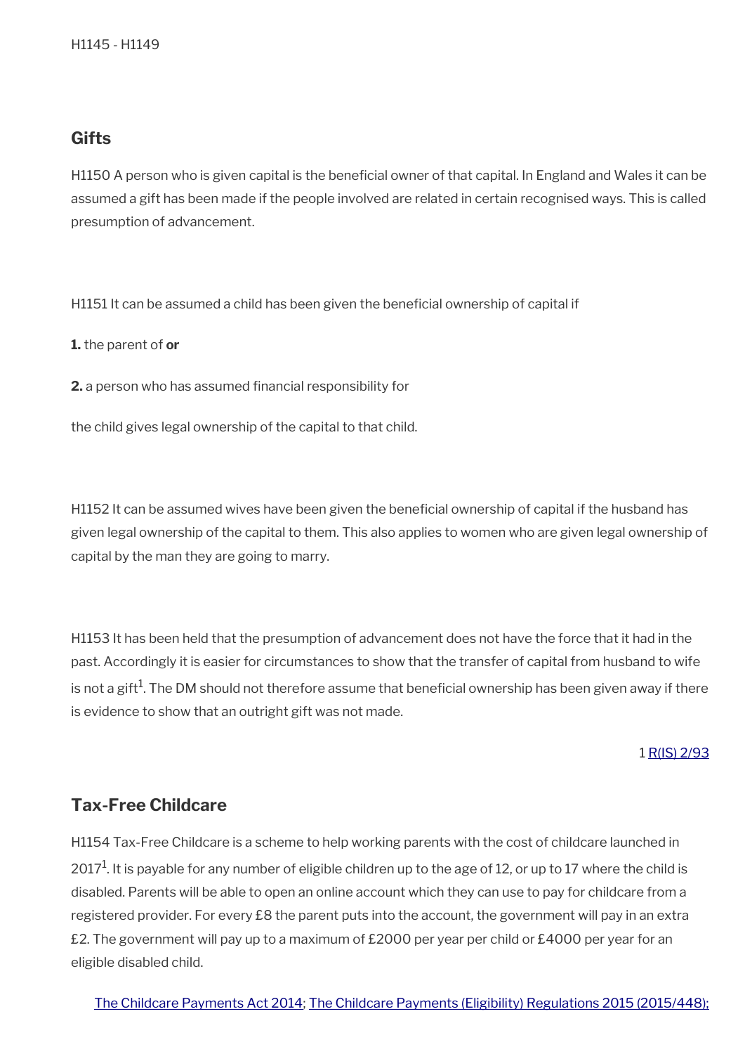H1145 - H1149

## Gifts

H1150 A person who is given capital is the beneficial owner of that capital. In England and Wales it can be assumed a gift has been made if the people involved are related in certain recognised ways. This is called presumption of advancement.

H1151 It can be assumed a child has been given the beneficial ownership of capital if

**1.** the parent of **or**

**2.** a person who has assumed financial responsibility for

the child gives legal ownership of the capital to that child.

H1152 It can be assumed wives have been given the beneficial ownership of capital if the husband has given legal ownership of the capital to them. This also applies to women who are given legal ownership of capital by the man they are going to marry.

H1153 It has been held that the presumption of advancement does not have the force that it had in the past. Accordingly it is easier for circumstances to show that the transfer of capital from husband to wife is not a gift[1]. The DM should not therefore assume that beneficial ownership has been given away if there is evidence to show that an outright gift was not made.

1 R(IS) 2/93

## Tax-Free Childcare

H1154 Tax-Free Childcare is a scheme to help working parents with the cost of childcare launched in 2017[1]. It is payable for any number of eligible children up to the age of 12, or up to 17 where the child is disabled. Parents will be able to open an online account which they can use to pay for childcare from a registered provider. For every £8 the parent puts into the account, the government will pay in an extra £2. The government will pay up to a maximum of £2000 per year per child or £4000 per year for an eligible disabled child.

The Childcare Payments Act 2014; The Childcare Payments (Eligibility) Regulations 2015 (2015/448);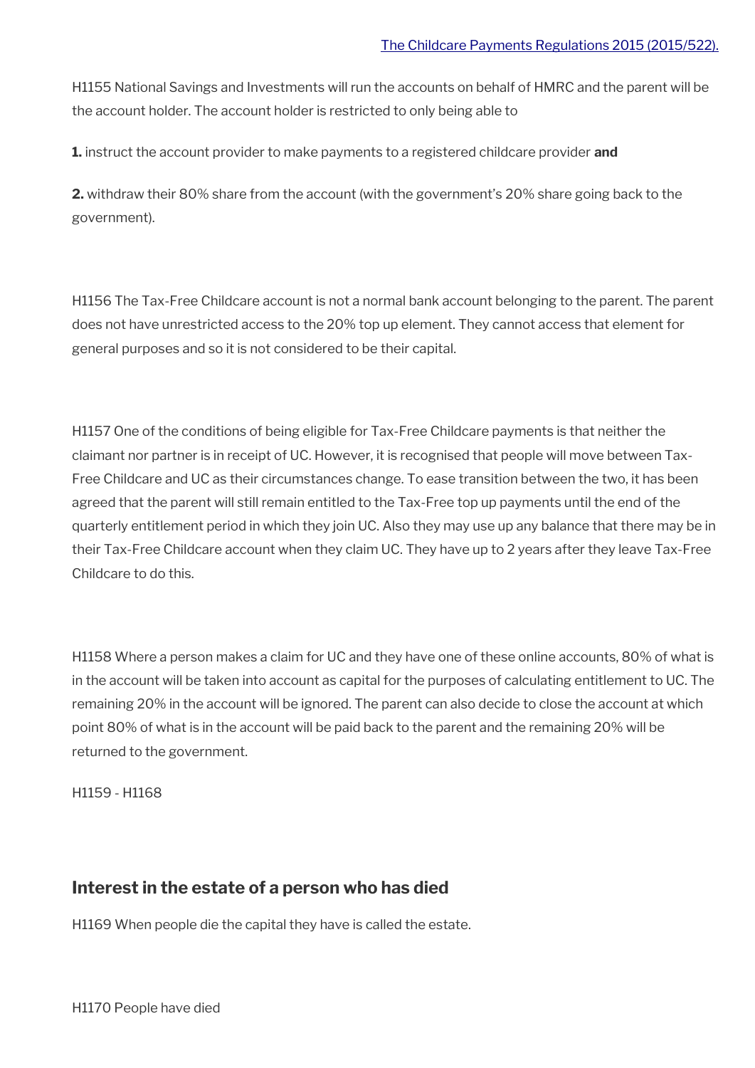[The Childcare Payments Regulations 2015 (2015/522).](#)

H1155 National Savings and Investments will run the accounts on behalf of HMRC and the parent will be the account holder. The account holder is restricted to only being able to

**1.** instruct the account provider to make payments to a registered childcare provider **and**

**2.** withdraw their 80% share from the account (with the government's 20% share going back to the government).

H1156 The Tax-Free Childcare account is not a normal bank account belonging to the parent. The parent does not have unrestricted access to the 20% top up element. They cannot access that element for general purposes and so it is not considered to be their capital.

H1157 One of the conditions of being eligible for Tax-Free Childcare payments is that neither the claimant nor partner is in receipt of UC. However, it is recognised that people will move between Tax-Free Childcare and UC as their circumstances change. To ease transition between the two, it has been agreed that the parent will still remain entitled to the Tax-Free top up payments until the end of the quarterly entitlement period in which they join UC. Also they may use up any balance that there may be in their Tax-Free Childcare account when they claim UC. They have up to 2 years after they leave Tax-Free Childcare to do this.

H1158 Where a person makes a claim for UC and they have one of these online accounts, 80% of what is in the account will be taken into account as capital for the purposes of calculating entitlement to UC. The remaining 20% in the account will be ignored. The parent can also decide to close the account at which point 80% of what is in the account will be paid back to the parent and the remaining 20% will be returned to the government.

H1159 - H1168

## Interest in the estate of a person who has died

H1169 When people die the capital they have is called the estate.

H1170 People have died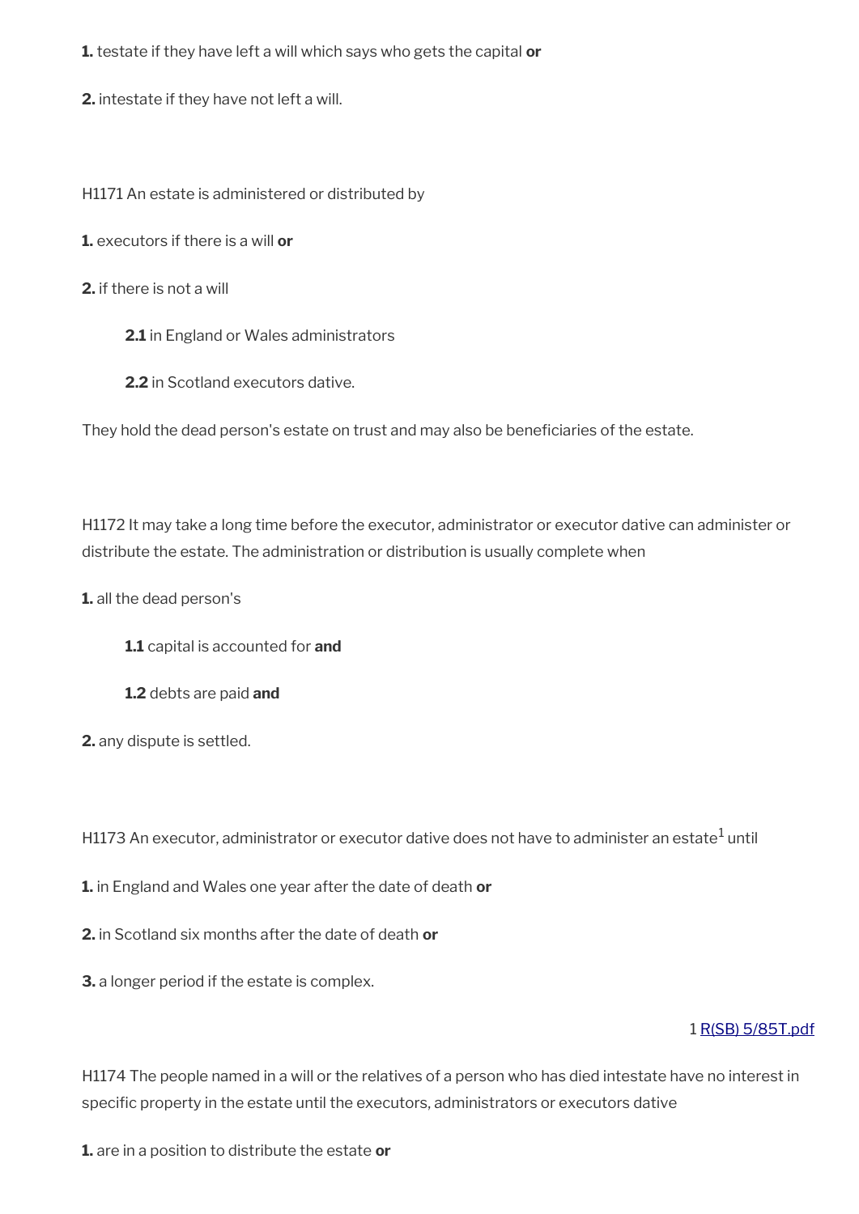**1.** testate if they have left a will which says who gets the capital **or**

**2.** intestate if they have not left a will.

H1171 An estate is administered or distributed by

**1.** executors if there is a will **or**

**2.** if there is not a will

> **2.1** in England or Wales administrators
>
> **2.2** in Scotland executors dative.

They hold the dead person's estate on trust and may also be beneficiaries of the estate.

H1172 It may take a long time before the executor, administrator or executor dative can administer or distribute the estate. The administration or distribution is usually complete when

**1.** all the dead person's

> **1.1** capital is accounted for **and**
>
> **1.2** debts are paid **and**

**2.** any dispute is settled.

H1173 An executor, administrator or executor dative does not have to administer an estate[1] until

**1.** in England and Wales one year after the date of death **or**

**2.** in Scotland six months after the date of death **or**

**3.** a longer period if the estate is complex.

1 [R(SB) 5/85T.pdf](R(SB) 5/85T.pdf)

H1174 The people named in a will or the relatives of a person who has died intestate have no interest in specific property in the estate until the executors, administrators or executors dative

**1.** are in a position to distribute the estate **or**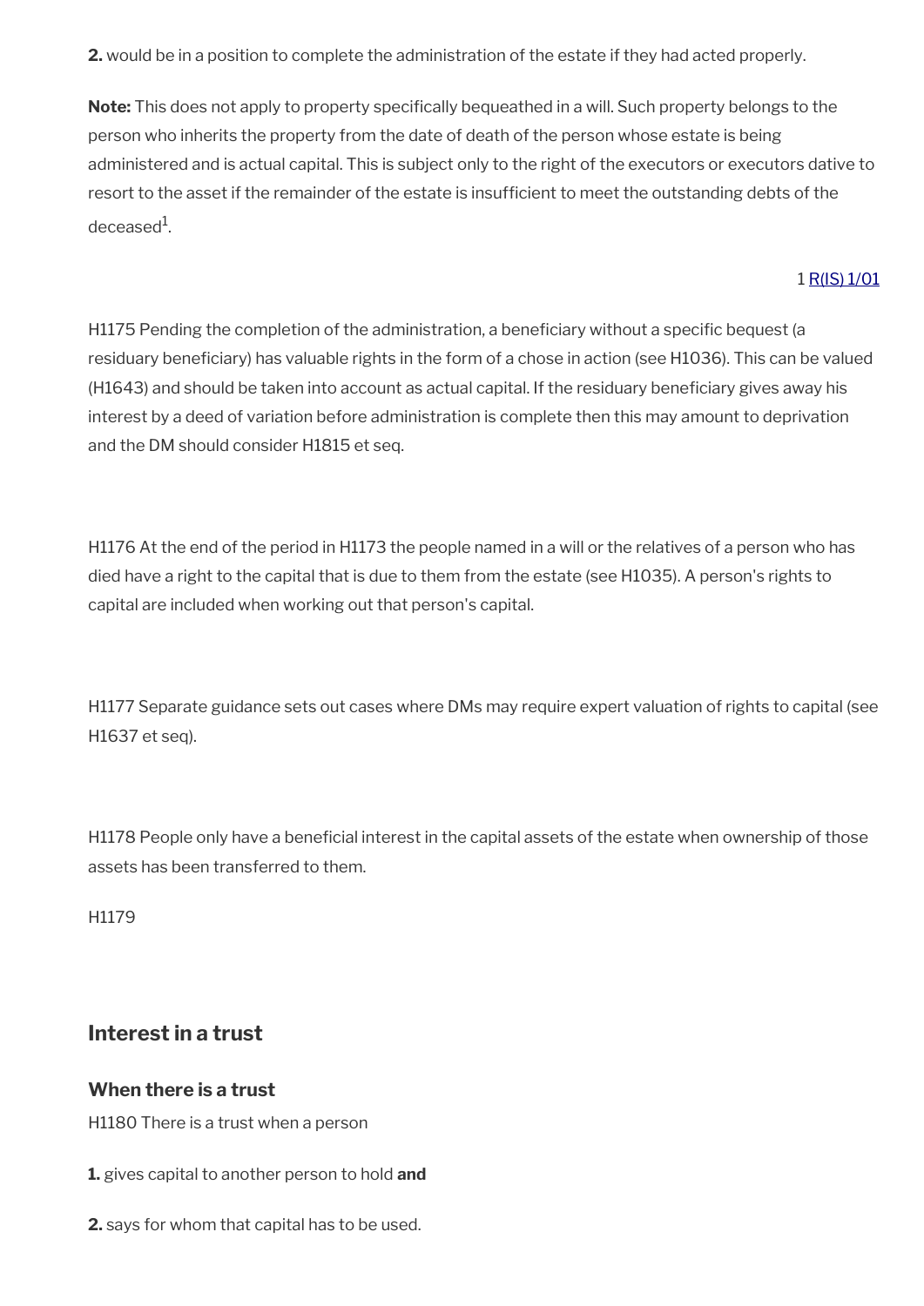**2.** would be in a position to complete the administration of the estate if they had acted properly.

**Note:** This does not apply to property specifically bequeathed in a will. Such property belongs to the person who inherits the property from the date of death of the person whose estate is being administered and is actual capital. This is subject only to the right of the executors or executors dative to resort to the asset if the remainder of the estate is insufficient to meet the outstanding debts of the deceased[1].

1 R(IS) 1/01

H1175 Pending the completion of the administration, a beneficiary without a specific bequest (a residuary beneficiary) has valuable rights in the form of a chose in action (see H1036). This can be valued (H1643) and should be taken into account as actual capital. If the residuary beneficiary gives away his interest by a deed of variation before administration is complete then this may amount to deprivation and the DM should consider H1815 et seq.

H1176 At the end of the period in H1173 the people named in a will or the relatives of a person who has died have a right to the capital that is due to them from the estate (see H1035). A person's rights to capital are included when working out that person's capital.

H1177 Separate guidance sets out cases where DMs may require expert valuation of rights to capital (see H1637 et seq).

H1178 People only have a beneficial interest in the capital assets of the estate when ownership of those assets has been transferred to them.

H1179

## Interest in a trust

### When there is a trust

H1180 There is a trust when a person

**1.** gives capital to another person to hold **and**

**2.** says for whom that capital has to be used.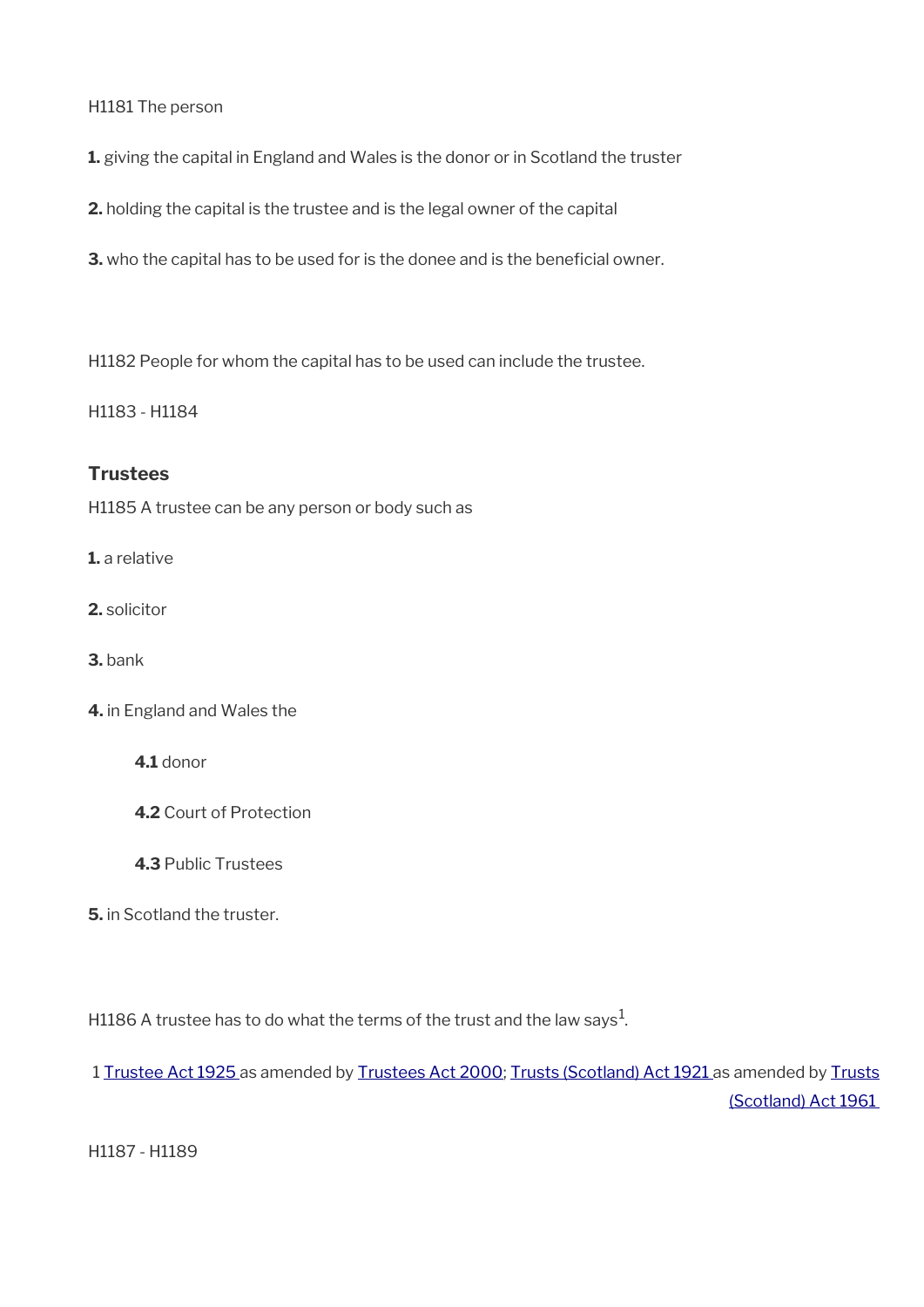H1181 The person

**1.** giving the capital in England and Wales is the donor or in Scotland the truster

**2.** holding the capital is the trustee and is the legal owner of the capital

**3.** who the capital has to be used for is the donee and is the beneficial owner.

H1182 People for whom the capital has to be used can include the trustee.

H1183 - H1184

### Trustees

H1185 A trustee can be any person or body such as

**1.** a relative

**2.** solicitor

**3.** bank

**4.** in England and Wales the

> **4.1** donor
>
> **4.2** Court of Protection
>
> **4.3** Public Trustees

**5.** in Scotland the truster.

H1186 A trustee has to do what the terms of the trust and the law says[1].

1 Trustee Act 1925 as amended by Trustees Act 2000; Trusts (Scotland) Act 1921 as amended by Trusts (Scotland) Act 1961

H1187 - H1189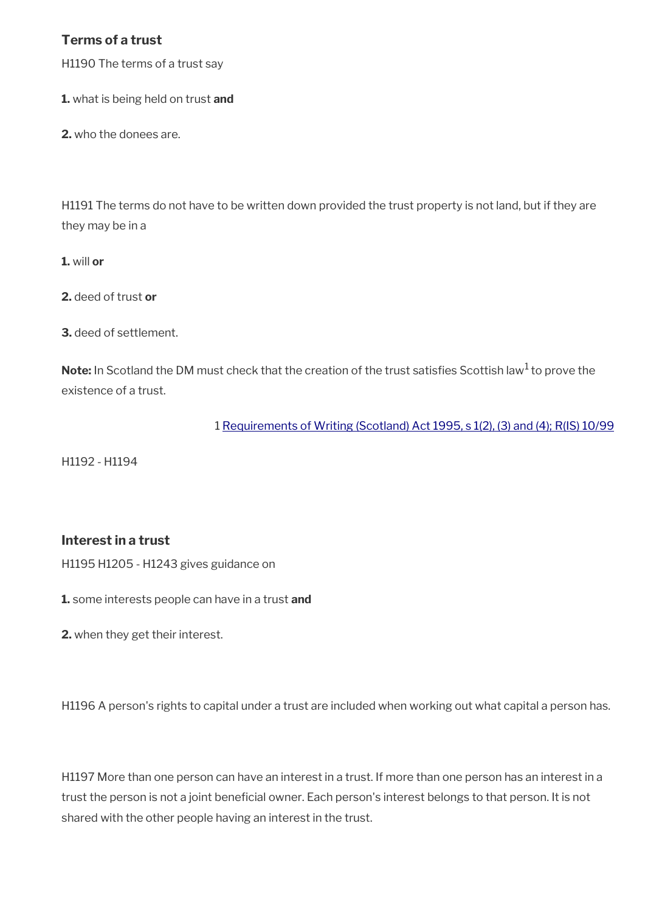### Terms of a trust

H1190 The terms of a trust say

**1.** what is being held on trust **and**

**2.** who the donees are.

H1191 The terms do not have to be written down provided the trust property is not land, but if they are they may be in a

**1.** will **or**

**2.** deed of trust **or**

**3.** deed of settlement.

**Note:** In Scotland the DM must check that the creation of the trust satisfies Scottish law[1] to prove the existence of a trust.

1 [Requirements of Writing (Scotland) Act 1995, s 1(2), (3) and (4); R(IS) 10/99]

H1192 - H1194

### Interest in a trust

H1195 H1205 - H1243 gives guidance on

**1.** some interests people can have in a trust **and**

**2.** when they get their interest.

H1196 A person's rights to capital under a trust are included when working out what capital a person has.

H1197 More than one person can have an interest in a trust. If more than one person has an interest in a trust the person is not a joint beneficial owner. Each person's interest belongs to that person. It is not shared with the other people having an interest in the trust.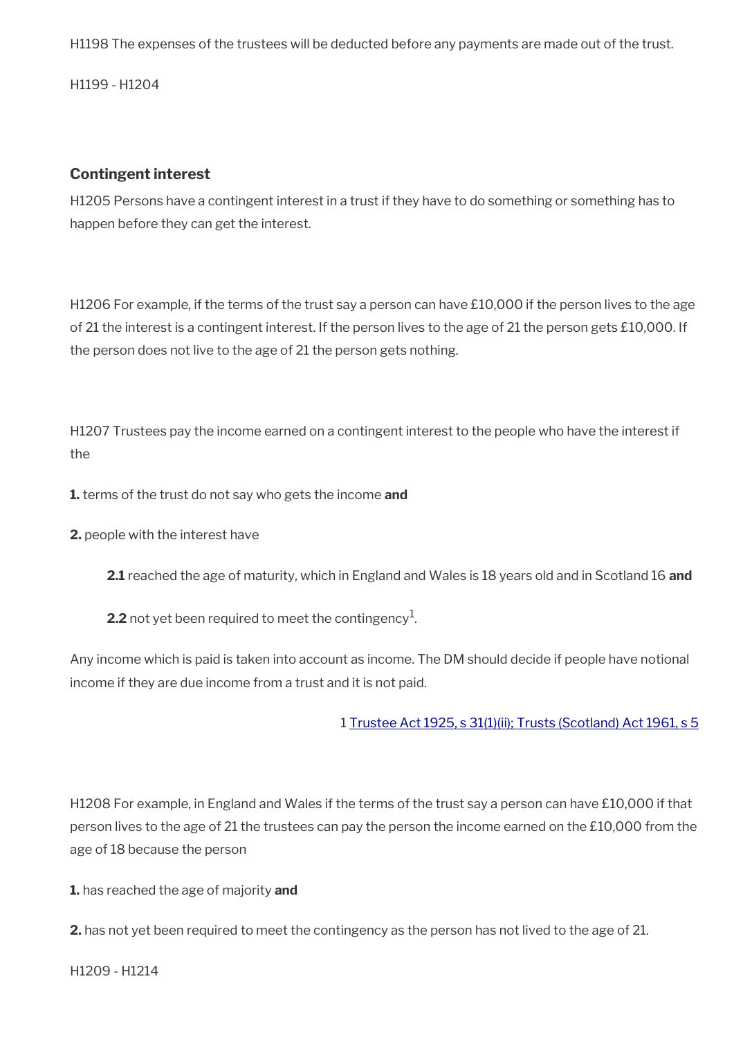H1198 The expenses of the trustees will be deducted before any payments are made out of the trust.

H1199 - H1204

### Contingent interest

H1205 Persons have a contingent interest in a trust if they have to do something or something has to happen before they can get the interest.

H1206 For example, if the terms of the trust say a person can have £10,000 if the person lives to the age of 21 the interest is a contingent interest. If the person lives to the age of 21 the person gets £10,000. If the person does not live to the age of 21 the person gets nothing.

H1207 Trustees pay the income earned on a contingent interest to the people who have the interest if the

**1.** terms of the trust do not say who gets the income **and**

**2.** people with the interest have

> **2.1** reached the age of maturity, which in England and Wales is 18 years old and in Scotland 16 **and**
>
> **2.2** not yet been required to meet the contingency[1].

Any income which is paid is taken into account as income. The DM should decide if people have notional income if they are due income from a trust and it is not paid.

1 Trustee Act 1925, s 31(1)(ii); Trusts (Scotland) Act 1961, s 5

H1208 For example, in England and Wales if the terms of the trust say a person can have £10,000 if that person lives to the age of 21 the trustees can pay the person the income earned on the £10,000 from the age of 18 because the person

**1.** has reached the age of majority **and**

**2.** has not yet been required to meet the contingency as the person has not lived to the age of 21.

H1209 - H1214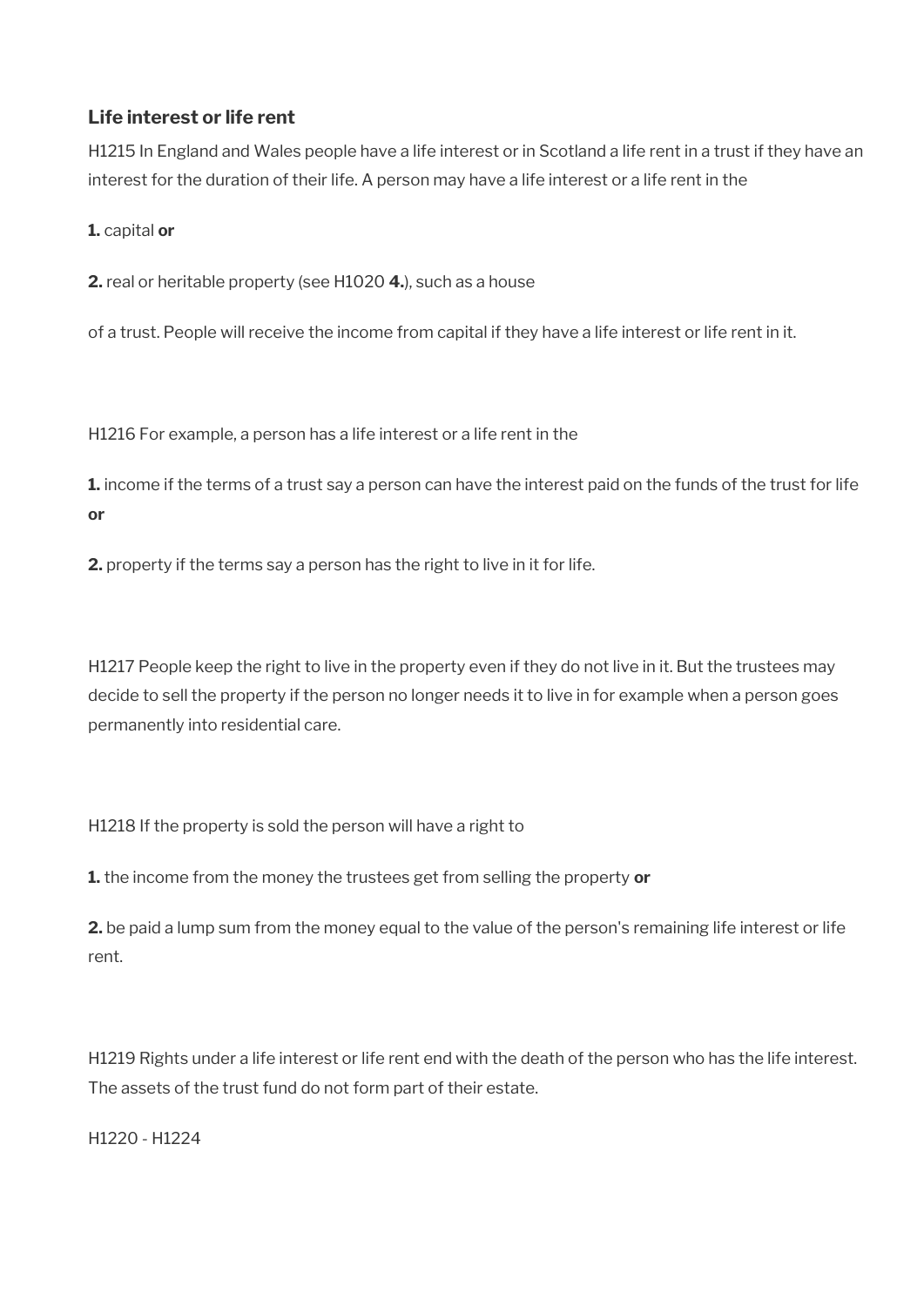### Life interest or life rent

H1215 In England and Wales people have a life interest or in Scotland a life rent in a trust if they have an interest for the duration of their life. A person may have a life interest or a life rent in the

**1.** capital **or**

**2.** real or heritable property (see H1020 **4.**), such as a house

of a trust. People will receive the income from capital if they have a life interest or life rent in it.

H1216 For example, a person has a life interest or a life rent in the

**1.** income if the terms of a trust say a person can have the interest paid on the funds of the trust for life **or**

**2.** property if the terms say a person has the right to live in it for life.

H1217 People keep the right to live in the property even if they do not live in it. But the trustees may decide to sell the property if the person no longer needs it to live in for example when a person goes permanently into residential care.

H1218 If the property is sold the person will have a right to

**1.** the income from the money the trustees get from selling the property **or**

**2.** be paid a lump sum from the money equal to the value of the person's remaining life interest or life rent.

H1219 Rights under a life interest or life rent end with the death of the person who has the life interest. The assets of the trust fund do not form part of their estate.

H1220 - H1224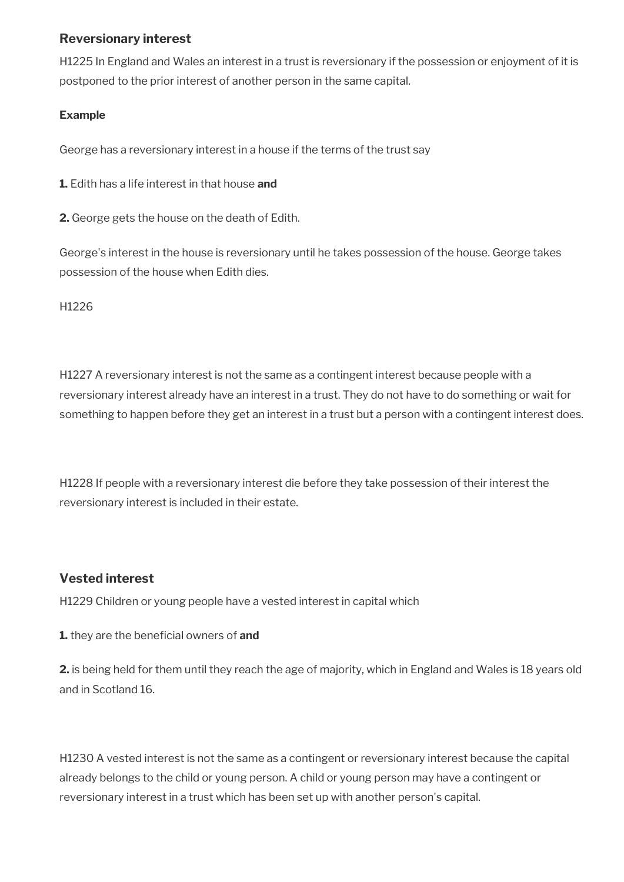### Reversionary interest

H1225 In England and Wales an interest in a trust is reversionary if the possession or enjoyment of it is postponed to the prior interest of another person in the same capital.

**Example**

George has a reversionary interest in a house if the terms of the trust say

**1.** Edith has a life interest in that house **and**

**2.** George gets the house on the death of Edith.

George's interest in the house is reversionary until he takes possession of the house. George takes possession of the house when Edith dies.

H1226

H1227 A reversionary interest is not the same as a contingent interest because people with a reversionary interest already have an interest in a trust. They do not have to do something or wait for something to happen before they get an interest in a trust but a person with a contingent interest does.

H1228 If people with a reversionary interest die before they take possession of their interest the reversionary interest is included in their estate.

### Vested interest

H1229 Children or young people have a vested interest in capital which

**1.** they are the beneficial owners of **and**

**2.** is being held for them until they reach the age of majority, which in England and Wales is 18 years old and in Scotland 16.

H1230 A vested interest is not the same as a contingent or reversionary interest because the capital already belongs to the child or young person. A child or young person may have a contingent or reversionary interest in a trust which has been set up with another person's capital.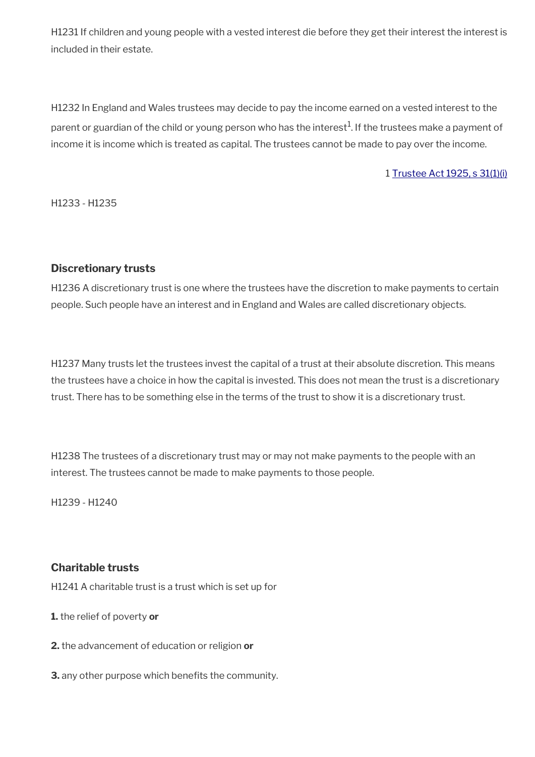H1231 If children and young people with a vested interest die before they get their interest the interest is included in their estate.

H1232 In England and Wales trustees may decide to pay the income earned on a vested interest to the parent or guardian of the child or young person who has the interest[1]. If the trustees make a payment of income it is income which is treated as capital. The trustees cannot be made to pay over the income.

1 [Trustee Act 1925, s 31(1)(i)]

H1233 - H1235

### Discretionary trusts

H1236 A discretionary trust is one where the trustees have the discretion to make payments to certain people. Such people have an interest and in England and Wales are called discretionary objects.

H1237 Many trusts let the trustees invest the capital of a trust at their absolute discretion. This means the trustees have a choice in how the capital is invested. This does not mean the trust is a discretionary trust. There has to be something else in the terms of the trust to show it is a discretionary trust.

H1238 The trustees of a discretionary trust may or may not make payments to the people with an interest. The trustees cannot be made to make payments to those people.

H1239 - H1240

### Charitable trusts

H1241 A charitable trust is a trust which is set up for

**1.** the relief of poverty **or**

**2.** the advancement of education or religion **or**

**3.** any other purpose which benefits the community.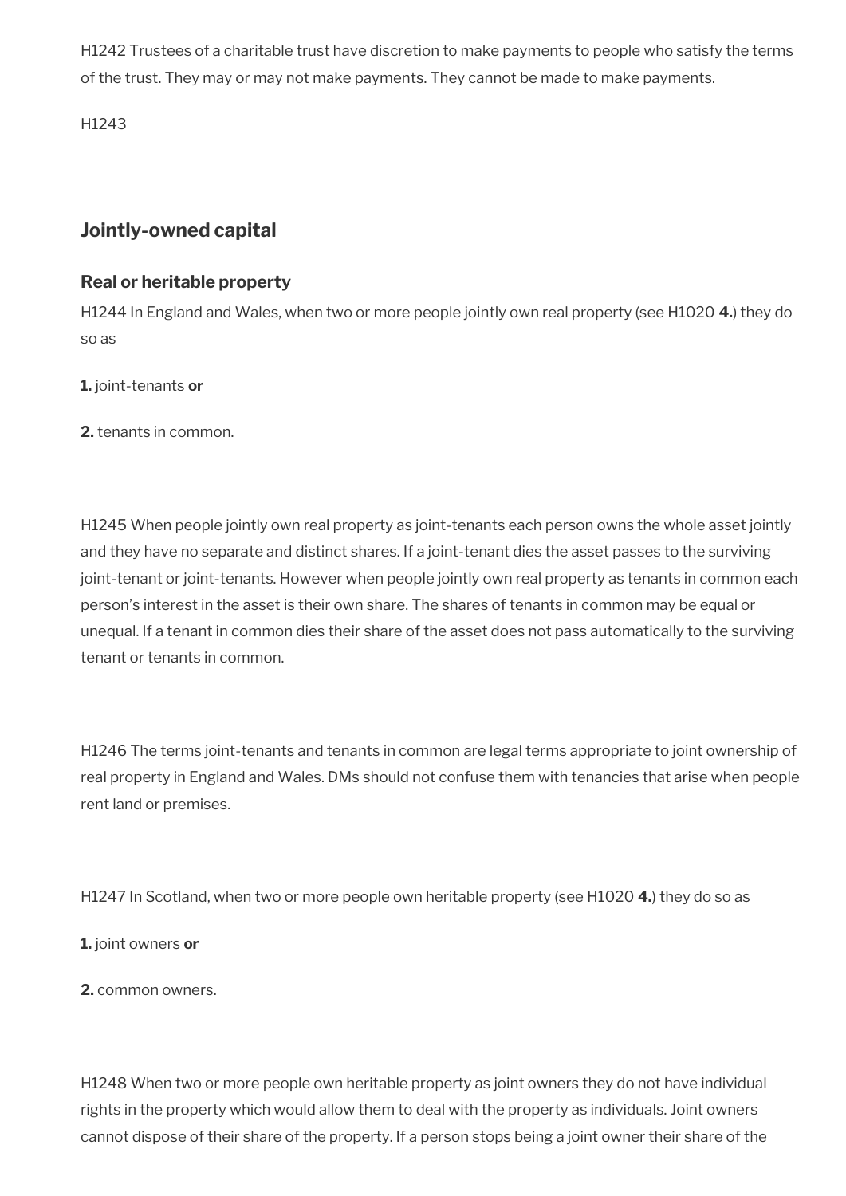H1242 Trustees of a charitable trust have discretion to make payments to people who satisfy the terms of the trust. They may or may not make payments. They cannot be made to make payments.

H1243

## Jointly-owned capital

### Real or heritable property

H1244 In England and Wales, when two or more people jointly own real property (see H1020 **4.**) they do so as

**1.** joint-tenants **or**

**2.** tenants in common.

H1245 When people jointly own real property as joint-tenants each person owns the whole asset jointly and they have no separate and distinct shares. If a joint-tenant dies the asset passes to the surviving joint-tenant or joint-tenants. However when people jointly own real property as tenants in common each person's interest in the asset is their own share. The shares of tenants in common may be equal or unequal. If a tenant in common dies their share of the asset does not pass automatically to the surviving tenant or tenants in common.

H1246 The terms joint-tenants and tenants in common are legal terms appropriate to joint ownership of real property in England and Wales. DMs should not confuse them with tenancies that arise when people rent land or premises.

H1247 In Scotland, when two or more people own heritable property (see H1020 **4.**) they do so as

**1.** joint owners **or**

**2.** common owners.

H1248 When two or more people own heritable property as joint owners they do not have individual rights in the property which would allow them to deal with the property as individuals. Joint owners cannot dispose of their share of the property. If a person stops being a joint owner their share of the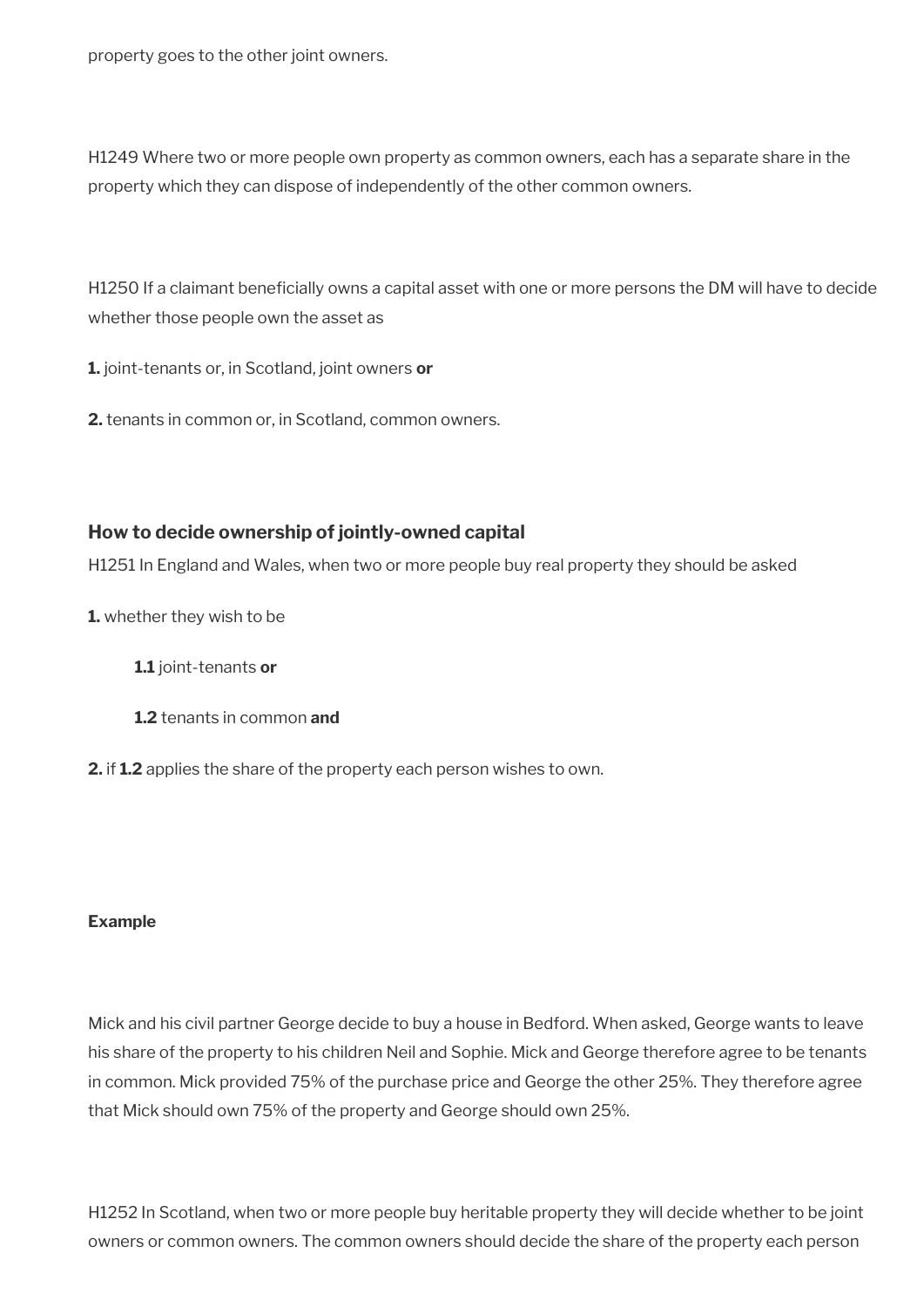property goes to the other joint owners.

H1249 Where two or more people own property as common owners, each has a separate share in the property which they can dispose of independently of the other common owners.

H1250 If a claimant beneficially owns a capital asset with one or more persons the DM will have to decide whether those people own the asset as

**1.** joint-tenants or, in Scotland, joint owners **or**

**2.** tenants in common or, in Scotland, common owners.

### How to decide ownership of jointly-owned capital

H1251 In England and Wales, when two or more people buy real property they should be asked

**1.** whether they wish to be

> **1.1** joint-tenants **or**
>
> **1.2** tenants in common **and**

**2.** if **1.2** applies the share of the property each person wishes to own.

**Example**

Mick and his civil partner George decide to buy a house in Bedford. When asked, George wants to leave his share of the property to his children Neil and Sophie. Mick and George therefore agree to be tenants in common. Mick provided 75% of the purchase price and George the other 25%. They therefore agree that Mick should own 75% of the property and George should own 25%.

H1252 In Scotland, when two or more people buy heritable property they will decide whether to be joint owners or common owners. The common owners should decide the share of the property each person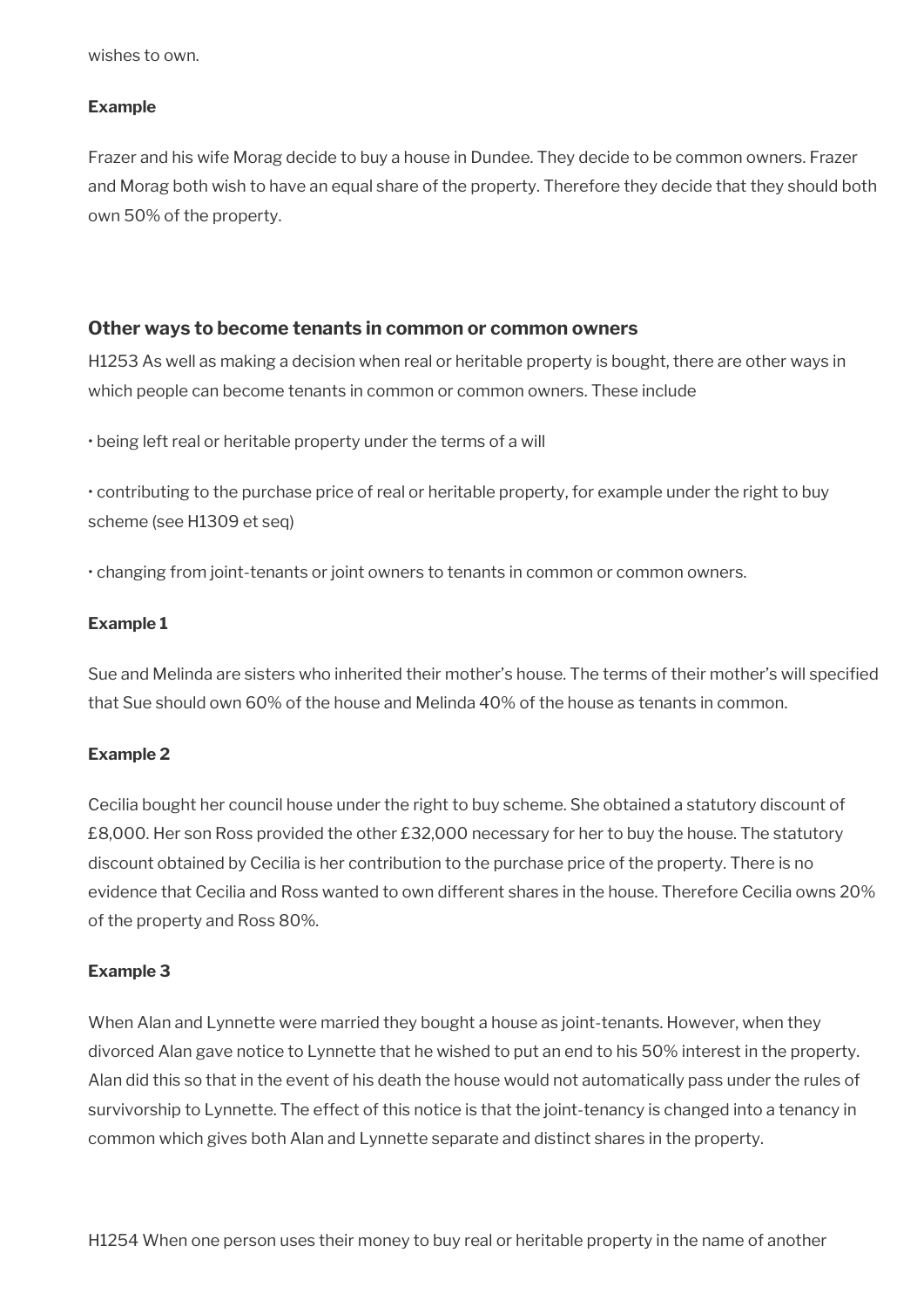wishes to own.

**Example**

Frazer and his wife Morag decide to buy a house in Dundee. They decide to be common owners. Frazer and Morag both wish to have an equal share of the property. Therefore they decide that they should both own 50% of the property.

### Other ways to become tenants in common or common owners

H1253 As well as making a decision when real or heritable property is bought, there are other ways in which people can become tenants in common or common owners. These include

• being left real or heritable property under the terms of a will

• contributing to the purchase price of real or heritable property, for example under the right to buy scheme (see H1309 et seq)

• changing from joint-tenants or joint owners to tenants in common or common owners.

**Example 1**

Sue and Melinda are sisters who inherited their mother's house. The terms of their mother's will specified that Sue should own 60% of the house and Melinda 40% of the house as tenants in common.

**Example 2**

Cecilia bought her council house under the right to buy scheme. She obtained a statutory discount of £8,000. Her son Ross provided the other £32,000 necessary for her to buy the house. The statutory discount obtained by Cecilia is her contribution to the purchase price of the property. There is no evidence that Cecilia and Ross wanted to own different shares in the house. Therefore Cecilia owns 20% of the property and Ross 80%.

**Example 3**

When Alan and Lynnette were married they bought a house as joint-tenants. However, when they divorced Alan gave notice to Lynnette that he wished to put an end to his 50% interest in the property. Alan did this so that in the event of his death the house would not automatically pass under the rules of survivorship to Lynnette. The effect of this notice is that the joint-tenancy is changed into a tenancy in common which gives both Alan and Lynnette separate and distinct shares in the property.

H1254 When one person uses their money to buy real or heritable property in the name of another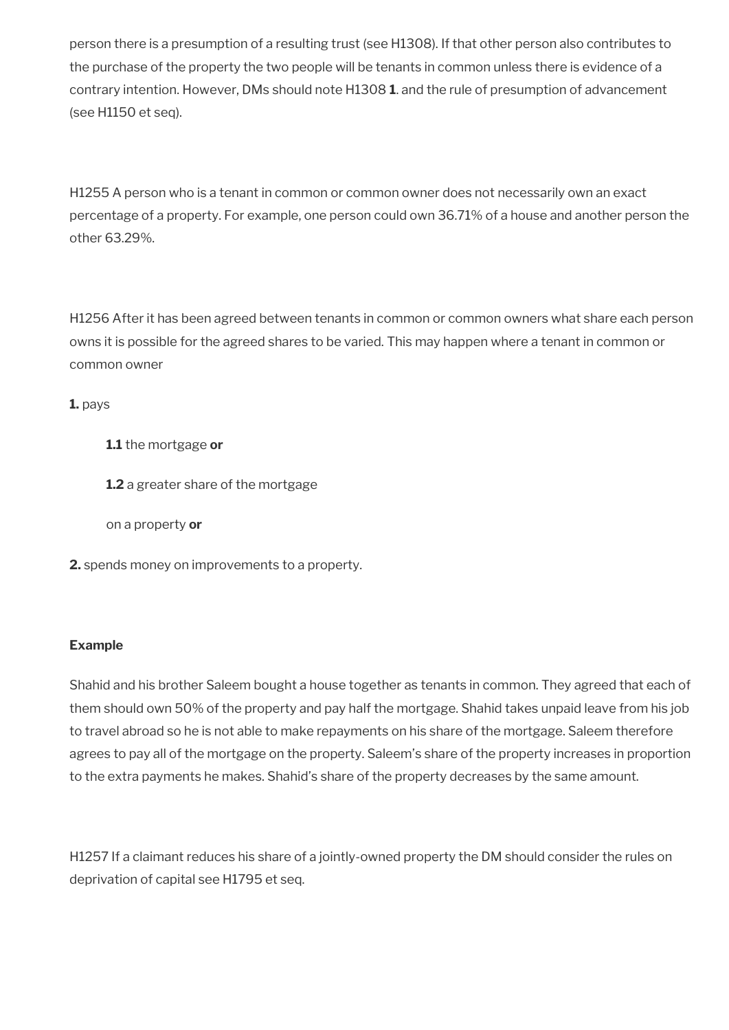person there is a presumption of a resulting trust (see H1308). If that other person also contributes to the purchase of the property the two people will be tenants in common unless there is evidence of a contrary intention. However, DMs should note H1308 **1**. and the rule of presumption of advancement (see H1150 et seq).

H1255 A person who is a tenant in common or common owner does not necessarily own an exact percentage of a property. For example, one person could own 36.71% of a house and another person the other 63.29%.

H1256 After it has been agreed between tenants in common or common owners what share each person owns it is possible for the agreed shares to be varied. This may happen where a tenant in common or common owner

**1.** pays

> **1.1** the mortgage **or**
>
> **1.2** a greater share of the mortgage
>
> on a property **or**

**2.** spends money on improvements to a property.

**Example**

Shahid and his brother Saleem bought a house together as tenants in common. They agreed that each of them should own 50% of the property and pay half the mortgage. Shahid takes unpaid leave from his job to travel abroad so he is not able to make repayments on his share of the mortgage. Saleem therefore agrees to pay all of the mortgage on the property. Saleem's share of the property increases in proportion to the extra payments he makes. Shahid's share of the property decreases by the same amount.

H1257 If a claimant reduces his share of a jointly-owned property the DM should consider the rules on deprivation of capital see H1795 et seq.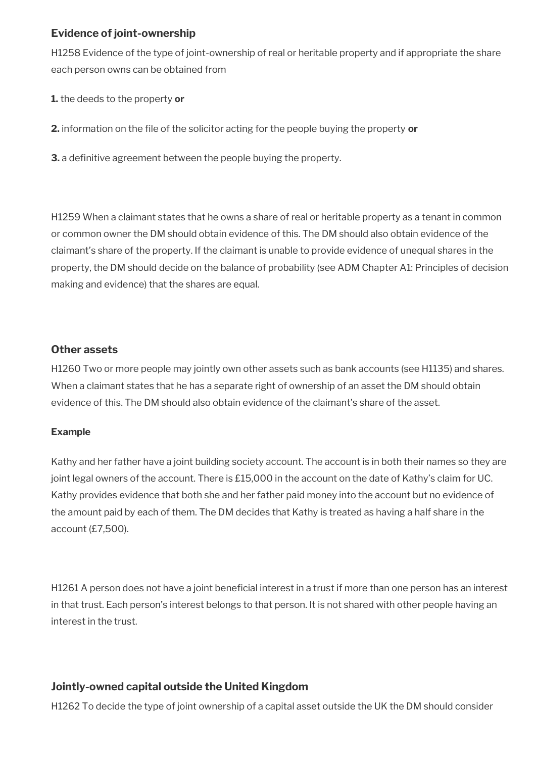### Evidence of joint-ownership

H1258 Evidence of the type of joint-ownership of real or heritable property and if appropriate the share each person owns can be obtained from

**1.** the deeds to the property **or**

**2.** information on the file of the solicitor acting for the people buying the property **or**

**3.** a definitive agreement between the people buying the property.

H1259 When a claimant states that he owns a share of real or heritable property as a tenant in common or common owner the DM should obtain evidence of this. The DM should also obtain evidence of the claimant's share of the property. If the claimant is unable to provide evidence of unequal shares in the property, the DM should decide on the balance of probability (see ADM Chapter A1: Principles of decision making and evidence) that the shares are equal.

### Other assets

H1260 Two or more people may jointly own other assets such as bank accounts (see H1135) and shares. When a claimant states that he has a separate right of ownership of an asset the DM should obtain evidence of this. The DM should also obtain evidence of the claimant's share of the asset.

**Example**

Kathy and her father have a joint building society account. The account is in both their names so they are joint legal owners of the account. There is £15,000 in the account on the date of Kathy's claim for UC. Kathy provides evidence that both she and her father paid money into the account but no evidence of the amount paid by each of them. The DM decides that Kathy is treated as having a half share in the account (£7,500).

H1261 A person does not have a joint beneficial interest in a trust if more than one person has an interest in that trust. Each person's interest belongs to that person. It is not shared with other people having an interest in the trust.

### Jointly-owned capital outside the United Kingdom

H1262 To decide the type of joint ownership of a capital asset outside the UK the DM should consider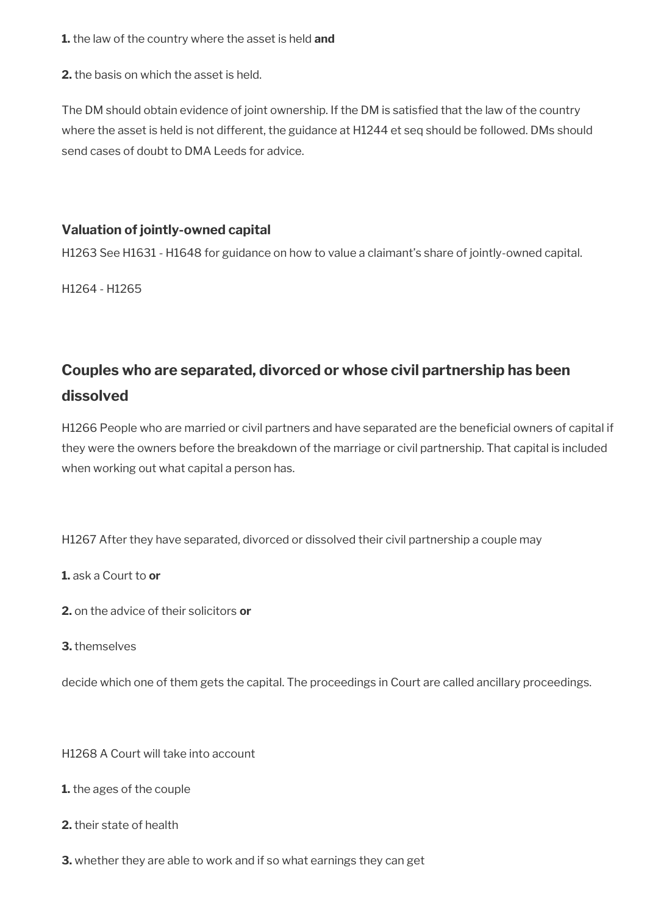**1.** the law of the country where the asset is held **and**

**2.** the basis on which the asset is held.

The DM should obtain evidence of joint ownership. If the DM is satisfied that the law of the country where the asset is held is not different, the guidance at H1244 et seq should be followed. DMs should send cases of doubt to DMA Leeds for advice.

### Valuation of jointly-owned capital

H1263 See H1631 - H1648 for guidance on how to value a claimant's share of jointly-owned capital.

H1264 - H1265

## Couples who are separated, divorced or whose civil partnership has been dissolved

H1266 People who are married or civil partners and have separated are the beneficial owners of capital if they were the owners before the breakdown of the marriage or civil partnership. That capital is included when working out what capital a person has.

H1267 After they have separated, divorced or dissolved their civil partnership a couple may

**1.** ask a Court to **or**

**2.** on the advice of their solicitors **or**

**3.** themselves

decide which one of them gets the capital. The proceedings in Court are called ancillary proceedings.

H1268 A Court will take into account

**1.** the ages of the couple

**2.** their state of health

**3.** whether they are able to work and if so what earnings they can get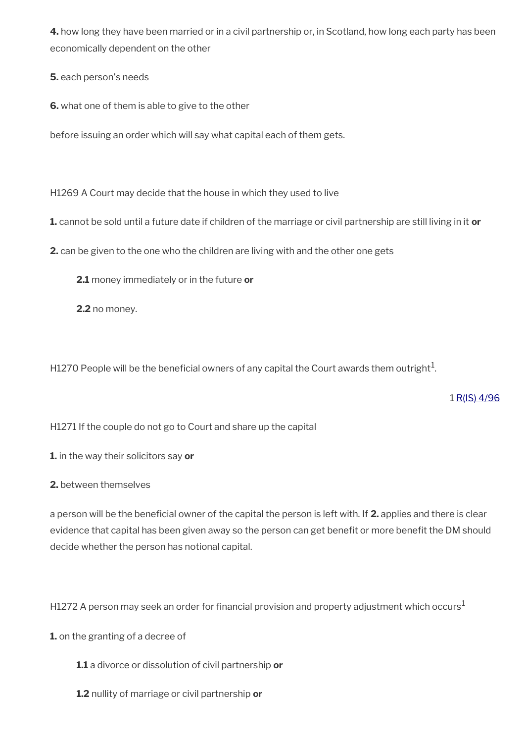**4.** how long they have been married or in a civil partnership or, in Scotland, how long each party has been economically dependent on the other

**5.** each person's needs

**6.** what one of them is able to give to the other

before issuing an order which will say what capital each of them gets.

H1269 A Court may decide that the house in which they used to live

**1.** cannot be sold until a future date if children of the marriage or civil partnership are still living in it **or**

**2.** can be given to the one who the children are living with and the other one gets

> **2.1** money immediately or in the future **or**
>
> **2.2** no money.

H1270 People will be the beneficial owners of any capital the Court awards them outright[1].

1 R(IS) 4/96

H1271 If the couple do not go to Court and share up the capital

**1.** in the way their solicitors say **or**

**2.** between themselves

a person will be the beneficial owner of the capital the person is left with. If **2.** applies and there is clear evidence that capital has been given away so the person can get benefit or more benefit the DM should decide whether the person has notional capital.

H1272 A person may seek an order for financial provision and property adjustment which occurs[1]

**1.** on the granting of a decree of

> **1.1** a divorce or dissolution of civil partnership **or**
>
> **1.2** nullity of marriage or civil partnership **or**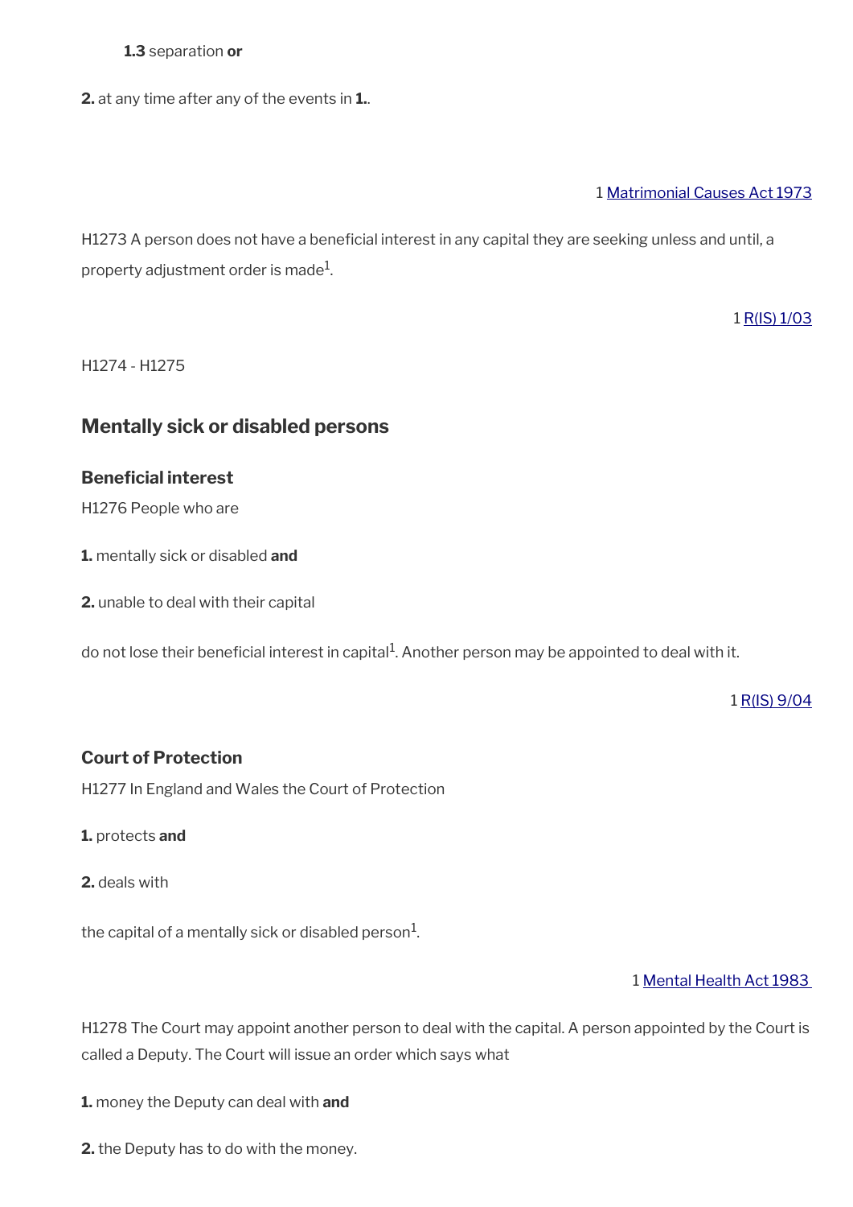**1.3** separation **or**

**2.** at any time after any of the events in **1.**.

1 Matrimonial Causes Act 1973

H1273 A person does not have a beneficial interest in any capital they are seeking unless and until, a property adjustment order is made[1].

1 R(IS) 1/03

H1274 - H1275

## Mentally sick or disabled persons

### Beneficial interest

H1276 People who are

**1.** mentally sick or disabled **and**

**2.** unable to deal with their capital

do not lose their beneficial interest in capital[1]. Another person may be appointed to deal with it.

1 R(IS) 9/04

### Court of Protection

H1277 In England and Wales the Court of Protection

**1.** protects **and**

**2.** deals with

the capital of a mentally sick or disabled person[1].

1 Mental Health Act 1983

H1278 The Court may appoint another person to deal with the capital. A person appointed by the Court is called a Deputy. The Court will issue an order which says what

**1.** money the Deputy can deal with **and**

**2.** the Deputy has to do with the money.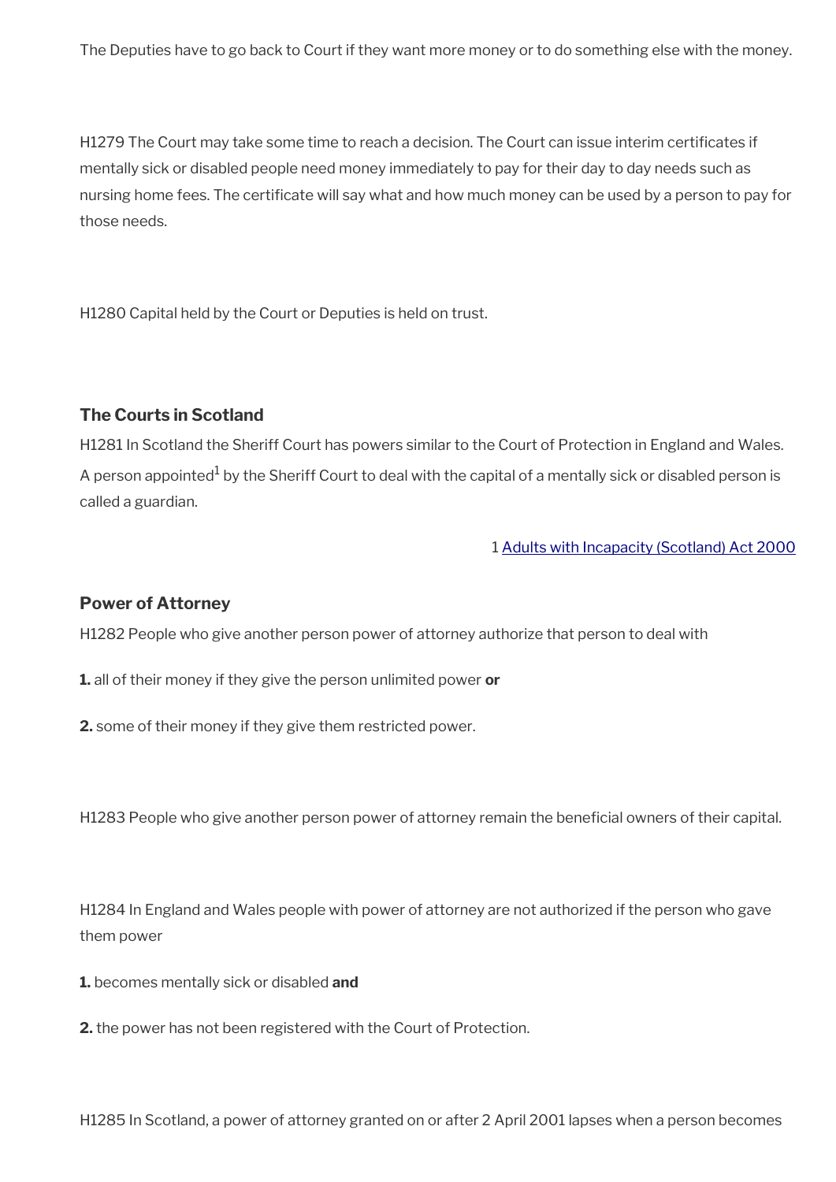The Deputies have to go back to Court if they want more money or to do something else with the money.

H1279 The Court may take some time to reach a decision. The Court can issue interim certificates if mentally sick or disabled people need money immediately to pay for their day to day needs such as nursing home fees. The certificate will say what and how much money can be used by a person to pay for those needs.

H1280 Capital held by the Court or Deputies is held on trust.

### The Courts in Scotland

H1281 In Scotland the Sheriff Court has powers similar to the Court of Protection in England and Wales. A person appointed[1] by the Sheriff Court to deal with the capital of a mentally sick or disabled person is called a guardian.

1 [Adults with Incapacity (Scotland) Act 2000]

### Power of Attorney

H1282 People who give another person power of attorney authorize that person to deal with

**1.** all of their money if they give the person unlimited power **or**

**2.** some of their money if they give them restricted power.

H1283 People who give another person power of attorney remain the beneficial owners of their capital.

H1284 In England and Wales people with power of attorney are not authorized if the person who gave them power

**1.** becomes mentally sick or disabled **and**

**2.** the power has not been registered with the Court of Protection.

H1285 In Scotland, a power of attorney granted on or after 2 April 2001 lapses when a person becomes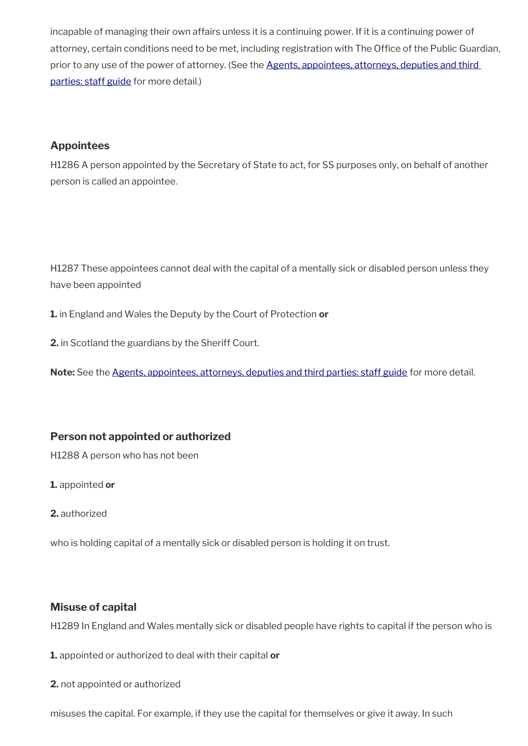incapable of managing their own affairs unless it is a continuing power. If it is a continuing power of attorney, certain conditions need to be met, including registration with The Office of the Public Guardian, prior to any use of the power of attorney. (See the [Agents, appointees, attorneys, deputies and third parties: staff guide]() for more detail.)

### Appointees

H1286 A person appointed by the Secretary of State to act, for SS purposes only, on behalf of another person is called an appointee.

H1287 These appointees cannot deal with the capital of a mentally sick or disabled person unless they have been appointed

**1.** in England and Wales the Deputy by the Court of Protection **or**

**2.** in Scotland the guardians by the Sheriff Court.

**Note:** See the [Agents, appointees, attorneys, deputies and third parties: staff guide]() for more detail.

### Person not appointed or authorized

H1288 A person who has not been

**1.** appointed **or**

**2.** authorized

who is holding capital of a mentally sick or disabled person is holding it on trust.

### Misuse of capital

H1289 In England and Wales mentally sick or disabled people have rights to capital if the person who is

**1.** appointed or authorized to deal with their capital **or**

**2.** not appointed or authorized

misuses the capital. For example, if they use the capital for themselves or give it away. In such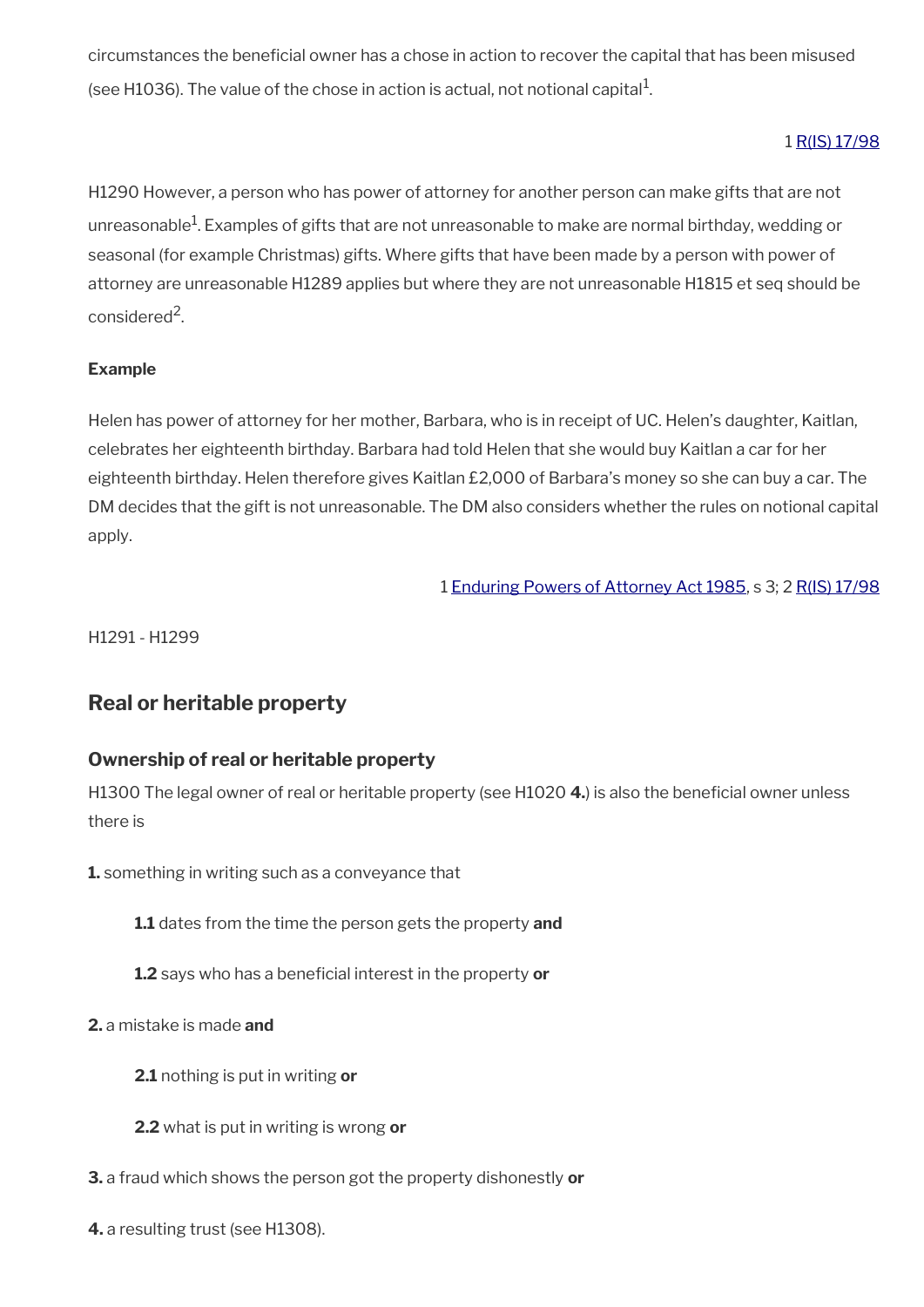circumstances the beneficial owner has a chose in action to recover the capital that has been misused (see H1036). The value of the chose in action is actual, not notional capital[1].

1 R(IS) 17/98

H1290 However, a person who has power of attorney for another person can make gifts that are not unreasonable[1]. Examples of gifts that are not unreasonable to make are normal birthday, wedding or seasonal (for example Christmas) gifts. Where gifts that have been made by a person with power of attorney are unreasonable H1289 applies but where they are not unreasonable H1815 et seq should be considered[2].

**Example**

Helen has power of attorney for her mother, Barbara, who is in receipt of UC. Helen's daughter, Kaitlan, celebrates her eighteenth birthday. Barbara had told Helen that she would buy Kaitlan a car for her eighteenth birthday. Helen therefore gives Kaitlan £2,000 of Barbara's money so she can buy a car. The DM decides that the gift is not unreasonable. The DM also considers whether the rules on notional capital apply.

1 Enduring Powers of Attorney Act 1985, s 3; 2 R(IS) 17/98

H1291 - H1299

## Real or heritable property

### Ownership of real or heritable property

H1300 The legal owner of real or heritable property (see H1020 **4.**) is also the beneficial owner unless there is

**1.** something in writing such as a conveyance that

> **1.1** dates from the time the person gets the property **and**
>
> **1.2** says who has a beneficial interest in the property **or**

**2.** a mistake is made **and**

> **2.1** nothing is put in writing **or**
>
> **2.2** what is put in writing is wrong **or**

**3.** a fraud which shows the person got the property dishonestly **or**

**4.** a resulting trust (see H1308).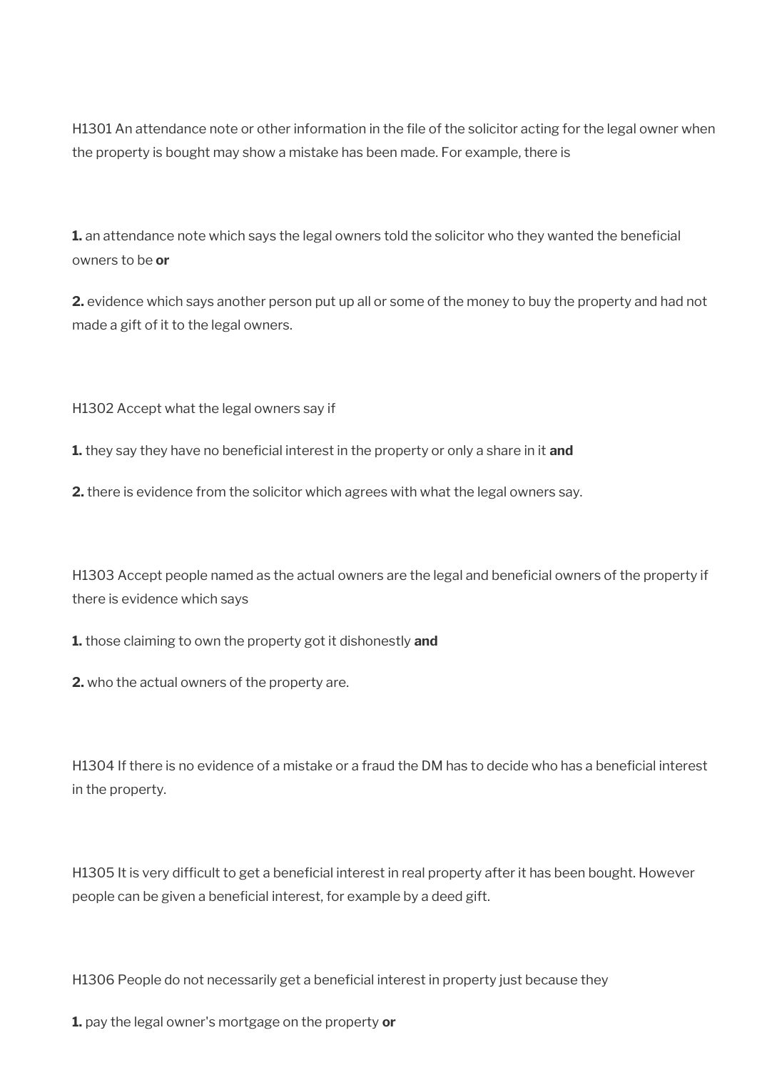H1301 An attendance note or other information in the file of the solicitor acting for the legal owner when the property is bought may show a mistake has been made. For example, there is

**1.** an attendance note which says the legal owners told the solicitor who they wanted the beneficial owners to be **or**

**2.** evidence which says another person put up all or some of the money to buy the property and had not made a gift of it to the legal owners.

H1302 Accept what the legal owners say if

**1.** they say they have no beneficial interest in the property or only a share in it **and**

**2.** there is evidence from the solicitor which agrees with what the legal owners say.

H1303 Accept people named as the actual owners are the legal and beneficial owners of the property if there is evidence which says

**1.** those claiming to own the property got it dishonestly **and**

**2.** who the actual owners of the property are.

H1304 If there is no evidence of a mistake or a fraud the DM has to decide who has a beneficial interest in the property.

H1305 It is very difficult to get a beneficial interest in real property after it has been bought. However people can be given a beneficial interest, for example by a deed gift.

H1306 People do not necessarily get a beneficial interest in property just because they

**1.** pay the legal owner's mortgage on the property **or**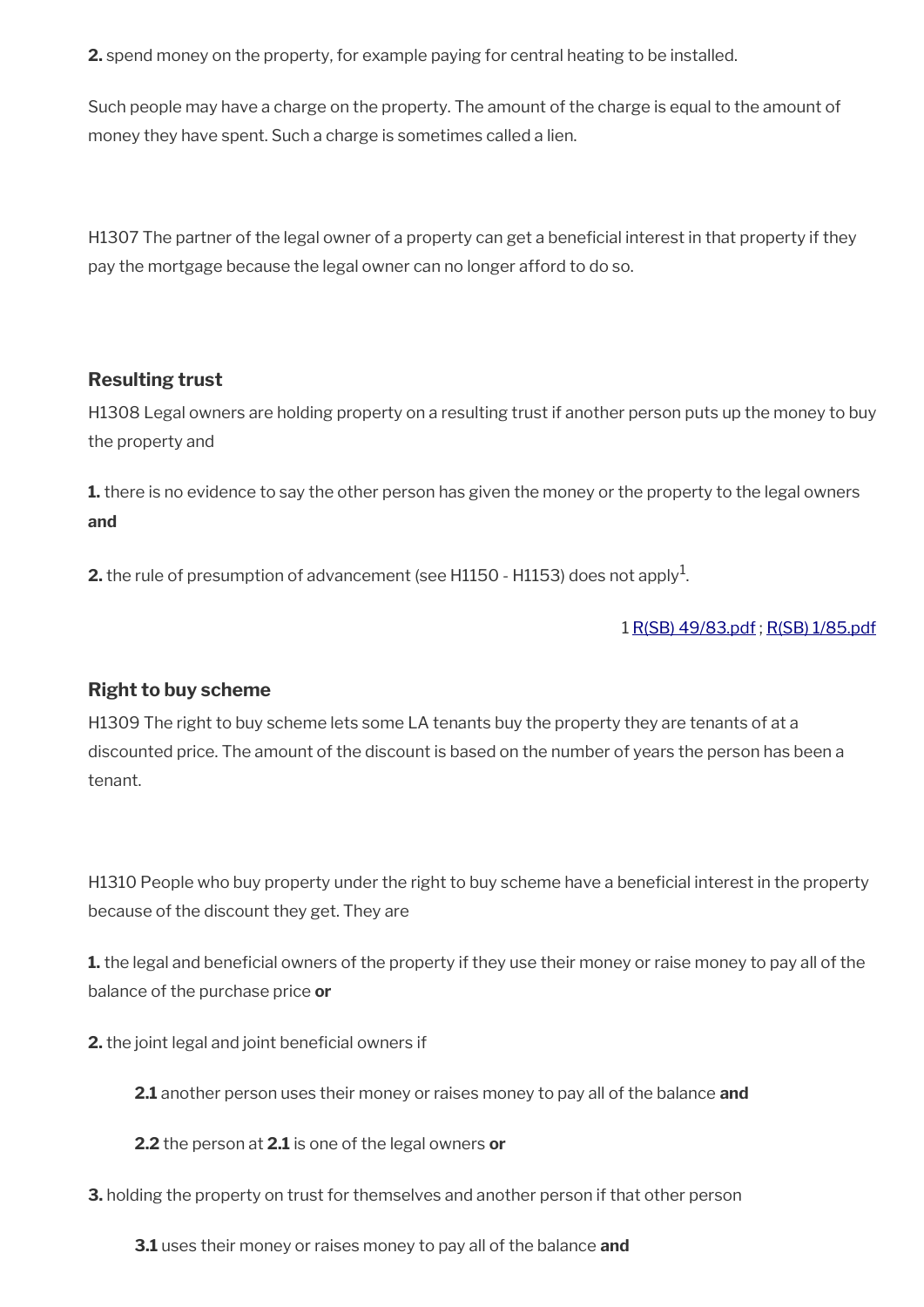**2.** spend money on the property, for example paying for central heating to be installed.

Such people may have a charge on the property. The amount of the charge is equal to the amount of money they have spent. Such a charge is sometimes called a lien.

H1307 The partner of the legal owner of a property can get a beneficial interest in that property if they pay the mortgage because the legal owner can no longer afford to do so.

### Resulting trust

H1308 Legal owners are holding property on a resulting trust if another person puts up the money to buy the property and

**1.** there is no evidence to say the other person has given the money or the property to the legal owners **and**

**2.** the rule of presumption of advancement (see H1150 - H1153) does not apply[1].

1 R(SB) 49/83.pdf ; R(SB) 1/85.pdf

### Right to buy scheme

H1309 The right to buy scheme lets some LA tenants buy the property they are tenants of at a discounted price. The amount of the discount is based on the number of years the person has been a tenant.

H1310 People who buy property under the right to buy scheme have a beneficial interest in the property because of the discount they get. They are

**1.** the legal and beneficial owners of the property if they use their money or raise money to pay all of the balance of the purchase price **or**

**2.** the joint legal and joint beneficial owners if

> **2.1** another person uses their money or raises money to pay all of the balance **and**
>
> **2.2** the person at **2.1** is one of the legal owners **or**

**3.** holding the property on trust for themselves and another person if that other person

> **3.1** uses their money or raises money to pay all of the balance **and**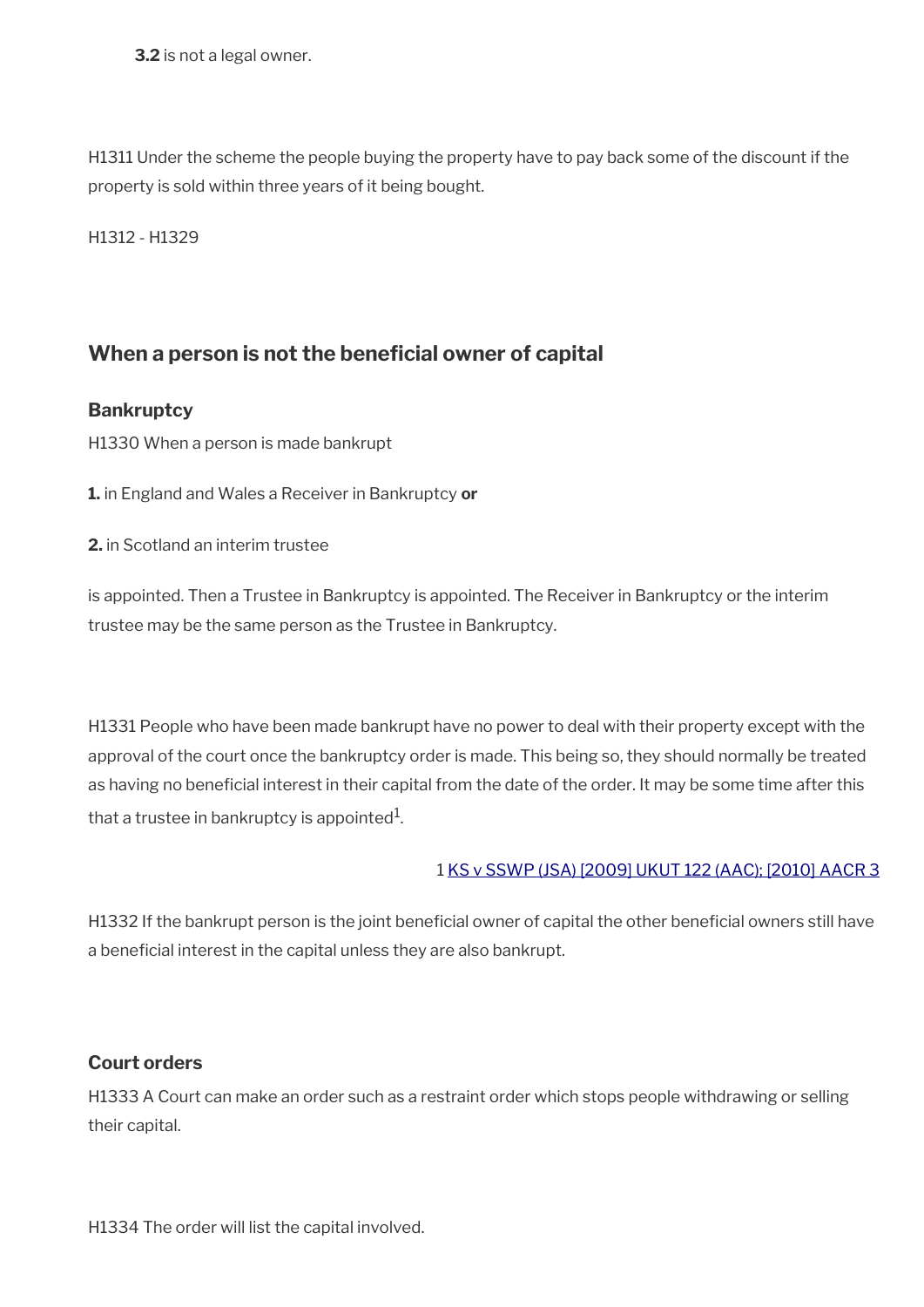**3.2** is not a legal owner.

H1311 Under the scheme the people buying the property have to pay back some of the discount if the property is sold within three years of it being bought.

H1312 - H1329

## When a person is not the beneficial owner of capital

### Bankruptcy

H1330 When a person is made bankrupt

**1.** in England and Wales a Receiver in Bankruptcy **or**

**2.** in Scotland an interim trustee

is appointed. Then a Trustee in Bankruptcy is appointed. The Receiver in Bankruptcy or the interim trustee may be the same person as the Trustee in Bankruptcy.

H1331 People who have been made bankrupt have no power to deal with their property except with the approval of the court once the bankruptcy order is made. This being so, they should normally be treated as having no beneficial interest in their capital from the date of the order. It may be some time after this that a trustee in bankruptcy is appointed[1].

1 [KS v SSWP (JSA) [2009] UKUT 122 (AAC); [2010] AACR 3]

H1332 If the bankrupt person is the joint beneficial owner of capital the other beneficial owners still have a beneficial interest in the capital unless they are also bankrupt.

### Court orders

H1333 A Court can make an order such as a restraint order which stops people withdrawing or selling their capital.

H1334 The order will list the capital involved.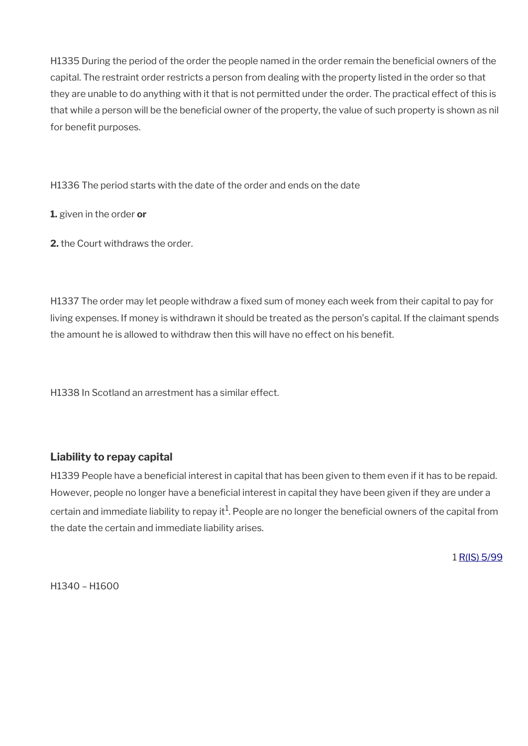H1335 During the period of the order the people named in the order remain the beneficial owners of the capital. The restraint order restricts a person from dealing with the property listed in the order so that they are unable to do anything with it that is not permitted under the order. The practical effect of this is that while a person will be the beneficial owner of the property, the value of such property is shown as nil for benefit purposes.

H1336 The period starts with the date of the order and ends on the date

**1.** given in the order **or**

**2.** the Court withdraws the order.

H1337 The order may let people withdraw a fixed sum of money each week from their capital to pay for living expenses. If money is withdrawn it should be treated as the person's capital. If the claimant spends the amount he is allowed to withdraw then this will have no effect on his benefit.

H1338 In Scotland an arrestment has a similar effect.

### Liability to repay capital

H1339 People have a beneficial interest in capital that has been given to them even if it has to be repaid. However, people no longer have a beneficial interest in capital they have been given if they are under a certain and immediate liability to repay it[1]. People are no longer the beneficial owners of the capital from the date the certain and immediate liability arises.

1 R(IS) 5/99

H1340 – H1600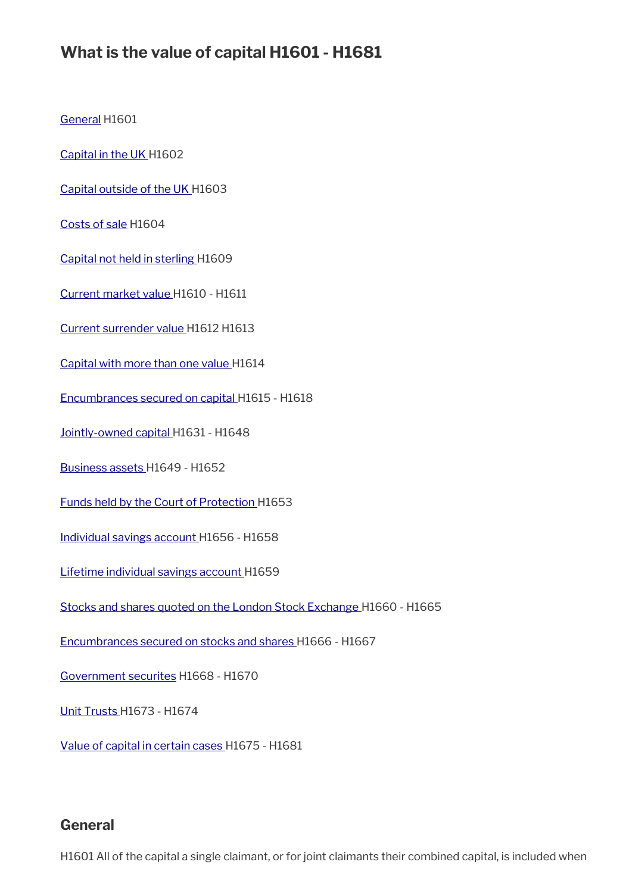## What is the value of capital H1601 - H1681

General H1601

Capital in the UK H1602

Capital outside of the UK H1603

Costs of sale H1604

Capital not held in sterling H1609

Current market value H1610 - H1611

Current surrender value H1612 H1613

Capital with more than one value H1614

Encumbrances secured on capital H1615 - H1618

Jointly-owned capital H1631 - H1648

Business assets H1649 - H1652

Funds held by the Court of Protection H1653

Individual savings account H1656 - H1658

Lifetime individual savings account H1659

Stocks and shares quoted on the London Stock Exchange H1660 - H1665

Encumbrances secured on stocks and shares H1666 - H1667

Government securites H1668 - H1670

Unit Trusts H1673 - H1674

Value of capital in certain cases H1675 - H1681

### General

H1601 All of the capital a single claimant, or for joint claimants their combined capital, is included when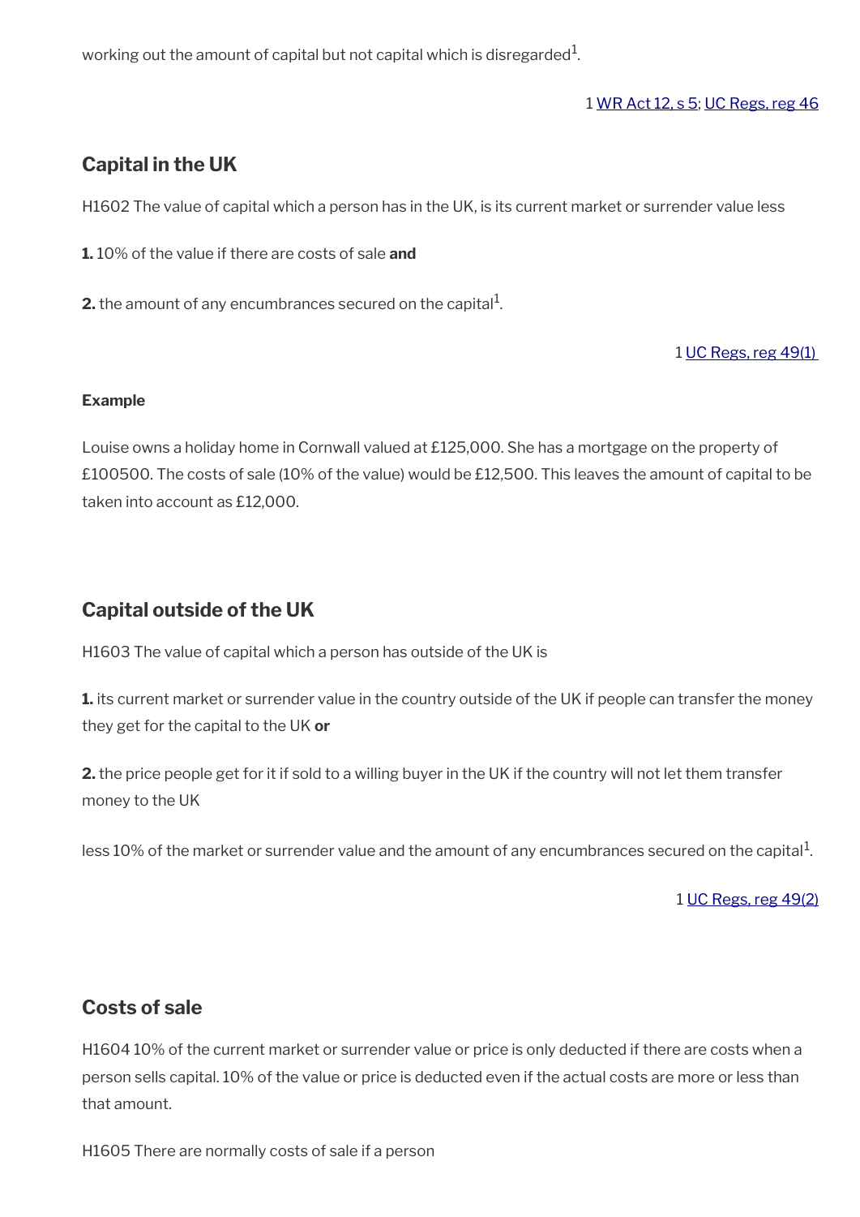working out the amount of capital but not capital which is disregarded[1].

1 WR Act 12, s 5; UC Regs, reg 46

## Capital in the UK

H1602 The value of capital which a person has in the UK, is its current market or surrender value less

**1.** 10% of the value if there are costs of sale **and**

**2.** the amount of any encumbrances secured on the capital[1].

1 UC Regs, reg 49(1)

**Example**

Louise owns a holiday home in Cornwall valued at £125,000. She has a mortgage on the property of £100500. The costs of sale (10% of the value) would be £12,500. This leaves the amount of capital to be taken into account as £12,000.

## Capital outside of the UK

H1603 The value of capital which a person has outside of the UK is

**1.** its current market or surrender value in the country outside of the UK if people can transfer the money they get for the capital to the UK **or**

**2.** the price people get for it if sold to a willing buyer in the UK if the country will not let them transfer money to the UK

less 10% of the market or surrender value and the amount of any encumbrances secured on the capital[1].

1 UC Regs, reg 49(2)

## Costs of sale

H1604 10% of the current market or surrender value or price is only deducted if there are costs when a person sells capital. 10% of the value or price is deducted even if the actual costs are more or less than that amount.

H1605 There are normally costs of sale if a person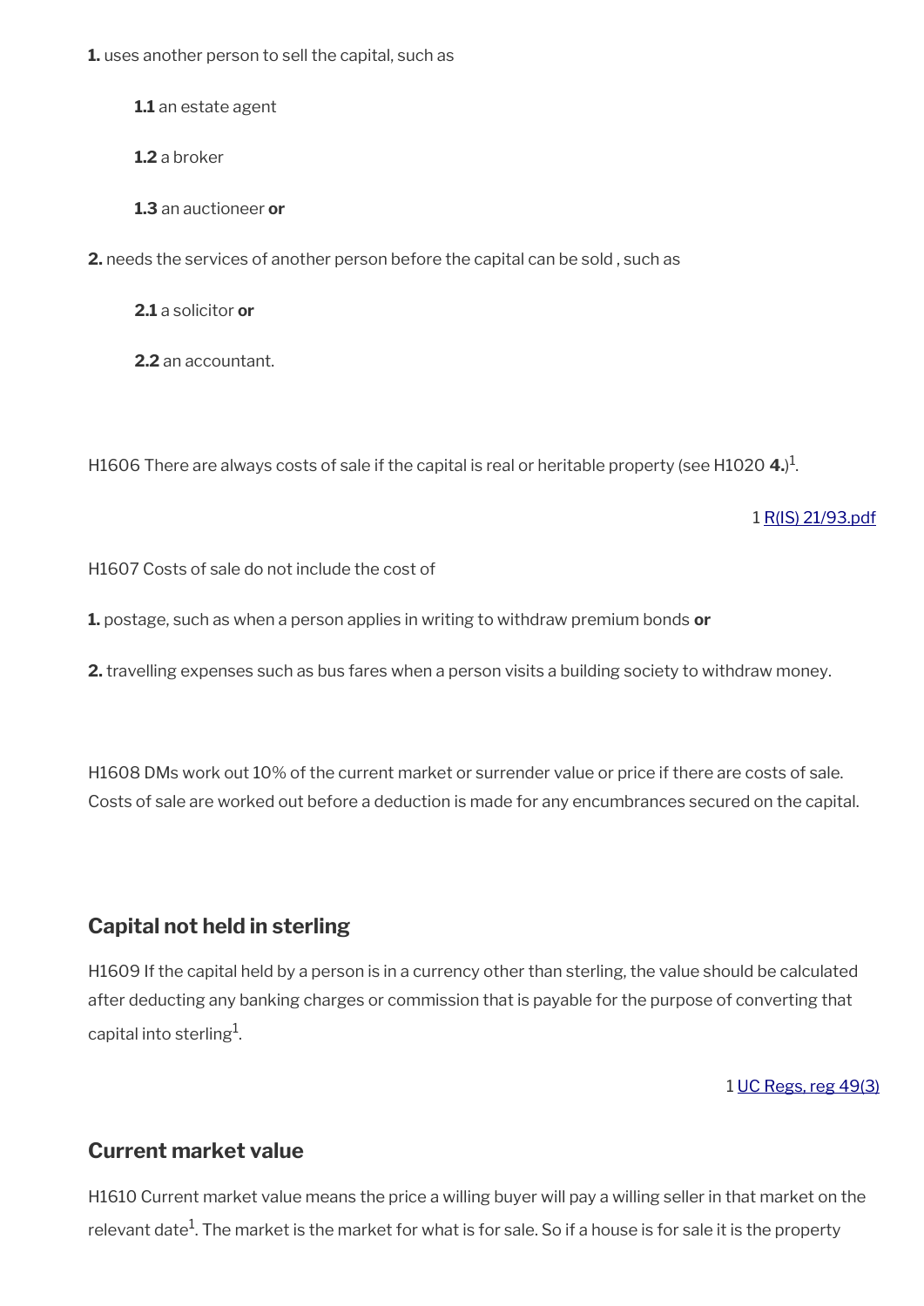**1.** uses another person to sell the capital, such as

**1.1** an estate agent

**1.2** a broker

**1.3** an auctioneer **or**

**2.** needs the services of another person before the capital can be sold , such as

**2.1** a solicitor **or**

**2.2** an accountant.

H1606 There are always costs of sale if the capital is real or heritable property (see H1020 **4.**)[1].

1 R(IS) 21/93.pdf

H1607 Costs of sale do not include the cost of

**1.** postage, such as when a person applies in writing to withdraw premium bonds **or**

**2.** travelling expenses such as bus fares when a person visits a building society to withdraw money.

H1608 DMs work out 10% of the current market or surrender value or price if there are costs of sale. Costs of sale are worked out before a deduction is made for any encumbrances secured on the capital.

## Capital not held in sterling

H1609 If the capital held by a person is in a currency other than sterling, the value should be calculated after deducting any banking charges or commission that is payable for the purpose of converting that capital into sterling[1].

1 UC Regs, reg 49(3)

## Current market value

H1610 Current market value means the price a willing buyer will pay a willing seller in that market on the relevant date[1]. The market is the market for what is for sale. So if a house is for sale it is the property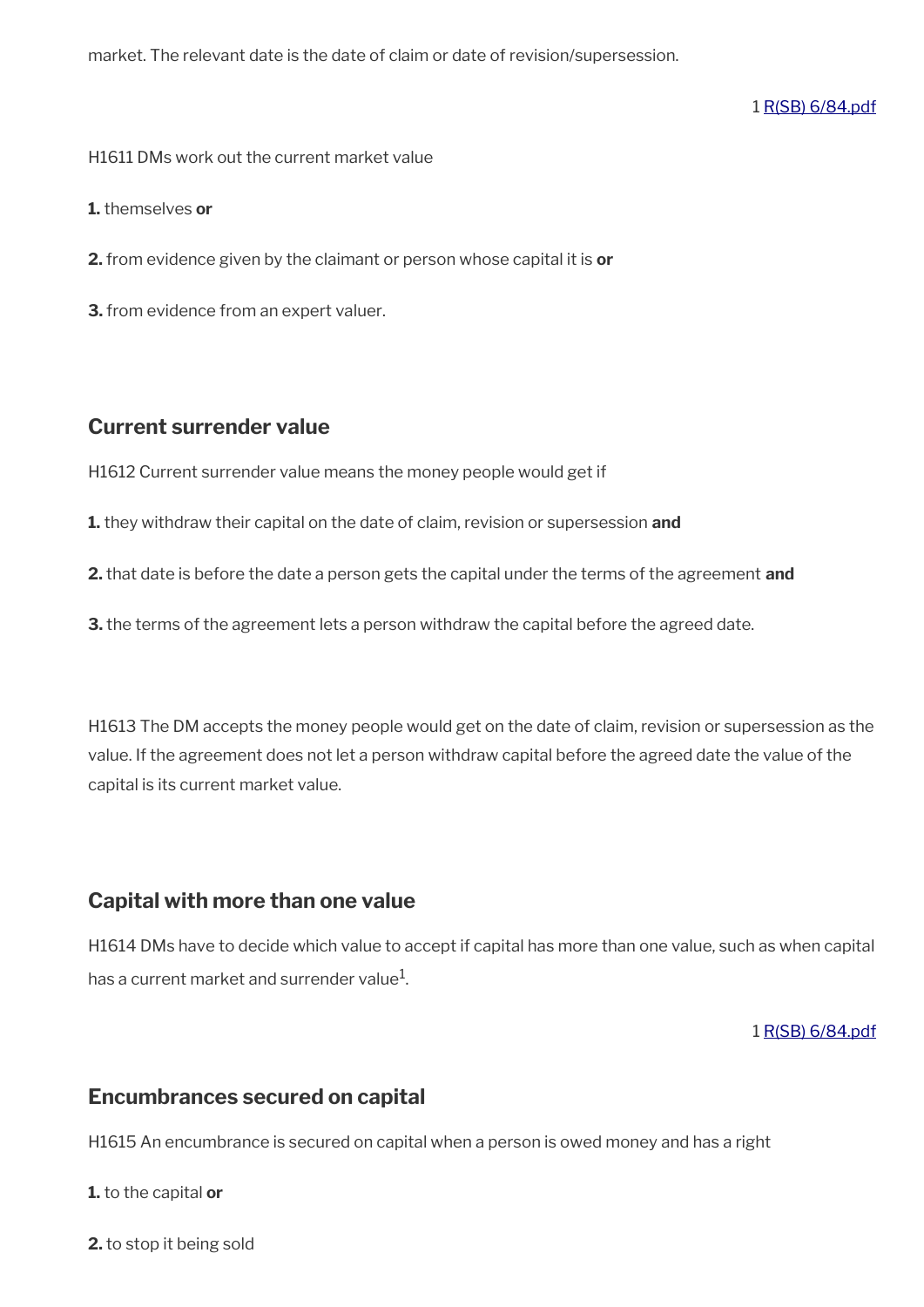market. The relevant date is the date of claim or date of revision/supersession.

1 R(SB) 6/84.pdf

H1611 DMs work out the current market value

**1.** themselves **or**

**2.** from evidence given by the claimant or person whose capital it is **or**

**3.** from evidence from an expert valuer.

## Current surrender value

H1612 Current surrender value means the money people would get if

**1.** they withdraw their capital on the date of claim, revision or supersession **and**

**2.** that date is before the date a person gets the capital under the terms of the agreement **and**

**3.** the terms of the agreement lets a person withdraw the capital before the agreed date.

H1613 The DM accepts the money people would get on the date of claim, revision or supersession as the value. If the agreement does not let a person withdraw capital before the agreed date the value of the capital is its current market value.

## Capital with more than one value

H1614 DMs have to decide which value to accept if capital has more than one value, such as when capital has a current market and surrender value[1].

1 R(SB) 6/84.pdf

## Encumbrances secured on capital

H1615 An encumbrance is secured on capital when a person is owed money and has a right

**1.** to the capital **or**

**2.** to stop it being sold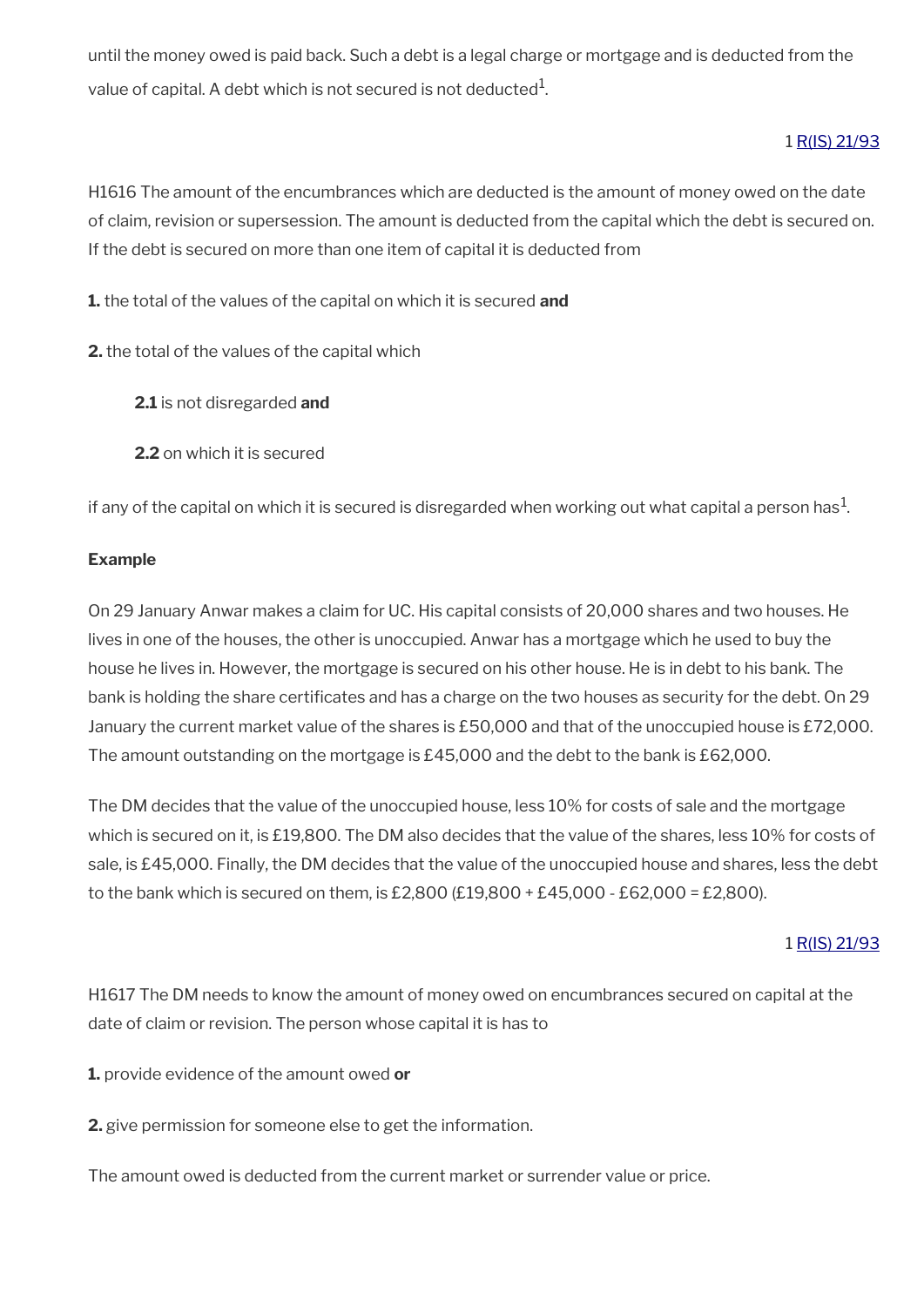until the money owed is paid back. Such a debt is a legal charge or mortgage and is deducted from the value of capital. A debt which is not secured is not deducted[1].

1 R(IS) 21/93

H1616 The amount of the encumbrances which are deducted is the amount of money owed on the date of claim, revision or supersession. The amount is deducted from the capital which the debt is secured on. If the debt is secured on more than one item of capital it is deducted from

**1.** the total of the values of the capital on which it is secured **and**

**2.** the total of the values of the capital which

> **2.1** is not disregarded **and**
>
> **2.2** on which it is secured

if any of the capital on which it is secured is disregarded when working out what capital a person has[1].

**Example**

On 29 January Anwar makes a claim for UC. His capital consists of 20,000 shares and two houses. He lives in one of the houses, the other is unoccupied. Anwar has a mortgage which he used to buy the house he lives in. However, the mortgage is secured on his other house. He is in debt to his bank. The bank is holding the share certificates and has a charge on the two houses as security for the debt. On 29 January the current market value of the shares is £50,000 and that of the unoccupied house is £72,000. The amount outstanding on the mortgage is £45,000 and the debt to the bank is £62,000.

The DM decides that the value of the unoccupied house, less 10% for costs of sale and the mortgage which is secured on it, is £19,800. The DM also decides that the value of the shares, less 10% for costs of sale, is £45,000. Finally, the DM decides that the value of the unoccupied house and shares, less the debt to the bank which is secured on them, is £2,800 (£19,800 + £45,000 - £62,000 = £2,800).

1 R(IS) 21/93

H1617 The DM needs to know the amount of money owed on encumbrances secured on capital at the date of claim or revision. The person whose capital it is has to

**1.** provide evidence of the amount owed **or**

**2.** give permission for someone else to get the information.

The amount owed is deducted from the current market or surrender value or price.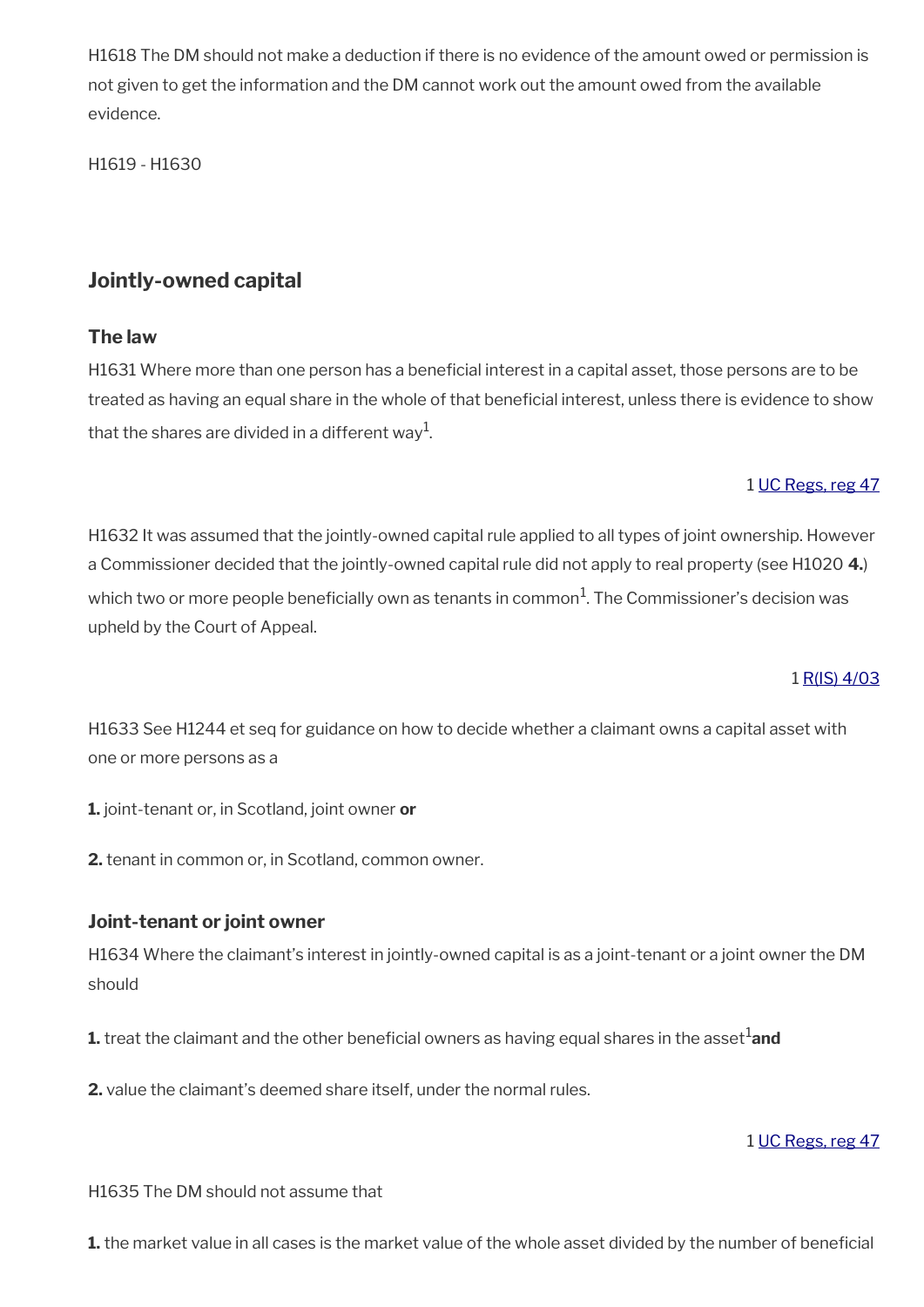H1618 The DM should not make a deduction if there is no evidence of the amount owed or permission is not given to get the information and the DM cannot work out the amount owed from the available evidence.

H1619 - H1630

## Jointly-owned capital

### The law

H1631 Where more than one person has a beneficial interest in a capital asset, those persons are to be treated as having an equal share in the whole of that beneficial interest, unless there is evidence to show that the shares are divided in a different way[1].

1 UC Regs, reg 47

H1632 It was assumed that the jointly-owned capital rule applied to all types of joint ownership. However a Commissioner decided that the jointly-owned capital rule did not apply to real property (see H1020 **4.**) which two or more people beneficially own as tenants in common[1]. The Commissioner's decision was upheld by the Court of Appeal.

1 R(IS) 4/03

H1633 See H1244 et seq for guidance on how to decide whether a claimant owns a capital asset with one or more persons as a

**1.** joint-tenant or, in Scotland, joint owner **or**

**2.** tenant in common or, in Scotland, common owner.

### Joint-tenant or joint owner

H1634 Where the claimant's interest in jointly-owned capital is as a joint-tenant or a joint owner the DM should

**1.** treat the claimant and the other beneficial owners as having equal shares in the asset[1] **and**

**2.** value the claimant's deemed share itself, under the normal rules.

1 UC Regs, reg 47

H1635 The DM should not assume that

**1.** the market value in all cases is the market value of the whole asset divided by the number of beneficial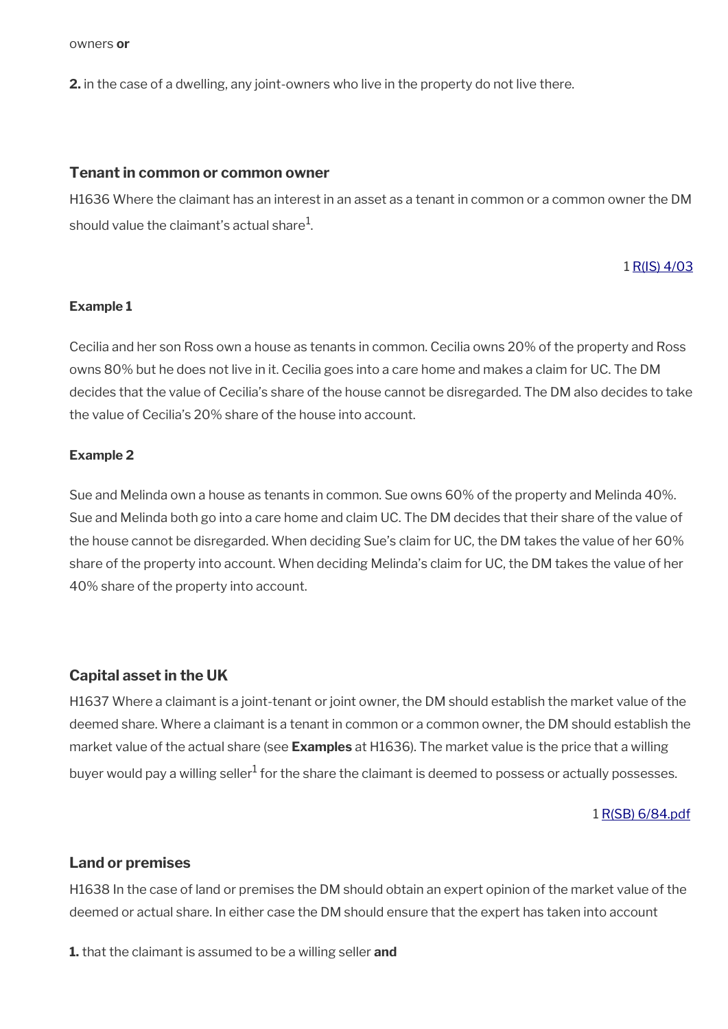owners **or**

**2.** in the case of a dwelling, any joint-owners who live in the property do not live there.

### Tenant in common or common owner

H1636 Where the claimant has an interest in an asset as a tenant in common or a common owner the DM should value the claimant's actual share[1].

1 [R(IS) 4/03]

**Example 1**

Cecilia and her son Ross own a house as tenants in common. Cecilia owns 20% of the property and Ross owns 80% but he does not live in it. Cecilia goes into a care home and makes a claim for UC. The DM decides that the value of Cecilia's share of the house cannot be disregarded. The DM also decides to take the value of Cecilia's 20% share of the house into account.

**Example 2**

Sue and Melinda own a house as tenants in common. Sue owns 60% of the property and Melinda 40%. Sue and Melinda both go into a care home and claim UC. The DM decides that their share of the value of the house cannot be disregarded. When deciding Sue's claim for UC, the DM takes the value of her 60% share of the property into account. When deciding Melinda's claim for UC, the DM takes the value of her 40% share of the property into account.

### Capital asset in the UK

H1637 Where a claimant is a joint-tenant or joint owner, the DM should establish the market value of the deemed share. Where a claimant is a tenant in common or a common owner, the DM should establish the market value of the actual share (see **Examples** at H1636). The market value is the price that a willing buyer would pay a willing seller[1] for the share the claimant is deemed to possess or actually possesses.

1 [R(SB) 6/84.pdf]

### Land or premises

H1638 In the case of land or premises the DM should obtain an expert opinion of the market value of the deemed or actual share. In either case the DM should ensure that the expert has taken into account

**1.** that the claimant is assumed to be a willing seller **and**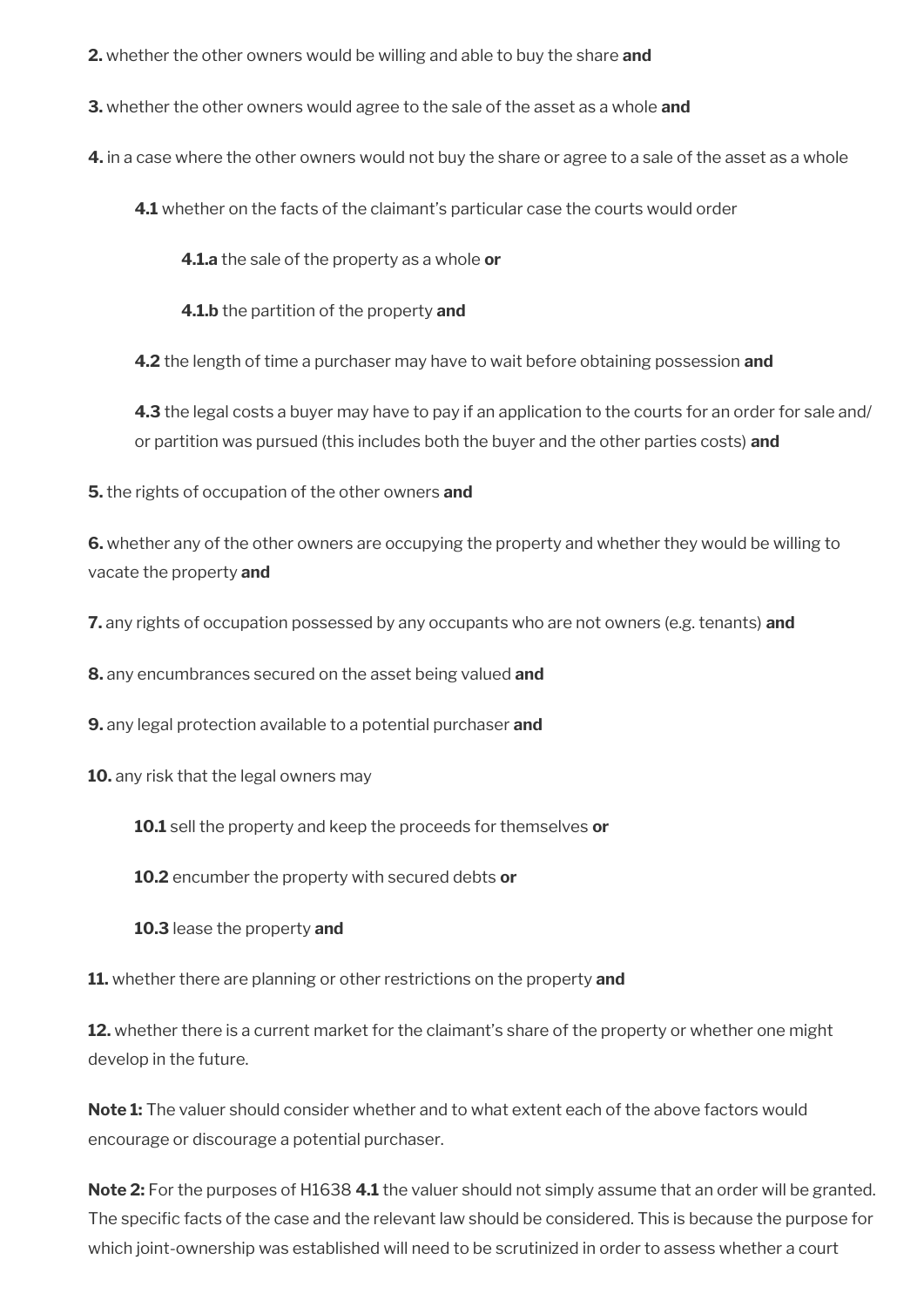**2.** whether the other owners would be willing and able to buy the share **and**

**3.** whether the other owners would agree to the sale of the asset as a whole **and**

**4.** in a case where the other owners would not buy the share or agree to a sale of the asset as a whole

> **4.1** whether on the facts of the claimant's particular case the courts would order
>
> > **4.1.a** the sale of the property as a whole **or**
> >
> > **4.1.b** the partition of the property **and**
>
> **4.2** the length of time a purchaser may have to wait before obtaining possession **and**
>
> **4.3** the legal costs a buyer may have to pay if an application to the courts for an order for sale and/ or partition was pursued (this includes both the buyer and the other parties costs) **and**

**5.** the rights of occupation of the other owners **and**

**6.** whether any of the other owners are occupying the property and whether they would be willing to vacate the property **and**

**7.** any rights of occupation possessed by any occupants who are not owners (e.g. tenants) **and**

**8.** any encumbrances secured on the asset being valued **and**

**9.** any legal protection available to a potential purchaser **and**

**10.** any risk that the legal owners may

> **10.1** sell the property and keep the proceeds for themselves **or**
>
> **10.2** encumber the property with secured debts **or**
>
> **10.3** lease the property **and**

**11.** whether there are planning or other restrictions on the property **and**

**12.** whether there is a current market for the claimant's share of the property or whether one might develop in the future.

**Note 1:** The valuer should consider whether and to what extent each of the above factors would encourage or discourage a potential purchaser.

**Note 2:** For the purposes of H1638 **4.1** the valuer should not simply assume that an order will be granted. The specific facts of the case and the relevant law should be considered. This is because the purpose for which joint-ownership was established will need to be scrutinized in order to assess whether a court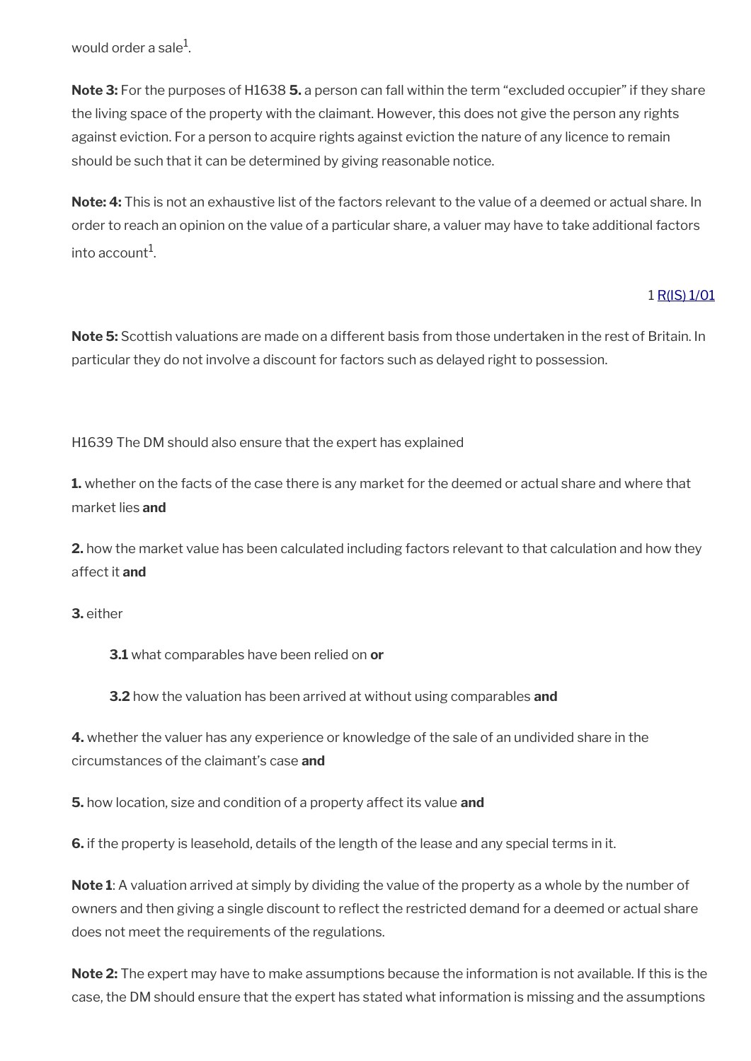would order a sale[1].

**Note 3:** For the purposes of H1638 **5.** a person can fall within the term “excluded occupier” if they share the living space of the property with the claimant. However, this does not give the person any rights against eviction. For a person to acquire rights against eviction the nature of any licence to remain should be such that it can be determined by giving reasonable notice.

**Note: 4:** This is not an exhaustive list of the factors relevant to the value of a deemed or actual share. In order to reach an opinion on the value of a particular share, a valuer may have to take additional factors into account[1].

1 R(IS) 1/01

**Note 5:** Scottish valuations are made on a different basis from those undertaken in the rest of Britain. In particular they do not involve a discount for factors such as delayed right to possession.

H1639 The DM should also ensure that the expert has explained

**1.** whether on the facts of the case there is any market for the deemed or actual share and where that market lies **and**

**2.** how the market value has been calculated including factors relevant to that calculation and how they affect it **and**

**3.** either

> **3.1** what comparables have been relied on **or**
>
> **3.2** how the valuation has been arrived at without using comparables **and**

**4.** whether the valuer has any experience or knowledge of the sale of an undivided share in the circumstances of the claimant’s case **and**

**5.** how location, size and condition of a property affect its value **and**

**6.** if the property is leasehold, details of the length of the lease and any special terms in it.

**Note 1**: A valuation arrived at simply by dividing the value of the property as a whole by the number of owners and then giving a single discount to reflect the restricted demand for a deemed or actual share does not meet the requirements of the regulations.

**Note 2:** The expert may have to make assumptions because the information is not available. If this is the case, the DM should ensure that the expert has stated what information is missing and the assumptions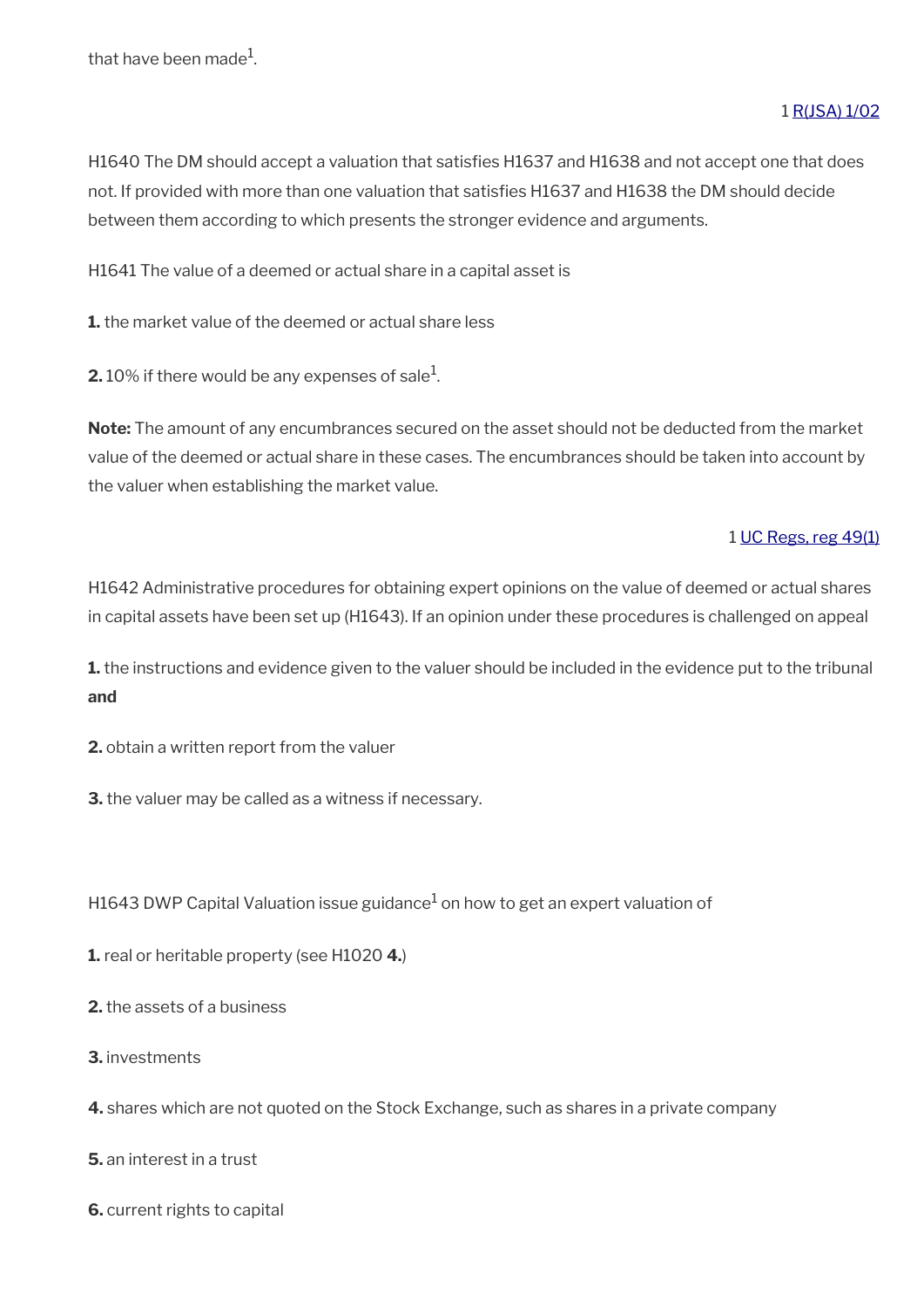that have been made[1].

1 R(JSA) 1/02

H1640 The DM should accept a valuation that satisfies H1637 and H1638 and not accept one that does not. If provided with more than one valuation that satisfies H1637 and H1638 the DM should decide between them according to which presents the stronger evidence and arguments.

H1641 The value of a deemed or actual share in a capital asset is

**1.** the market value of the deemed or actual share less

**2.** 10% if there would be any expenses of sale[1].

**Note:** The amount of any encumbrances secured on the asset should not be deducted from the market value of the deemed or actual share in these cases. The encumbrances should be taken into account by the valuer when establishing the market value.

1 UC Regs, reg 49(1)

H1642 Administrative procedures for obtaining expert opinions on the value of deemed or actual shares in capital assets have been set up (H1643). If an opinion under these procedures is challenged on appeal

**1.** the instructions and evidence given to the valuer should be included in the evidence put to the tribunal **and**

**2.** obtain a written report from the valuer

**3.** the valuer may be called as a witness if necessary.

H1643 DWP Capital Valuation issue guidance[1] on how to get an expert valuation of

**1.** real or heritable property (see H1020 **4.**)

**2.** the assets of a business

**3.** investments

**4.** shares which are not quoted on the Stock Exchange, such as shares in a private company

**5.** an interest in a trust

**6.** current rights to capital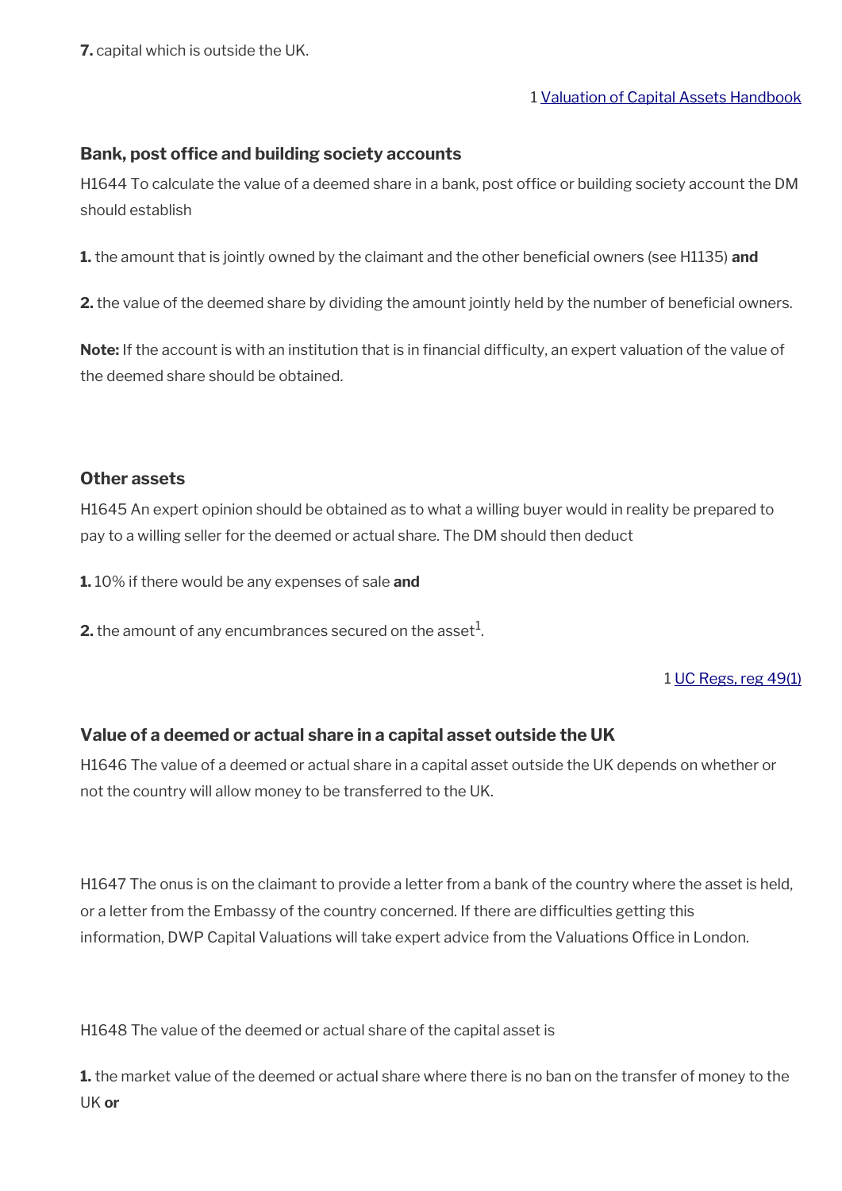**7.** capital which is outside the UK.

1 Valuation of Capital Assets Handbook

### Bank, post office and building society accounts

H1644 To calculate the value of a deemed share in a bank, post office or building society account the DM should establish

**1.** the amount that is jointly owned by the claimant and the other beneficial owners (see H1135) **and**

**2.** the value of the deemed share by dividing the amount jointly held by the number of beneficial owners.

**Note:** If the account is with an institution that is in financial difficulty, an expert valuation of the value of the deemed share should be obtained.

### Other assets

H1645 An expert opinion should be obtained as to what a willing buyer would in reality be prepared to pay to a willing seller for the deemed or actual share. The DM should then deduct

**1.** 10% if there would be any expenses of sale **and**

**2.** the amount of any encumbrances secured on the asset[1].

1 UC Regs, reg 49(1)

### Value of a deemed or actual share in a capital asset outside the UK

H1646 The value of a deemed or actual share in a capital asset outside the UK depends on whether or not the country will allow money to be transferred to the UK.

H1647 The onus is on the claimant to provide a letter from a bank of the country where the asset is held, or a letter from the Embassy of the country concerned. If there are difficulties getting this information, DWP Capital Valuations will take expert advice from the Valuations Office in London.

H1648 The value of the deemed or actual share of the capital asset is

**1.** the market value of the deemed or actual share where there is no ban on the transfer of money to the UK **or**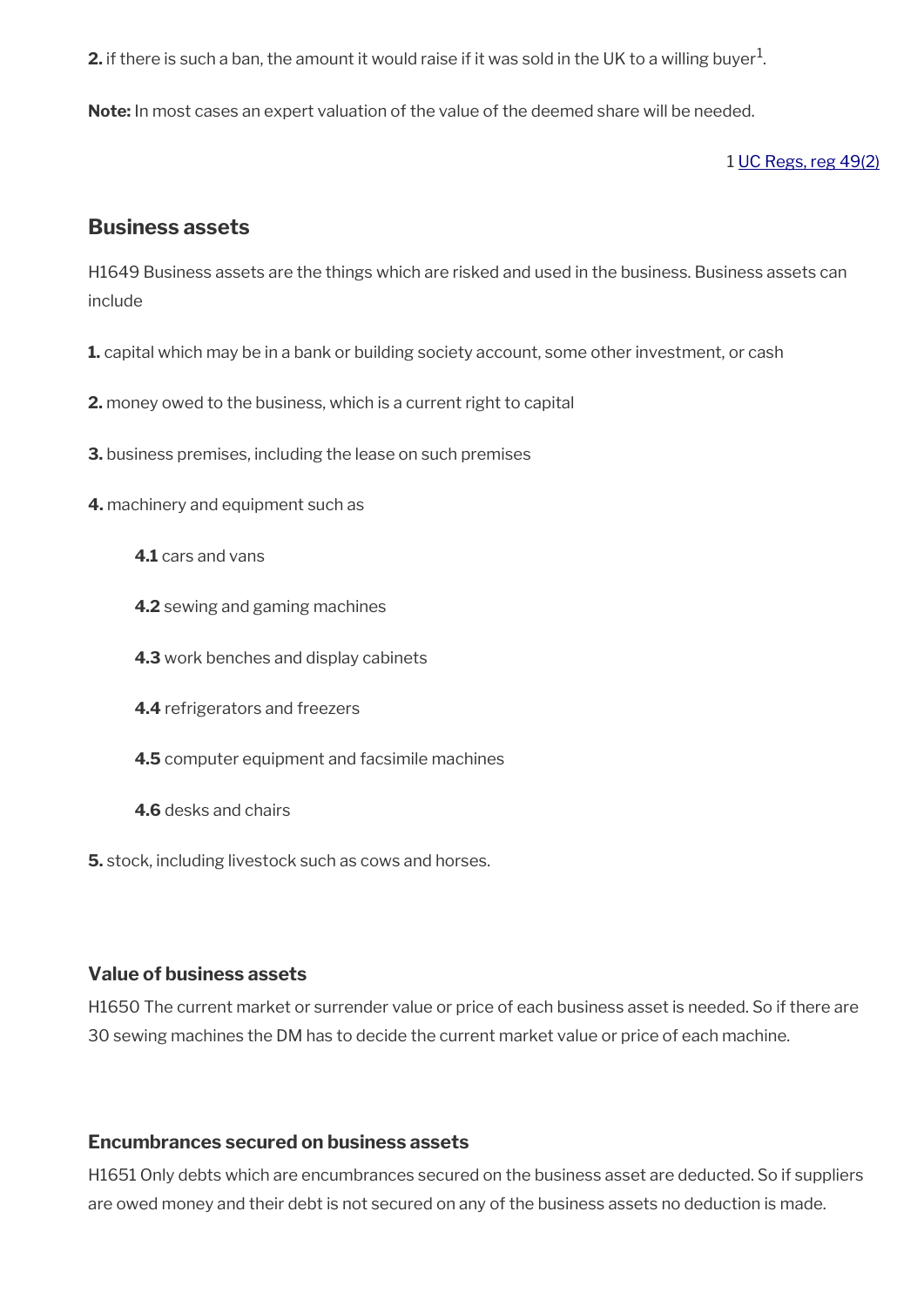**2.** if there is such a ban, the amount it would raise if it was sold in the UK to a willing buyer[1].

**Note:** In most cases an expert valuation of the value of the deemed share will be needed.

1 UC Regs, reg 49(2)

### Business assets

H1649 Business assets are the things which are risked and used in the business. Business assets can include

**1.** capital which may be in a bank or building society account, some other investment, or cash

**2.** money owed to the business, which is a current right to capital

**3.** business premises, including the lease on such premises

**4.** machinery and equipment such as

> **4.1** cars and vans
>
> **4.2** sewing and gaming machines
>
> **4.3** work benches and display cabinets
>
> **4.4** refrigerators and freezers
>
> **4.5** computer equipment and facsimile machines
>
> **4.6** desks and chairs

**5.** stock, including livestock such as cows and horses.

#### Value of business assets

H1650 The current market or surrender value or price of each business asset is needed. So if there are 30 sewing machines the DM has to decide the current market value or price of each machine.

#### Encumbrances secured on business assets

H1651 Only debts which are encumbrances secured on the business asset are deducted. So if suppliers are owed money and their debt is not secured on any of the business assets no deduction is made.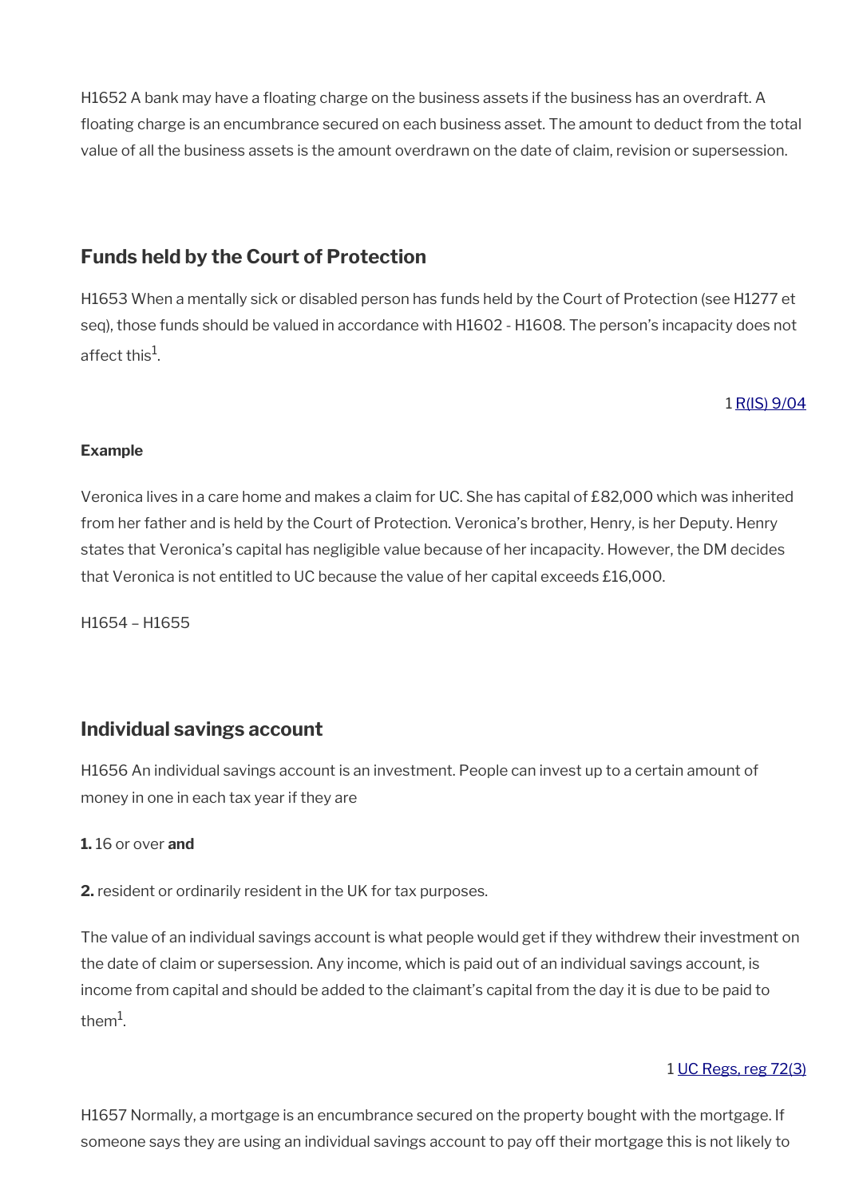H1652 A bank may have a floating charge on the business assets if the business has an overdraft. A floating charge is an encumbrance secured on each business asset. The amount to deduct from the total value of all the business assets is the amount overdrawn on the date of claim, revision or supersession.

## Funds held by the Court of Protection

H1653 When a mentally sick or disabled person has funds held by the Court of Protection (see H1277 et seq), those funds should be valued in accordance with H1602 - H1608. The person's incapacity does not affect this[1].

1 R(IS) 9/04

**Example**

Veronica lives in a care home and makes a claim for UC. She has capital of £82,000 which was inherited from her father and is held by the Court of Protection. Veronica's brother, Henry, is her Deputy. Henry states that Veronica's capital has negligible value because of her incapacity. However, the DM decides that Veronica is not entitled to UC because the value of her capital exceeds £16,000.

H1654 – H1655

## Individual savings account

H1656 An individual savings account is an investment. People can invest up to a certain amount of money in one in each tax year if they are

**1.** 16 or over **and**

**2.** resident or ordinarily resident in the UK for tax purposes.

The value of an individual savings account is what people would get if they withdrew their investment on the date of claim or supersession. Any income, which is paid out of an individual savings account, is income from capital and should be added to the claimant's capital from the day it is due to be paid to them[1].

1 UC Regs, reg 72(3)

H1657 Normally, a mortgage is an encumbrance secured on the property bought with the mortgage. If someone says they are using an individual savings account to pay off their mortgage this is not likely to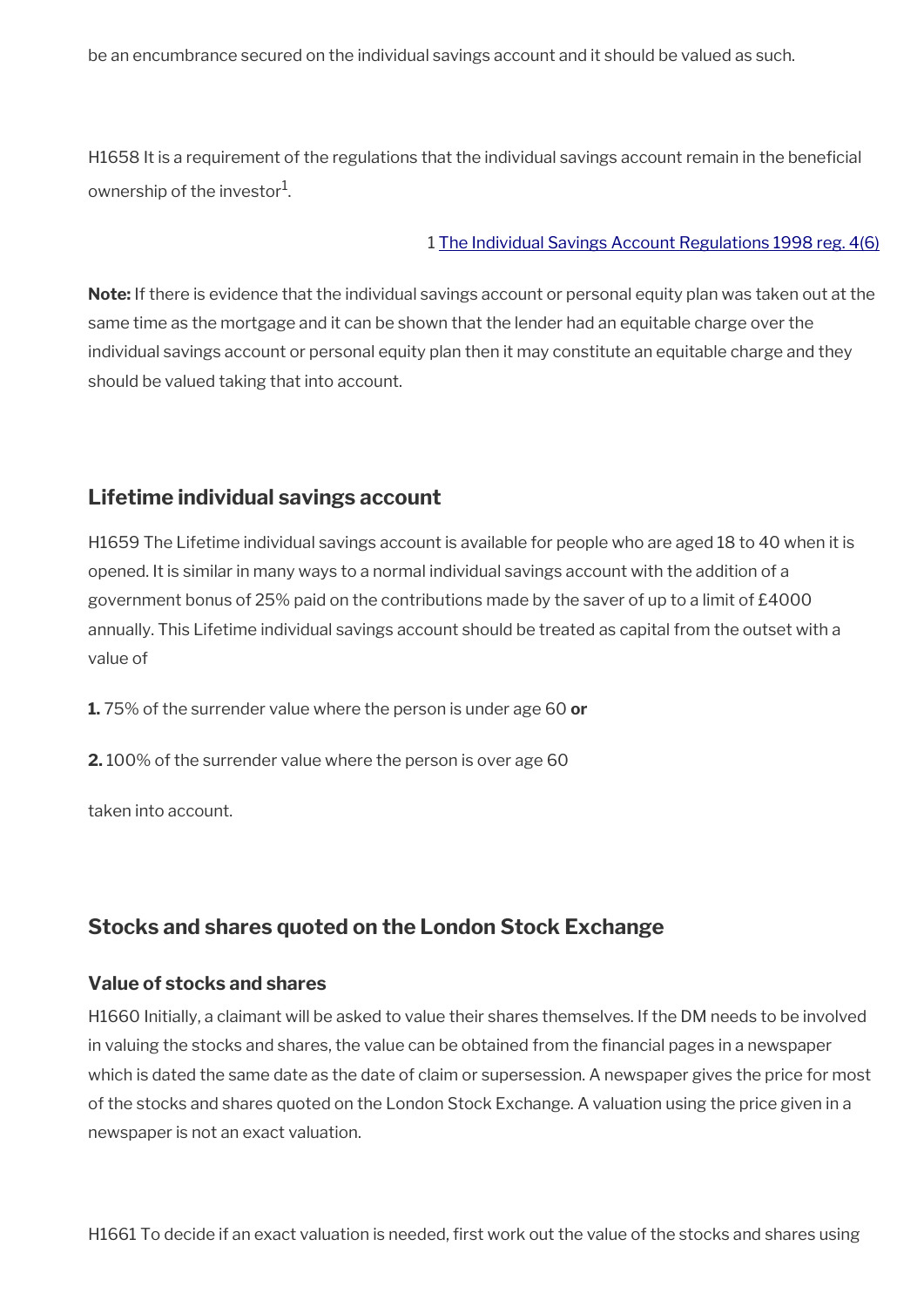be an encumbrance secured on the individual savings account and it should be valued as such.

H1658 It is a requirement of the regulations that the individual savings account remain in the beneficial ownership of the investor[1].

1 [The Individual Savings Account Regulations 1998 reg. 4(6)]

**Note:** If there is evidence that the individual savings account or personal equity plan was taken out at the same time as the mortgage and it can be shown that the lender had an equitable charge over the individual savings account or personal equity plan then it may constitute an equitable charge and they should be valued taking that into account.

## Lifetime individual savings account

H1659 The Lifetime individual savings account is available for people who are aged 18 to 40 when it is opened. It is similar in many ways to a normal individual savings account with the addition of a government bonus of 25% paid on the contributions made by the saver of up to a limit of £4000 annually. This Lifetime individual savings account should be treated as capital from the outset with a value of

**1.** 75% of the surrender value where the person is under age 60 **or**

**2.** 100% of the surrender value where the person is over age 60

taken into account.

## Stocks and shares quoted on the London Stock Exchange

### Value of stocks and shares

H1660 Initially, a claimant will be asked to value their shares themselves. If the DM needs to be involved in valuing the stocks and shares, the value can be obtained from the financial pages in a newspaper which is dated the same date as the date of claim or supersession. A newspaper gives the price for most of the stocks and shares quoted on the London Stock Exchange. A valuation using the price given in a newspaper is not an exact valuation.

H1661 To decide if an exact valuation is needed, first work out the value of the stocks and shares using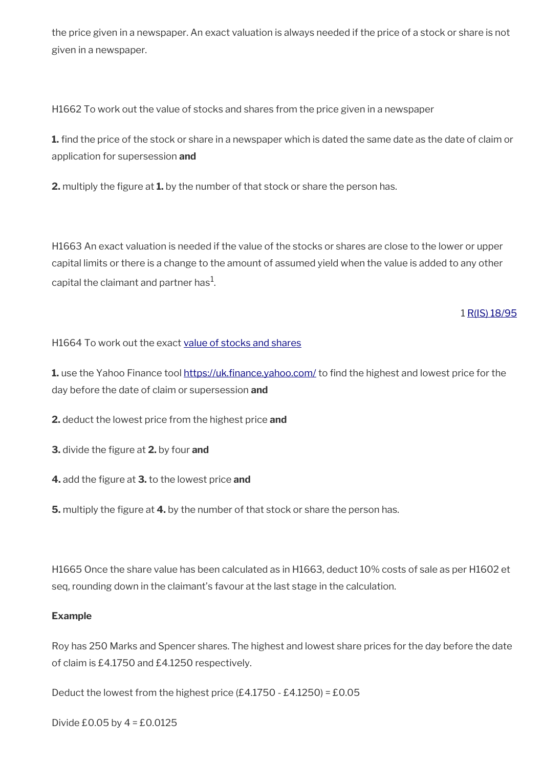the price given in a newspaper. An exact valuation is always needed if the price of a stock or share is not given in a newspaper.

H1662 To work out the value of stocks and shares from the price given in a newspaper

**1.** find the price of the stock or share in a newspaper which is dated the same date as the date of claim or application for supersession **and**

**2.** multiply the figure at **1.** by the number of that stock or share the person has.

H1663 An exact valuation is needed if the value of the stocks or shares are close to the lower or upper capital limits or there is a change to the amount of assumed yield when the value is added to any other capital the claimant and partner has[1].

1 R(IS) 18/95

H1664 To work out the exact value of stocks and shares

**1.** use the Yahoo Finance tool https://uk.finance.yahoo.com/ to find the highest and lowest price for the day before the date of claim or supersession **and**

**2.** deduct the lowest price from the highest price **and**

**3.** divide the figure at **2.** by four **and**

**4.** add the figure at **3.** to the lowest price **and**

**5.** multiply the figure at **4.** by the number of that stock or share the person has.

H1665 Once the share value has been calculated as in H1663, deduct 10% costs of sale as per H1602 et seq, rounding down in the claimant's favour at the last stage in the calculation.

**Example**

Roy has 250 Marks and Spencer shares. The highest and lowest share prices for the day before the date of claim is £4.1750 and £4.1250 respectively.

Deduct the lowest from the highest price (£4.1750 - £4.1250) = £0.05

Divide £0.05 by 4 = £0.0125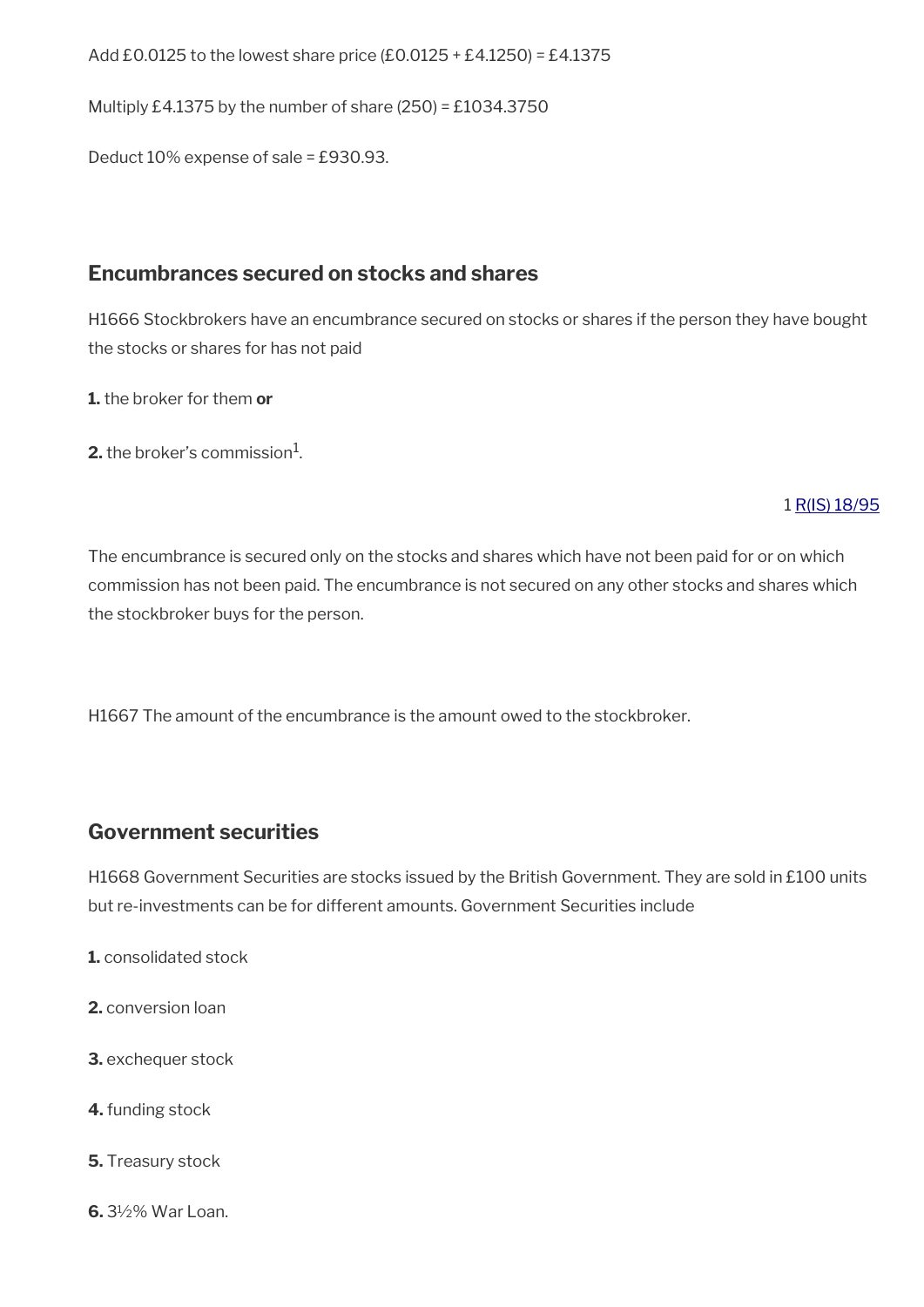Add £0.0125 to the lowest share price (£0.0125 + £4.1250) = £4.1375

Multiply £4.1375 by the number of share (250) = £1034.3750

Deduct 10% expense of sale = £930.93.

## Encumbrances secured on stocks and shares

H1666 Stockbrokers have an encumbrance secured on stocks or shares if the person they have bought the stocks or shares for has not paid

**1.** the broker for them **or**

**2.** the broker's commission[1].

1 R(IS) 18/95

The encumbrance is secured only on the stocks and shares which have not been paid for or on which commission has not been paid. The encumbrance is not secured on any other stocks and shares which the stockbroker buys for the person.

H1667 The amount of the encumbrance is the amount owed to the stockbroker.

## Government securities

H1668 Government Securities are stocks issued by the British Government. They are sold in £100 units but re-investments can be for different amounts. Government Securities include

**1.** consolidated stock

**2.** conversion loan

**3.** exchequer stock

**4.** funding stock

**5.** Treasury stock

**6.** 3½% War Loan.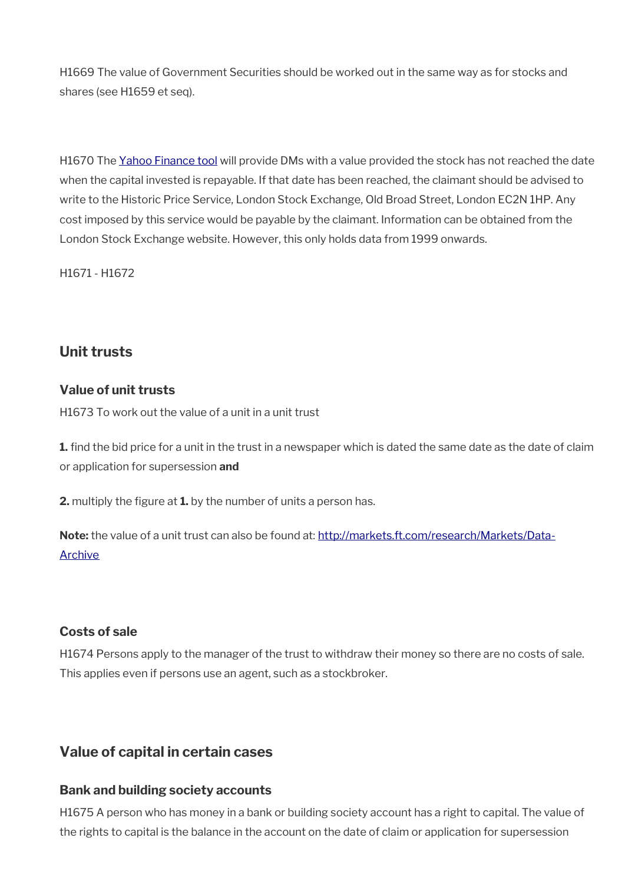H1669 The value of Government Securities should be worked out in the same way as for stocks and shares (see H1659 et seq).

H1670 The [Yahoo Finance tool]() will provide DMs with a value provided the stock has not reached the date when the capital invested is repayable. If that date has been reached, the claimant should be advised to write to the Historic Price Service, London Stock Exchange, Old Broad Street, London EC2N 1HP. Any cost imposed by this service would be payable by the claimant. Information can be obtained from the London Stock Exchange website. However, this only holds data from 1999 onwards.

H1671 - H1672

## Unit trusts

### Value of unit trusts

H1673 To work out the value of a unit in a unit trust

**1.** find the bid price for a unit in the trust in a newspaper which is dated the same date as the date of claim or application for supersession **and**

**2.** multiply the figure at **1.** by the number of units a person has.

**Note:** the value of a unit trust can also be found at: [http://markets.ft.com/research/Markets/Data-Archive](http://markets.ft.com/research/Markets/Data-Archive)

### Costs of sale

H1674 Persons apply to the manager of the trust to withdraw their money so there are no costs of sale. This applies even if persons use an agent, such as a stockbroker.

## Value of capital in certain cases

### Bank and building society accounts

H1675 A person who has money in a bank or building society account has a right to capital. The value of the rights to capital is the balance in the account on the date of claim or application for supersession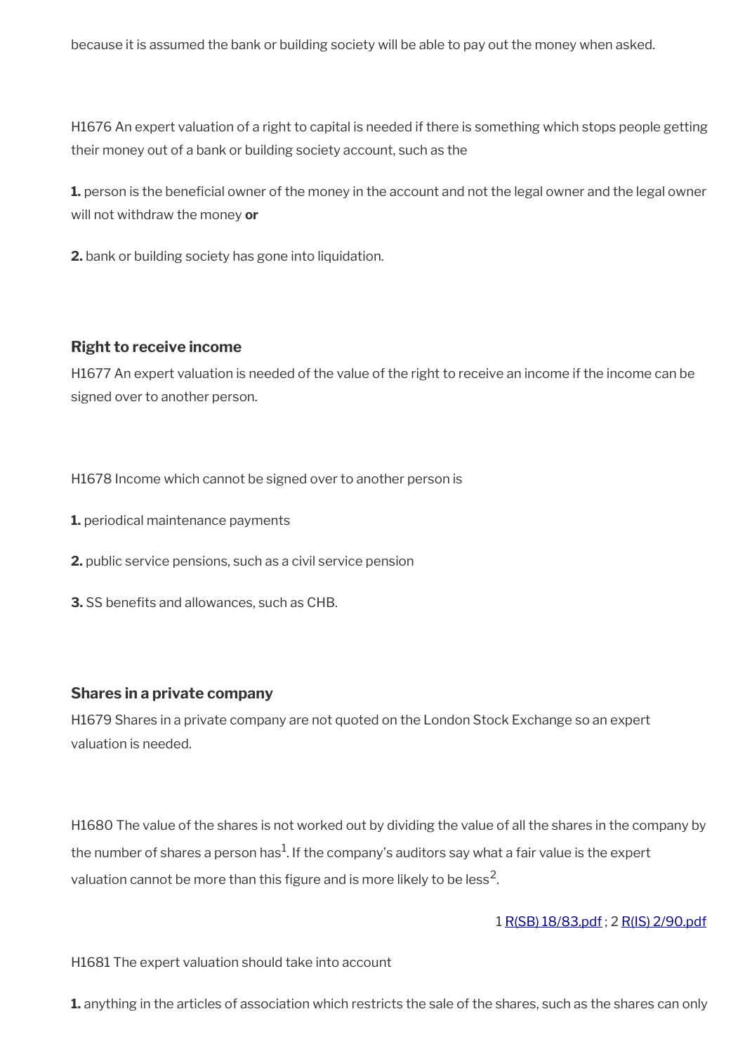because it is assumed the bank or building society will be able to pay out the money when asked.

H1676 An expert valuation of a right to capital is needed if there is something which stops people getting their money out of a bank or building society account, such as the

**1.** person is the beneficial owner of the money in the account and not the legal owner and the legal owner will not withdraw the money **or**

**2.** bank or building society has gone into liquidation.

### Right to receive income

H1677 An expert valuation is needed of the value of the right to receive an income if the income can be signed over to another person.

H1678 Income which cannot be signed over to another person is

**1.** periodical maintenance payments

**2.** public service pensions, such as a civil service pension

**3.** SS benefits and allowances, such as CHB.

### Shares in a private company

H1679 Shares in a private company are not quoted on the London Stock Exchange so an expert valuation is needed.

H1680 The value of the shares is not worked out by dividing the value of all the shares in the company by the number of shares a person has[1]. If the company's auditors say what a fair value is the expert valuation cannot be more than this figure and is more likely to be less[2].

1 [R(SB) 18/83.pdf](R(SB) 18/83.pdf) ; 2 [R(IS) 2/90.pdf](R(IS) 2/90.pdf)

H1681 The expert valuation should take into account

**1.** anything in the articles of association which restricts the sale of the shares, such as the shares can only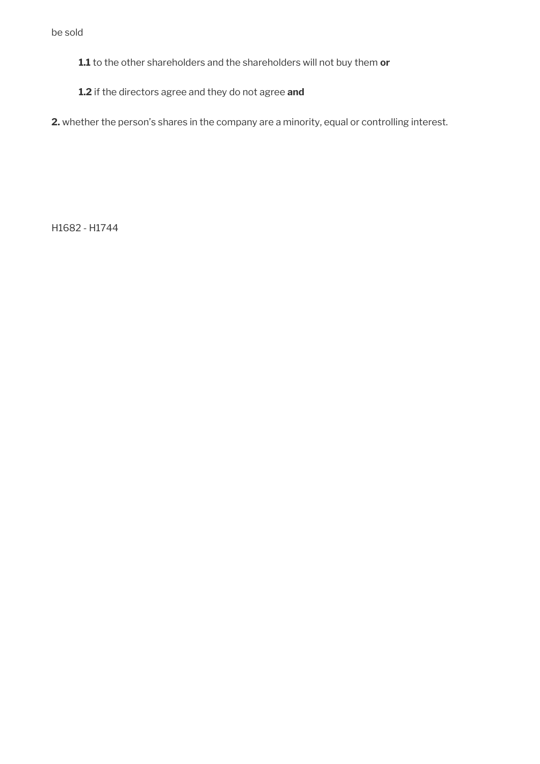be sold

**1.1** to the other shareholders and the shareholders will not buy them **or**

**1.2** if the directors agree and they do not agree **and**

**2.** whether the person's shares in the company are a minority, equal or controlling interest.

H1682 - H1744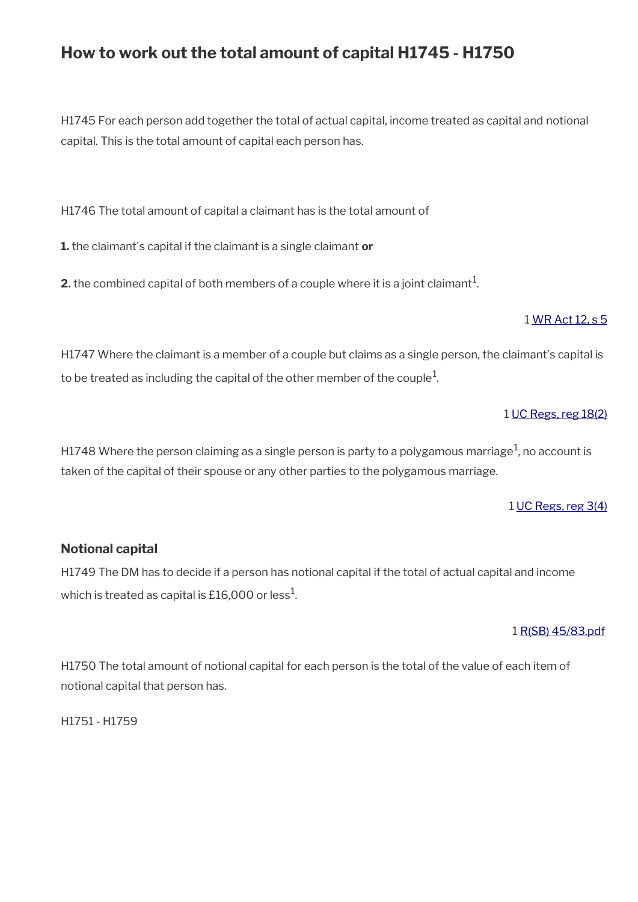# How to work out the total amount of capital H1745 - H1750

H1745 For each person add together the total of actual capital, income treated as capital and notional capital. This is the total amount of capital each person has.

H1746 The total amount of capital a claimant has is the total amount of

**1.** the claimant's capital if the claimant is a single claimant **or**

**2.** the combined capital of both members of a couple where it is a joint claimant[1].

1 [WR Act 12, s 5]

H1747 Where the claimant is a member of a couple but claims as a single person, the claimant's capital is to be treated as including the capital of the other member of the couple[1].

1 [UC Regs, reg 18(2)]

H1748 Where the person claiming as a single person is party to a polygamous marriage[1], no account is taken of the capital of their spouse or any other parties to the polygamous marriage.

1 [UC Regs, reg 3(4)]

## Notional capital

H1749 The DM has to decide if a person has notional capital if the total of actual capital and income which is treated as capital is £16,000 or less[1].

1 [R(SB) 45/83.pdf]

H1750 The total amount of notional capital for each person is the total of the value of each item of notional capital that person has.

H1751 - H1759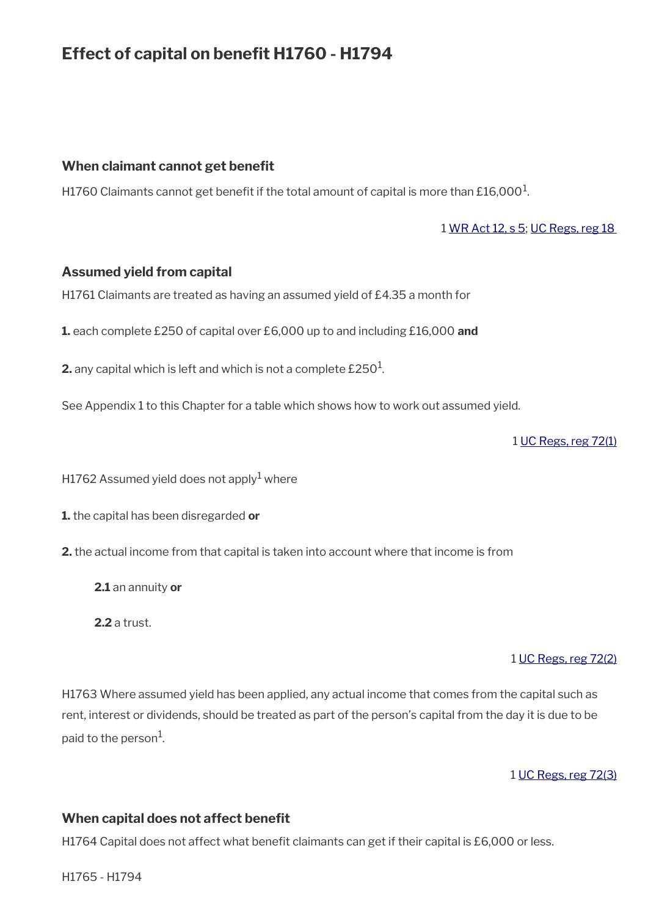# Effect of capital on benefit H1760 - H1794

### When claimant cannot get benefit

H1760 Claimants cannot get benefit if the total amount of capital is more than £16,000[1].

1 WR Act 12, s 5; UC Regs, reg 18

### Assumed yield from capital

H1761 Claimants are treated as having an assumed yield of £4.35 a month for

**1.** each complete £250 of capital over £6,000 up to and including £16,000 **and**

**2.** any capital which is left and which is not a complete £250[1].

See Appendix 1 to this Chapter for a table which shows how to work out assumed yield.

1 UC Regs, reg 72(1)

H1762 Assumed yield does not apply[1] where

**1.** the capital has been disregarded **or**

**2.** the actual income from that capital is taken into account where that income is from

> **2.1** an annuity **or**
>
> **2.2** a trust.

1 UC Regs, reg 72(2)

H1763 Where assumed yield has been applied, any actual income that comes from the capital such as rent, interest or dividends, should be treated as part of the person's capital from the day it is due to be paid to the person[1].

1 UC Regs, reg 72(3)

### When capital does not affect benefit

H1764 Capital does not affect what benefit claimants can get if their capital is £6,000 or less.

H1765 - H1794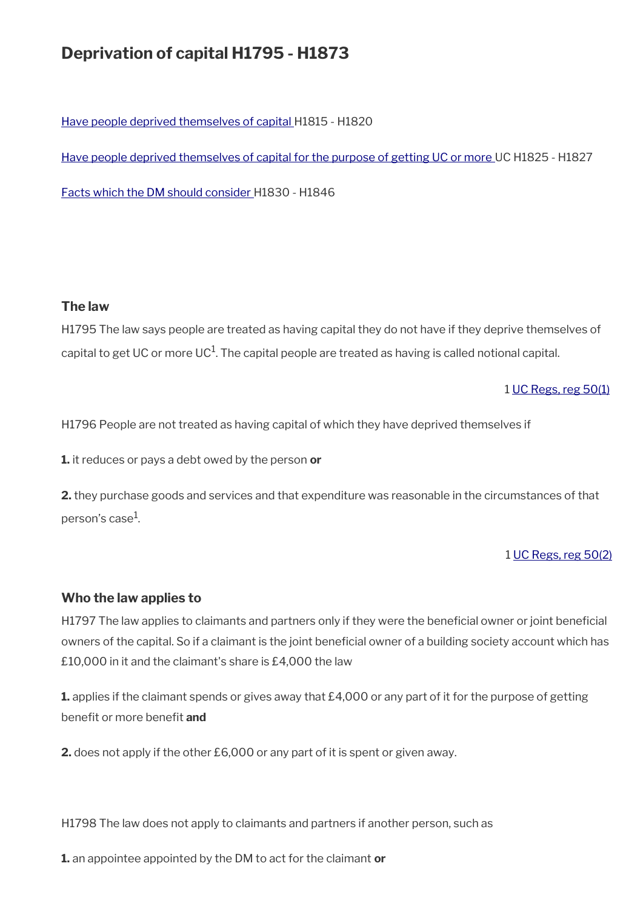# Deprivation of capital H1795 - H1873

[Have people deprived themselves of capital ](#)H1815 - H1820

[Have people deprived themselves of capital for the purpose of getting UC or more ](#)UC H1825 - H1827

[Facts which the DM should consider ](#)H1830 - H1846

### The law

H1795 The law says people are treated as having capital they do not have if they deprive themselves of capital to get UC or more UC[1]. The capital people are treated as having is called notional capital.

1 [UC Regs, reg 50(1)](#)

H1796 People are not treated as having capital of which they have deprived themselves if

**1.** it reduces or pays a debt owed by the person **or**

**2.** they purchase goods and services and that expenditure was reasonable in the circumstances of that person's case[1].

1 [UC Regs, reg 50(2)](#)

### Who the law applies to

H1797 The law applies to claimants and partners only if they were the beneficial owner or joint beneficial owners of the capital. So if a claimant is the joint beneficial owner of a building society account which has £10,000 in it and the claimant's share is £4,000 the law

**1.** applies if the claimant spends or gives away that £4,000 or any part of it for the purpose of getting benefit or more benefit **and**

**2.** does not apply if the other £6,000 or any part of it is spent or given away.

H1798 The law does not apply to claimants and partners if another person, such as

**1.** an appointee appointed by the DM to act for the claimant **or**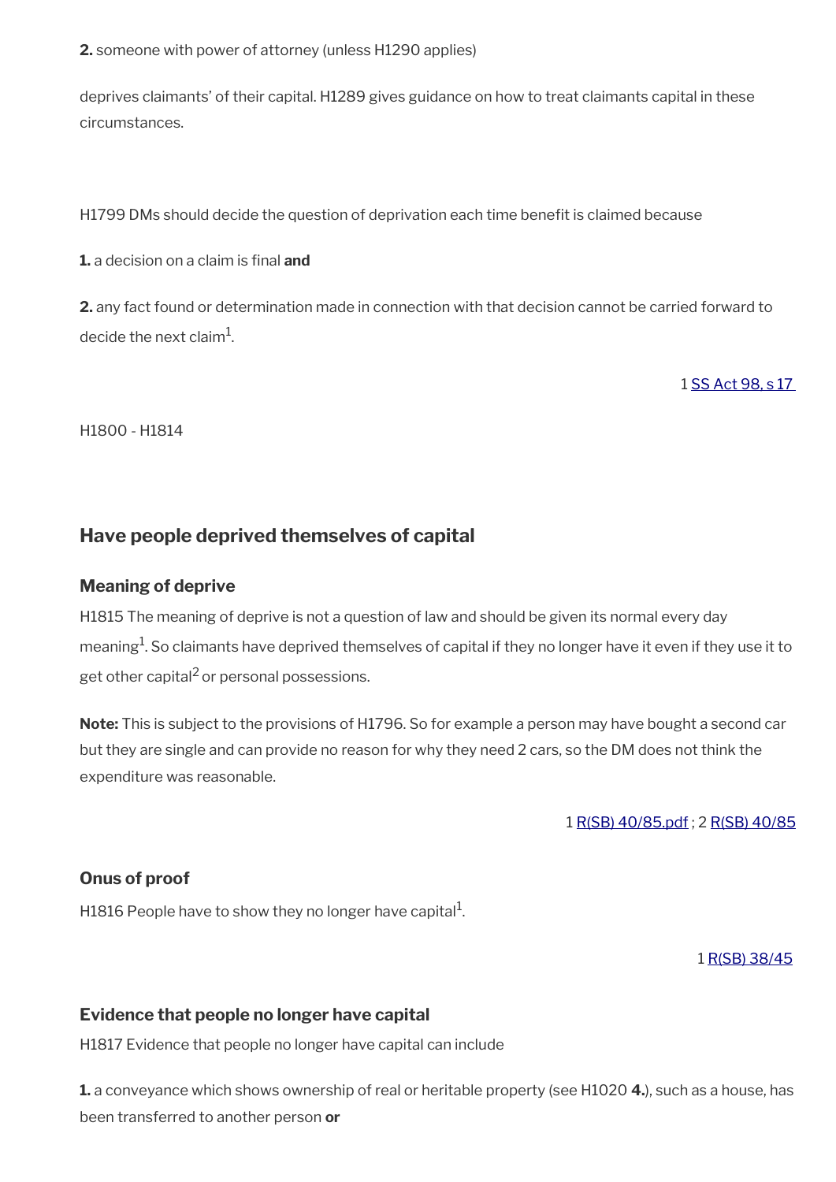**2.** someone with power of attorney (unless H1290 applies)

deprives claimants' of their capital. H1289 gives guidance on how to treat claimants capital in these circumstances.

H1799 DMs should decide the question of deprivation each time benefit is claimed because

**1.** a decision on a claim is final **and**

**2.** any fact found or determination made in connection with that decision cannot be carried forward to decide the next claim[1].

1 SS Act 98, s 17

H1800 - H1814

## Have people deprived themselves of capital

### Meaning of deprive

H1815 The meaning of deprive is not a question of law and should be given its normal every day meaning[1]. So claimants have deprived themselves of capital if they no longer have it even if they use it to get other capital[2] or personal possessions.

**Note:** This is subject to the provisions of H1796. So for example a person may have bought a second car but they are single and can provide no reason for why they need 2 cars, so the DM does not think the expenditure was reasonable.

1 R(SB) 40/85.pdf ; 2 R(SB) 40/85

### Onus of proof

H1816 People have to show they no longer have capital[1].

1 R(SB) 38/45

### Evidence that people no longer have capital

H1817 Evidence that people no longer have capital can include

**1.** a conveyance which shows ownership of real or heritable property (see H1020 **4.**), such as a house, has been transferred to another person **or**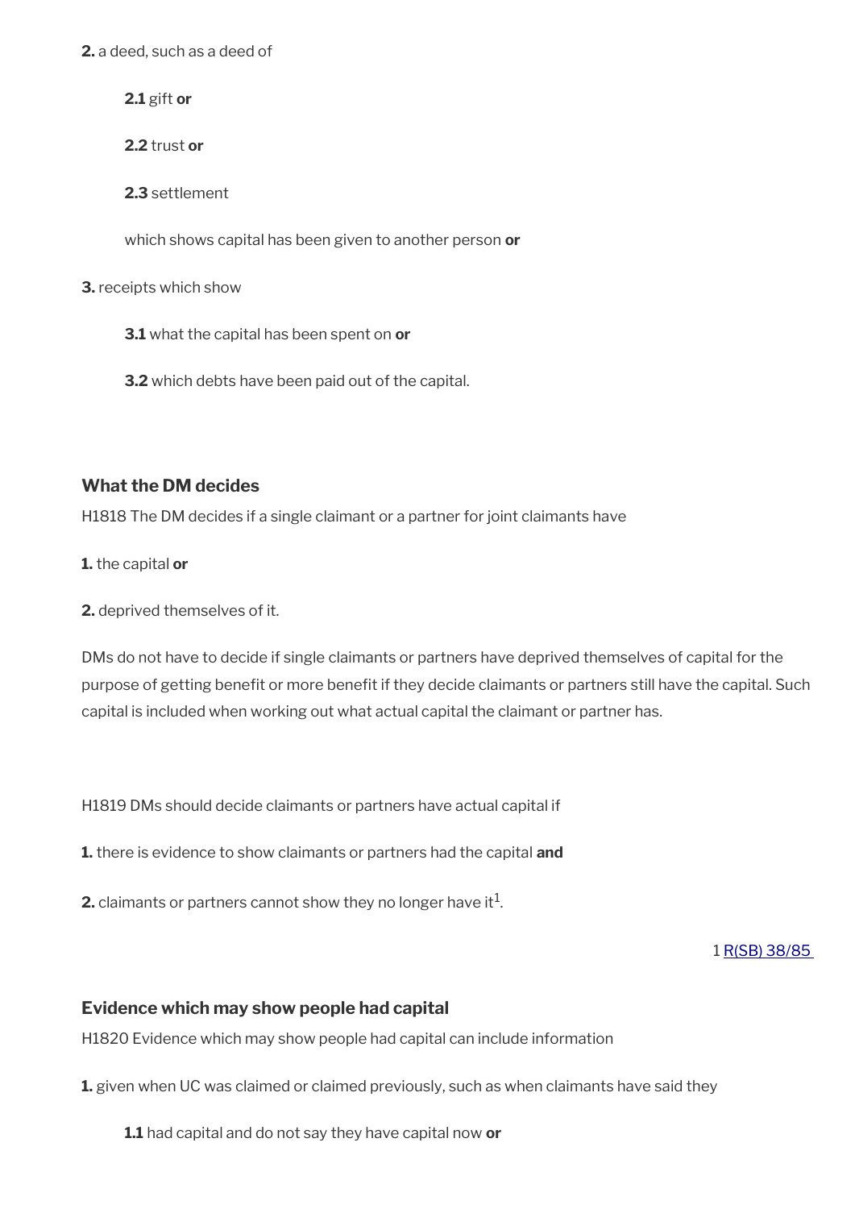**2.** a deed, such as a deed of

**2.1** gift **or**

**2.2** trust **or**

**2.3** settlement

which shows capital has been given to another person **or**

**3.** receipts which show

**3.1** what the capital has been spent on **or**

**3.2** which debts have been paid out of the capital.

### What the DM decides

H1818 The DM decides if a single claimant or a partner for joint claimants have

**1.** the capital **or**

**2.** deprived themselves of it.

DMs do not have to decide if single claimants or partners have deprived themselves of capital for the purpose of getting benefit or more benefit if they decide claimants or partners still have the capital. Such capital is included when working out what actual capital the claimant or partner has.

H1819 DMs should decide claimants or partners have actual capital if

**1.** there is evidence to show claimants or partners had the capital **and**

**2.** claimants or partners cannot show they no longer have it[1].

1 [R(SB) 38/85](R(SB) 38/85)

### Evidence which may show people had capital

H1820 Evidence which may show people had capital can include information

**1.** given when UC was claimed or claimed previously, such as when claimants have said they

**1.1** had capital and do not say they have capital now **or**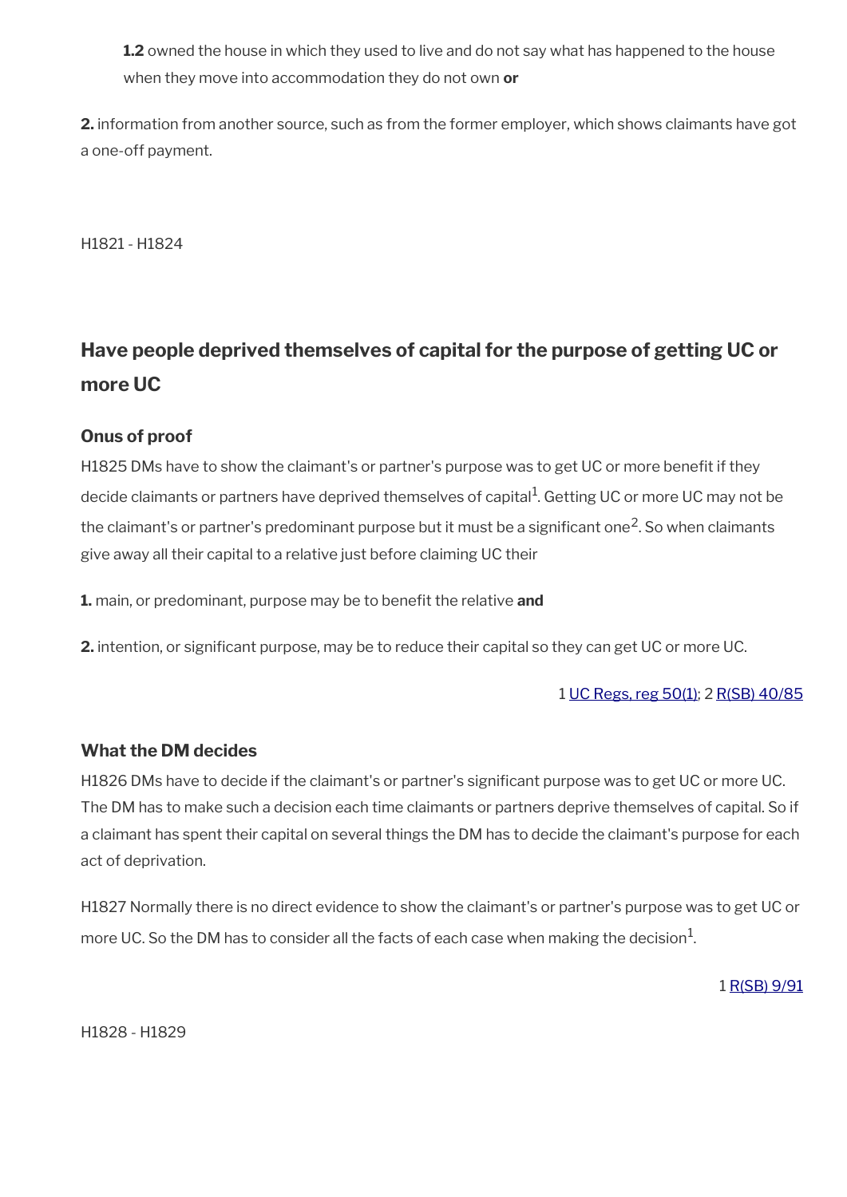**1.2** owned the house in which they used to live and do not say what has happened to the house when they move into accommodation they do not own **or**

**2.** information from another source, such as from the former employer, which shows claimants have got a one-off payment.

H1821 - H1824

## Have people deprived themselves of capital for the purpose of getting UC or more UC

### Onus of proof

H1825 DMs have to show the claimant's or partner's purpose was to get UC or more benefit if they decide claimants or partners have deprived themselves of capital[1]. Getting UC or more UC may not be the claimant's or partner's predominant purpose but it must be a significant one[2]. So when claimants give away all their capital to a relative just before claiming UC their

**1.** main, or predominant, purpose may be to benefit the relative **and**

**2.** intention, or significant purpose, may be to reduce their capital so they can get UC or more UC.

1 UC Regs, reg 50(1); 2 R(SB) 40/85

### What the DM decides

H1826 DMs have to decide if the claimant's or partner's significant purpose was to get UC or more UC. The DM has to make such a decision each time claimants or partners deprive themselves of capital. So if a claimant has spent their capital on several things the DM has to decide the claimant's purpose for each act of deprivation.

H1827 Normally there is no direct evidence to show the claimant's or partner's purpose was to get UC or more UC. So the DM has to consider all the facts of each case when making the decision[1].

1 R(SB) 9/91

H1828 - H1829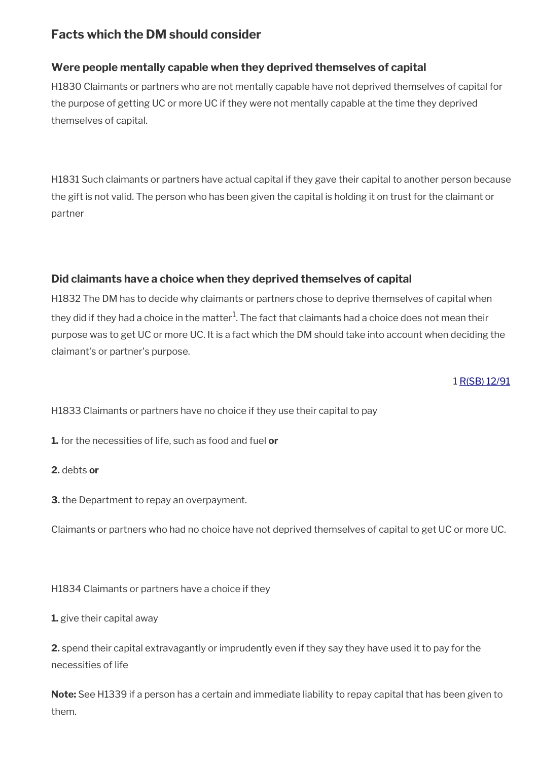## Facts which the DM should consider

### Were people mentally capable when they deprived themselves of capital

H1830 Claimants or partners who are not mentally capable have not deprived themselves of capital for the purpose of getting UC or more UC if they were not mentally capable at the time they deprived themselves of capital.

H1831 Such claimants or partners have actual capital if they gave their capital to another person because the gift is not valid. The person who has been given the capital is holding it on trust for the claimant or partner

### Did claimants have a choice when they deprived themselves of capital

H1832 The DM has to decide why claimants or partners chose to deprive themselves of capital when they did if they had a choice in the matter[1]. The fact that claimants had a choice does not mean their purpose was to get UC or more UC. It is a fact which the DM should take into account when deciding the claimant's or partner's purpose.

1 R(SB) 12/91

H1833 Claimants or partners have no choice if they use their capital to pay

**1.** for the necessities of life, such as food and fuel **or**

**2.** debts **or**

**3.** the Department to repay an overpayment.

Claimants or partners who had no choice have not deprived themselves of capital to get UC or more UC.

H1834 Claimants or partners have a choice if they

**1.** give their capital away

**2.** spend their capital extravagantly or imprudently even if they say they have used it to pay for the necessities of life

**Note:** See H1339 if a person has a certain and immediate liability to repay capital that has been given to them.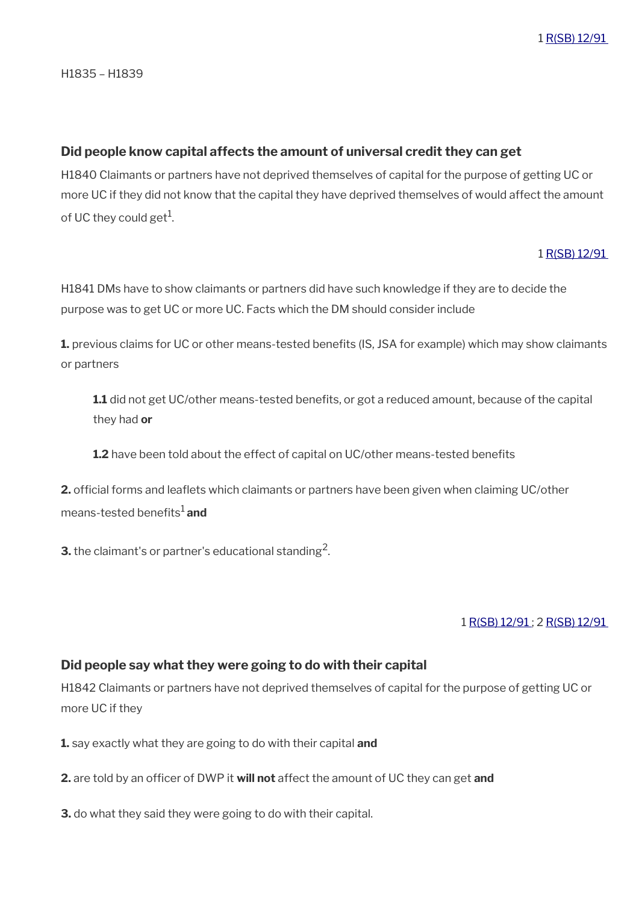1 R(SB) 12/91

H1835 – H1839

### Did people know capital affects the amount of universal credit they can get

H1840 Claimants or partners have not deprived themselves of capital for the purpose of getting UC or more UC if they did not know that the capital they have deprived themselves of would affect the amount of UC they could get[1].

1 R(SB) 12/91

H1841 DMs have to show claimants or partners did have such knowledge if they are to decide the purpose was to get UC or more UC. Facts which the DM should consider include

**1.** previous claims for UC or other means-tested benefits (IS, JSA for example) which may show claimants or partners

> **1.1** did not get UC/other means-tested benefits, or got a reduced amount, because of the capital they had **or**
>
> **1.2** have been told about the effect of capital on UC/other means-tested benefits

**2.** official forms and leaflets which claimants or partners have been given when claiming UC/other means-tested benefits[1] **and**

**3.** the claimant's or partner's educational standing[2].

1 R(SB) 12/91 ; 2 R(SB) 12/91

### Did people say what they were going to do with their capital

H1842 Claimants or partners have not deprived themselves of capital for the purpose of getting UC or more UC if they

**1.** say exactly what they are going to do with their capital **and**

**2.** are told by an officer of DWP it **will not** affect the amount of UC they can get **and**

**3.** do what they said they were going to do with their capital.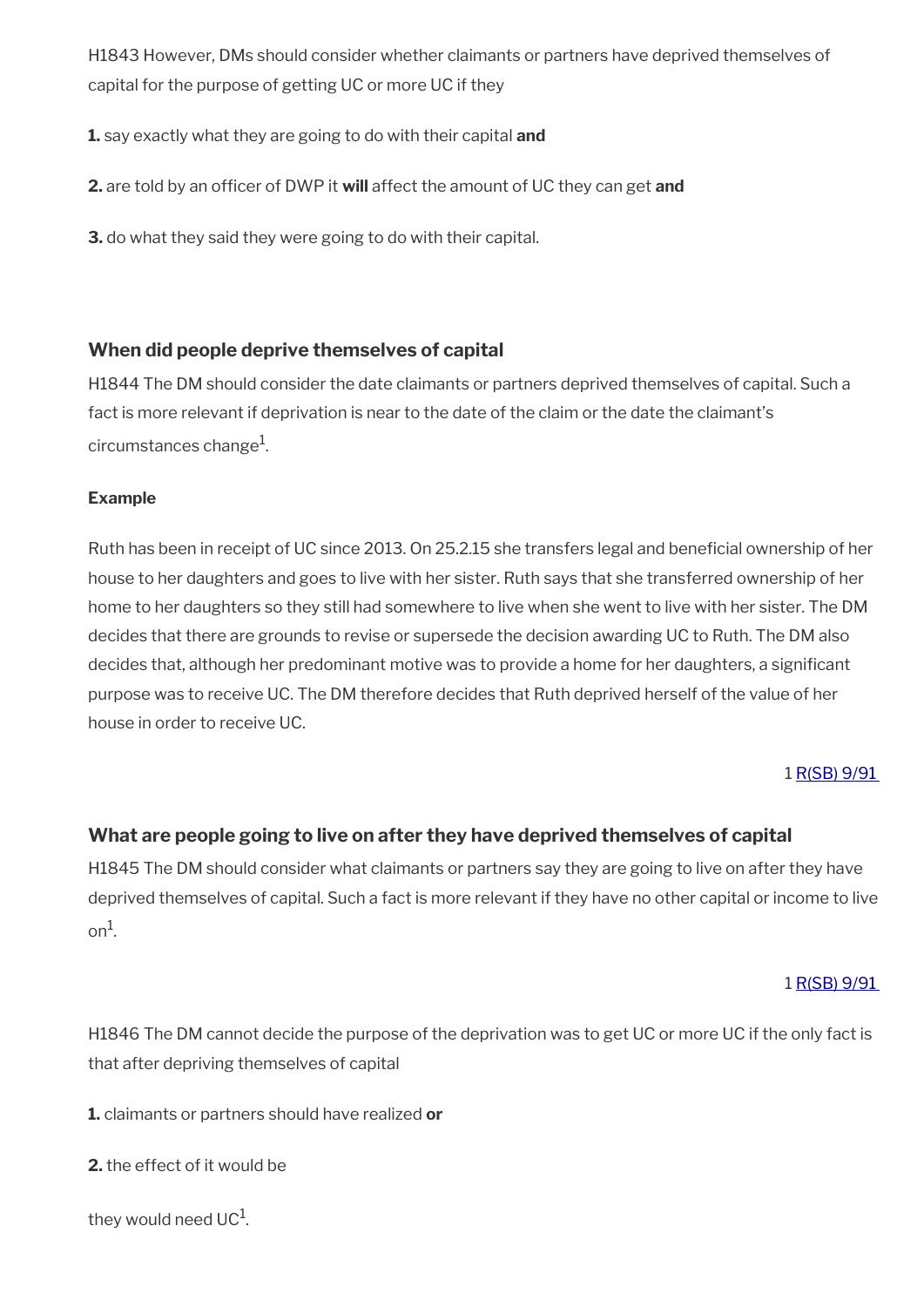H1843 However, DMs should consider whether claimants or partners have deprived themselves of capital for the purpose of getting UC or more UC if they

**1.** say exactly what they are going to do with their capital **and**

**2.** are told by an officer of DWP it **will** affect the amount of UC they can get **and**

**3.** do what they said they were going to do with their capital.

### When did people deprive themselves of capital

H1844 The DM should consider the date claimants or partners deprived themselves of capital. Such a fact is more relevant if deprivation is near to the date of the claim or the date the claimant's circumstances change[1].

**Example**

Ruth has been in receipt of UC since 2013. On 25.2.15 she transfers legal and beneficial ownership of her house to her daughters and goes to live with her sister. Ruth says that she transferred ownership of her home to her daughters so they still had somewhere to live when she went to live with her sister. The DM decides that there are grounds to revise or supersede the decision awarding UC to Ruth. The DM also decides that, although her predominant motive was to provide a home for her daughters, a significant purpose was to receive UC. The DM therefore decides that Ruth deprived herself of the value of her house in order to receive UC.

1 R(SB) 9/91

### What are people going to live on after they have deprived themselves of capital

H1845 The DM should consider what claimants or partners say they are going to live on after they have deprived themselves of capital. Such a fact is more relevant if they have no other capital or income to live on[1].

1 R(SB) 9/91

H1846 The DM cannot decide the purpose of the deprivation was to get UC or more UC if the only fact is that after depriving themselves of capital

**1.** claimants or partners should have realized **or**

**2.** the effect of it would be

they would need UC[1].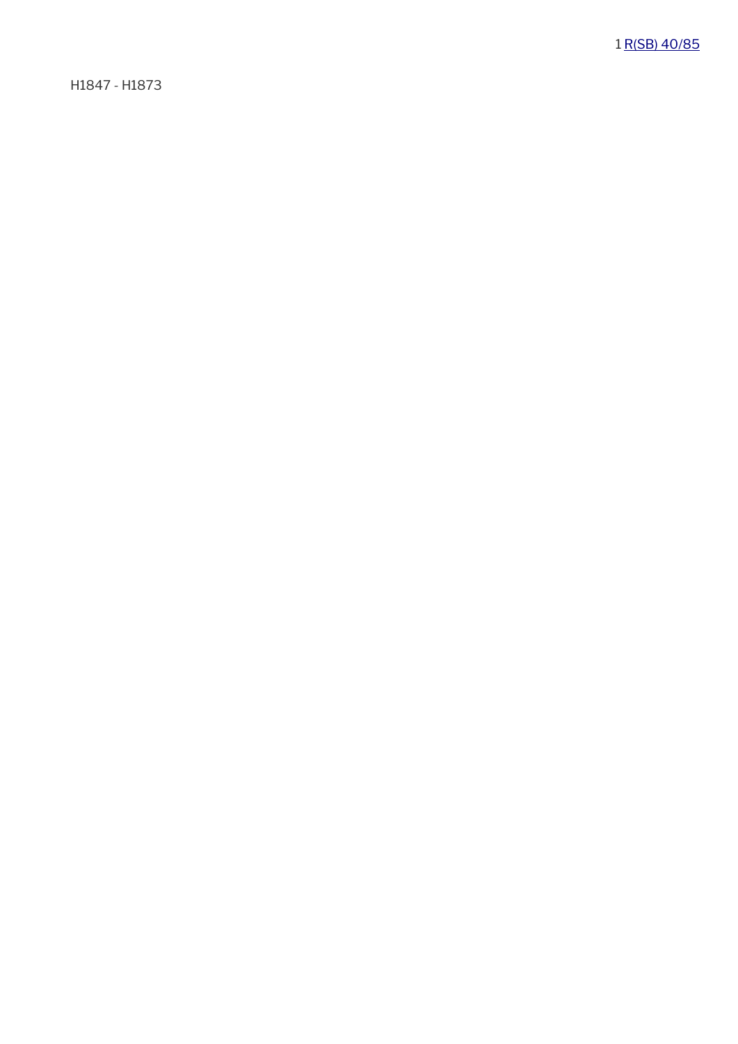1 R(SB) 40/85

H1847 - H1873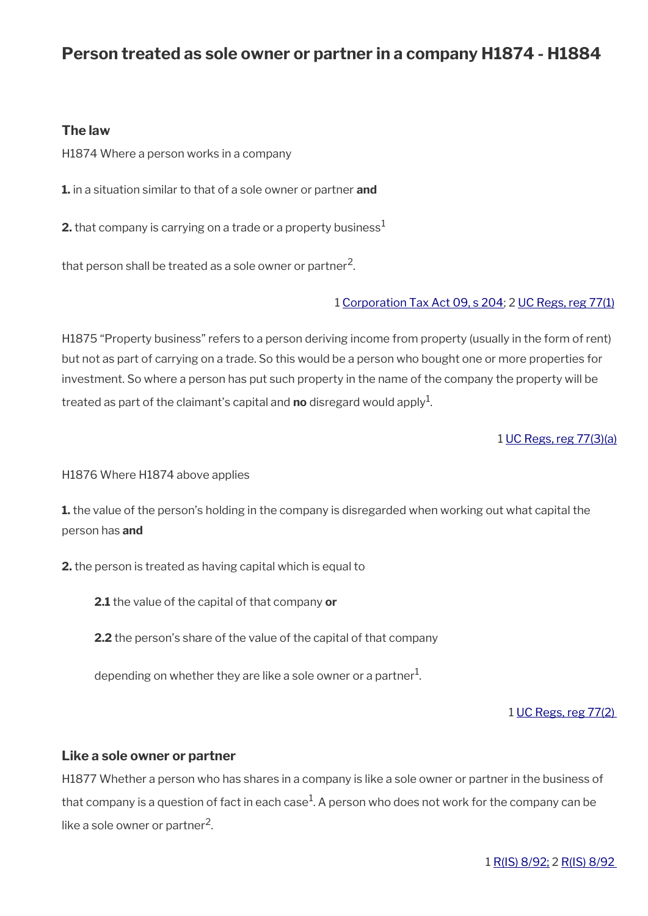# Person treated as sole owner or partner in a company H1874 - H1884

## The law

H1874 Where a person works in a company

**1.** in a situation similar to that of a sole owner or partner **and**

**2.** that company is carrying on a trade or a property business[1]

that person shall be treated as a sole owner or partner[2].

1 Corporation Tax Act 09, s 204; 2 UC Regs, reg 77(1)

H1875 “Property business” refers to a person deriving income from property (usually in the form of rent) but not as part of carrying on a trade. So this would be a person who bought one or more properties for investment. So where a person has put such property in the name of the company the property will be treated as part of the claimant’s capital and **no** disregard would apply[1].

1 UC Regs, reg 77(3)(a)

H1876 Where H1874 above applies

**1.** the value of the person’s holding in the company is disregarded when working out what capital the person has **and**

**2.** the person is treated as having capital which is equal to

**2.1** the value of the capital of that company **or**

**2.2** the person’s share of the value of the capital of that company

depending on whether they are like a sole owner or a partner[1].

1 UC Regs, reg 77(2)

## Like a sole owner or partner

H1877 Whether a person who has shares in a company is like a sole owner or partner in the business of that company is a question of fact in each case[1]. A person who does not work for the company can be like a sole owner or partner[2].

1 R(IS) 8/92; 2 R(IS) 8/92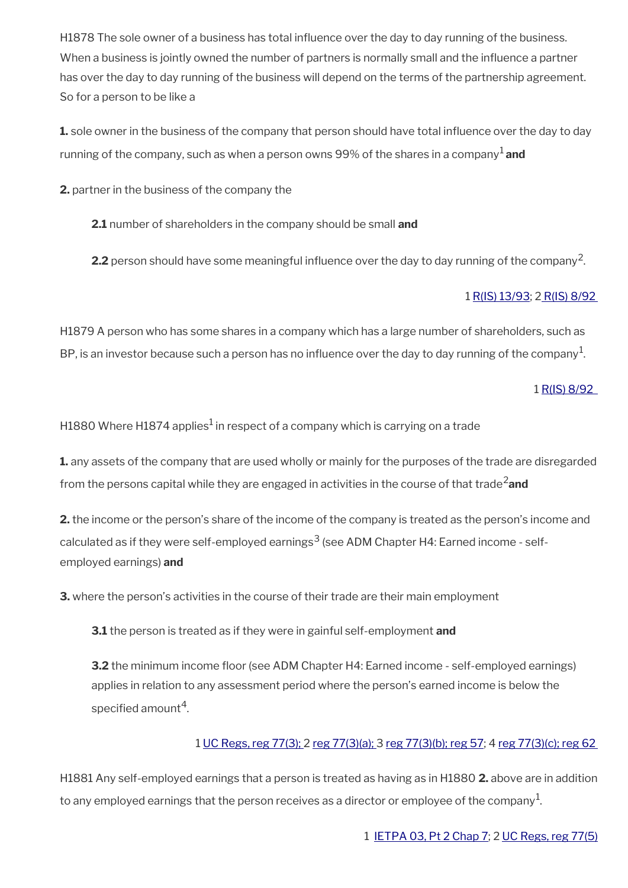H1878 The sole owner of a business has total influence over the day to day running of the business. When a business is jointly owned the number of partners is normally small and the influence a partner has over the day to day running of the business will depend on the terms of the partnership agreement. So for a person to be like a

**1.** sole owner in the business of the company that person should have total influence over the day to day running of the company, such as when a person owns 99% of the shares in a company[1] **and**

**2.** partner in the business of the company the

> **2.1** number of shareholders in the company should be small **and**
>
> **2.2** person should have some meaningful influence over the day to day running of the company[2].

1 R(IS) 13/93; 2 R(IS) 8/92

H1879 A person who has some shares in a company which has a large number of shareholders, such as BP, is an investor because such a person has no influence over the day to day running of the company[1].

1 R(IS) 8/92

H1880 Where H1874 applies[1] in respect of a company which is carrying on a trade

**1.** any assets of the company that are used wholly or mainly for the purposes of the trade are disregarded from the persons capital while they are engaged in activities in the course of that trade[2] **and**

**2.** the income or the person's share of the income of the company is treated as the person's income and calculated as if they were self-employed earnings[3] (see ADM Chapter H4: Earned income - self-employed earnings) **and**

**3.** where the person's activities in the course of their trade are their main employment

> **3.1** the person is treated as if they were in gainful self-employment **and**
>
> **3.2** the minimum income floor (see ADM Chapter H4: Earned income - self-employed earnings) applies in relation to any assessment period where the person's earned income is below the specified amount[4].

1 UC Regs, reg 77(3); 2 reg 77(3)(a); 3 reg 77(3)(b); reg 57; 4 reg 77(3)(c); reg 62

H1881 Any self-employed earnings that a person is treated as having as in H1880 **2.** above are in addition to any employed earnings that the person receives as a director or employee of the company[1].

1 IETPA 03, Pt 2 Chap 7; 2 UC Regs, reg 77(5)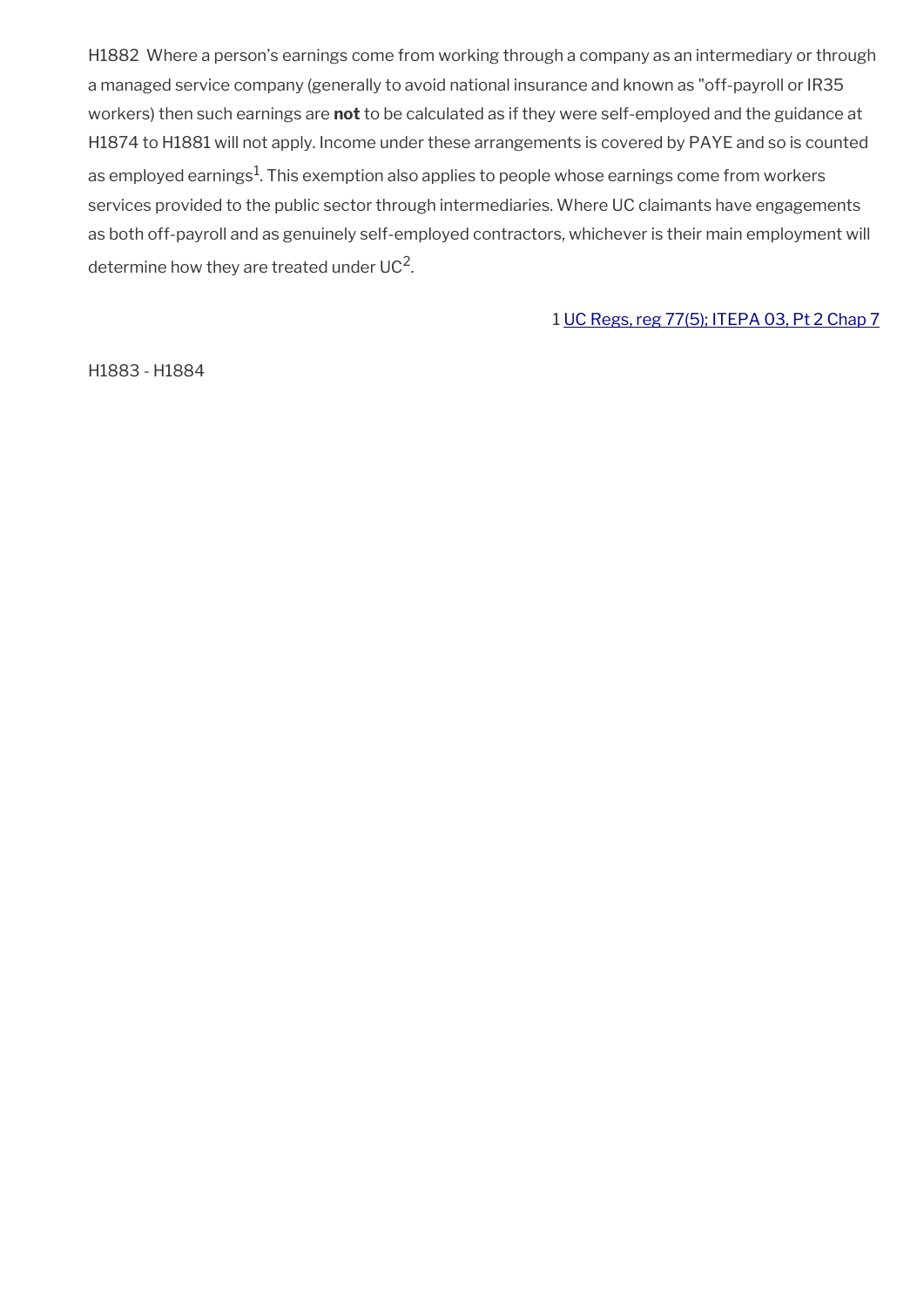H1882 Where a person's earnings come from working through a company as an intermediary or through a managed service company (generally to avoid national insurance and known as "off-payroll or IR35 workers) then such earnings are **not** to be calculated as if they were self-employed and the guidance at H1874 to H1881 will not apply. Income under these arrangements is covered by PAYE and so is counted as employed earnings[1]. This exemption also applies to people whose earnings come from workers services provided to the public sector through intermediaries. Where UC claimants have engagements as both off-payroll and as genuinely self-employed contractors, whichever is their main employment will determine how they are treated under UC[2].

1 [UC Regs, reg 77(5); ITEPA 03, Pt 2 Chap 7]

H1883 - H1884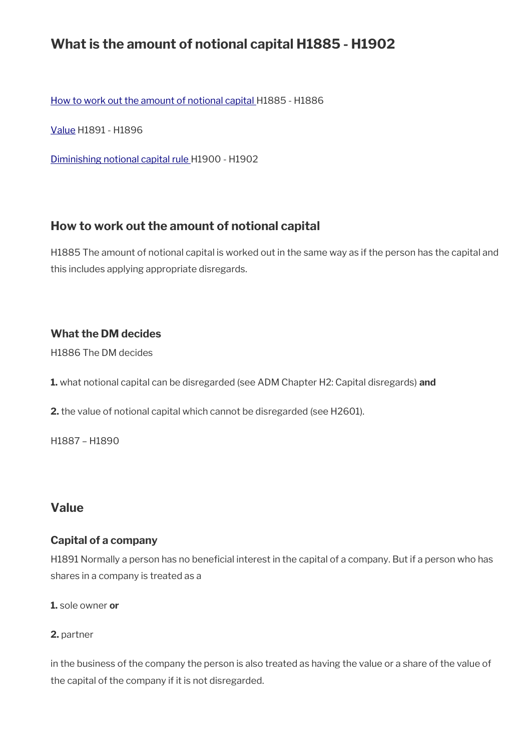# What is the amount of notional capital H1885 - H1902

[How to work out the amount of notional capital ]H1885 - H1886

[Value] H1891 - H1896

[Diminishing notional capital rule ]H1900 - H1902

## How to work out the amount of notional capital

H1885 The amount of notional capital is worked out in the same way as if the person has the capital and this includes applying appropriate disregards.

### What the DM decides

H1886 The DM decides

**1.** what notional capital can be disregarded (see ADM Chapter H2: Capital disregards) **and**

**2.** the value of notional capital which cannot be disregarded (see H2601).

H1887 – H1890

## Value

### Capital of a company

H1891 Normally a person has no beneficial interest in the capital of a company. But if a person who has shares in a company is treated as a

**1.** sole owner **or**

**2.** partner

in the business of the company the person is also treated as having the value or a share of the value of the capital of the company if it is not disregarded.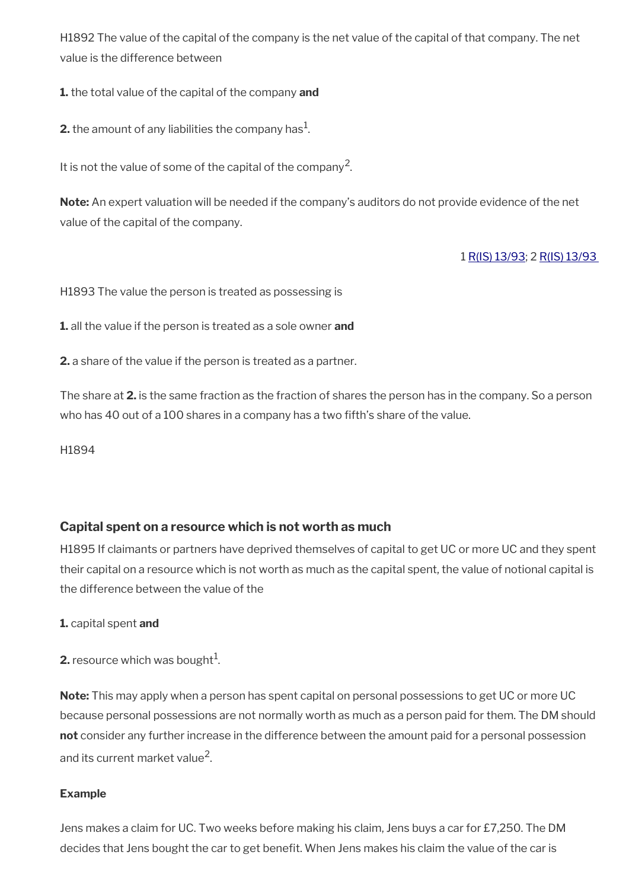H1892 The value of the capital of the company is the net value of the capital of that company. The net value is the difference between

**1.** the total value of the capital of the company **and**

**2.** the amount of any liabilities the company has[1].

It is not the value of some of the capital of the company[2].

**Note:** An expert valuation will be needed if the company's auditors do not provide evidence of the net value of the capital of the company.

1 R(IS) 13/93; 2 R(IS) 13/93

H1893 The value the person is treated as possessing is

**1.** all the value if the person is treated as a sole owner **and**

**2.** a share of the value if the person is treated as a partner.

The share at **2.** is the same fraction as the fraction of shares the person has in the company. So a person who has 40 out of a 100 shares in a company has a two fifth's share of the value.

H1894

### Capital spent on a resource which is not worth as much

H1895 If claimants or partners have deprived themselves of capital to get UC or more UC and they spent their capital on a resource which is not worth as much as the capital spent, the value of notional capital is the difference between the value of the

**1.** capital spent **and**

**2.** resource which was bought[1].

**Note:** This may apply when a person has spent capital on personal possessions to get UC or more UC because personal possessions are not normally worth as much as a person paid for them. The DM should **not** consider any further increase in the difference between the amount paid for a personal possession and its current market value[2].

**Example**

Jens makes a claim for UC. Two weeks before making his claim, Jens buys a car for £7,250. The DM decides that Jens bought the car to get benefit. When Jens makes his claim the value of the car is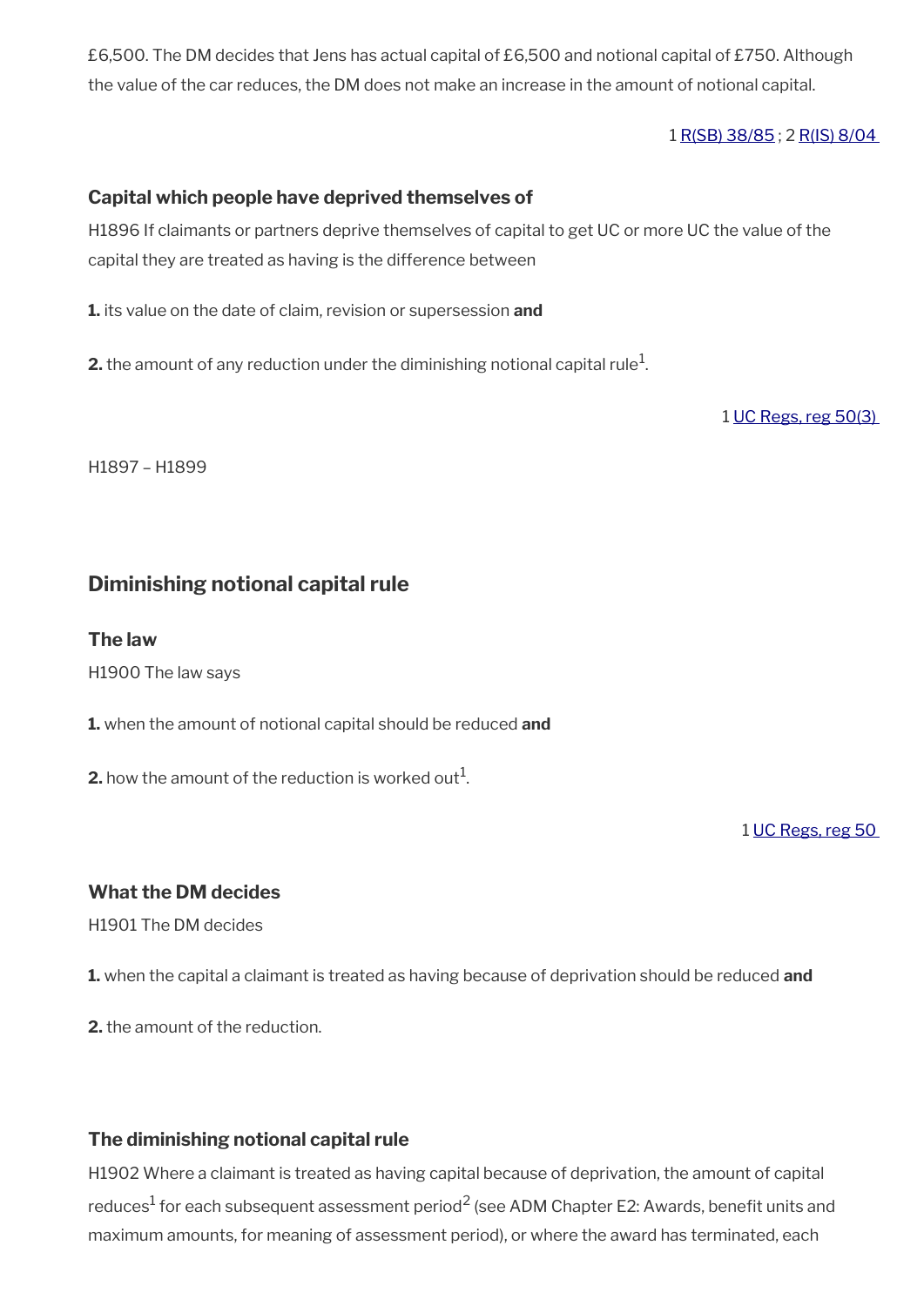£6,500. The DM decides that Jens has actual capital of £6,500 and notional capital of £750. Although the value of the car reduces, the DM does not make an increase in the amount of notional capital.

1 R(SB) 38/85 ; 2 R(IS) 8/04

### Capital which people have deprived themselves of

H1896 If claimants or partners deprive themselves of capital to get UC or more UC the value of the capital they are treated as having is the difference between

**1.** its value on the date of claim, revision or supersession **and**

**2.** the amount of any reduction under the diminishing notional capital rule[1].

1 UC Regs, reg 50(3)

H1897 – H1899

## Diminishing notional capital rule

### The law

H1900 The law says

**1.** when the amount of notional capital should be reduced **and**

**2.** how the amount of the reduction is worked out[1].

1 UC Regs, reg 50

### What the DM decides

H1901 The DM decides

**1.** when the capital a claimant is treated as having because of deprivation should be reduced **and**

**2.** the amount of the reduction.

### The diminishing notional capital rule

H1902 Where a claimant is treated as having capital because of deprivation, the amount of capital reduces[1] for each subsequent assessment period[2] (see ADM Chapter E2: Awards, benefit units and maximum amounts, for meaning of assessment period), or where the award has terminated, each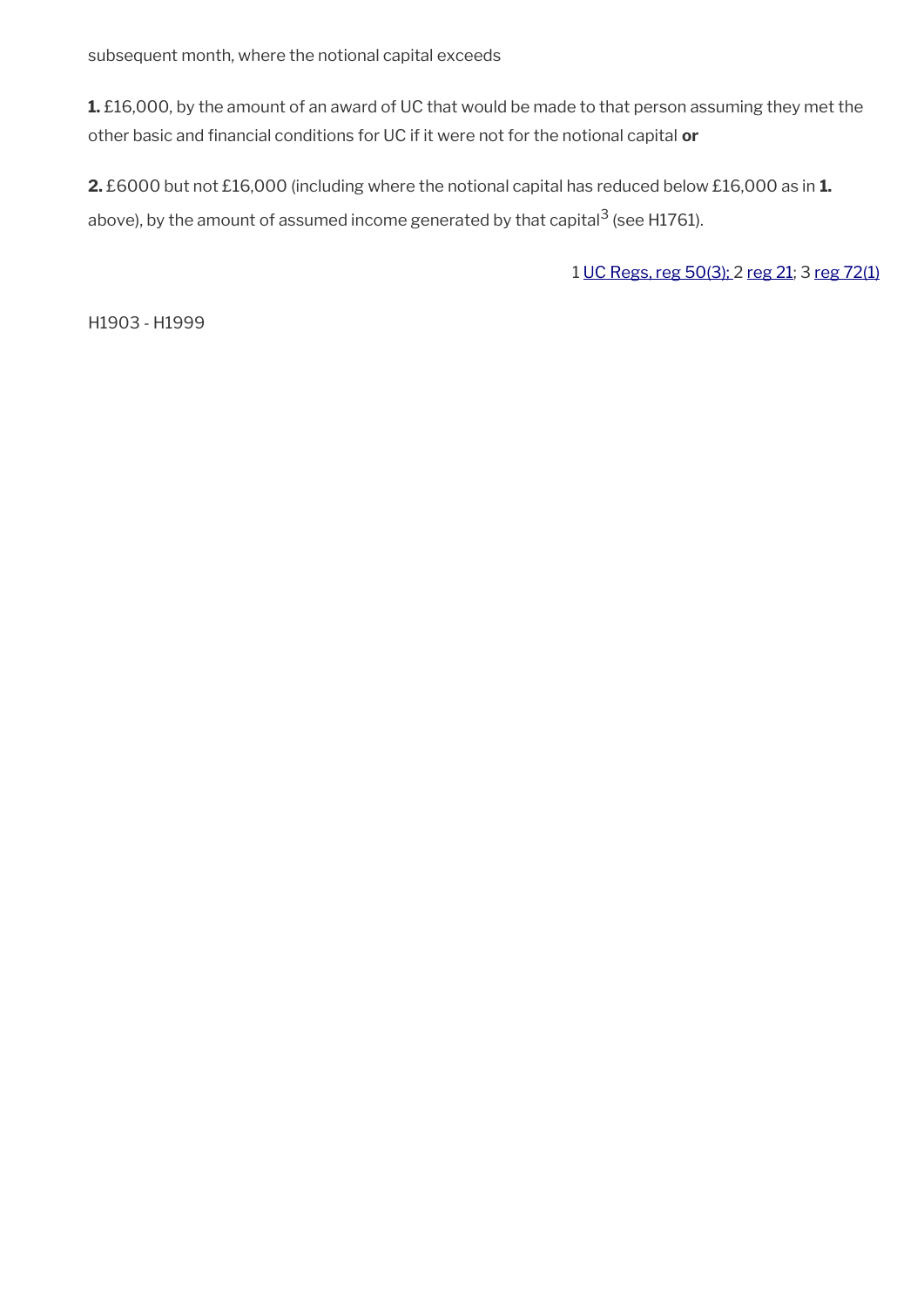subsequent month, where the notional capital exceeds

**1.** £16,000, by the amount of an award of UC that would be made to that person assuming they met the other basic and financial conditions for UC if it were not for the notional capital **or**

**2.** £6000 but not £16,000 (including where the notional capital has reduced below £16,000 as in **1.** above), by the amount of assumed income generated by that capital[3] (see H1761).

1 UC Regs, reg 50(3); 2 reg 21; 3 reg 72(1)

H1903 - H1999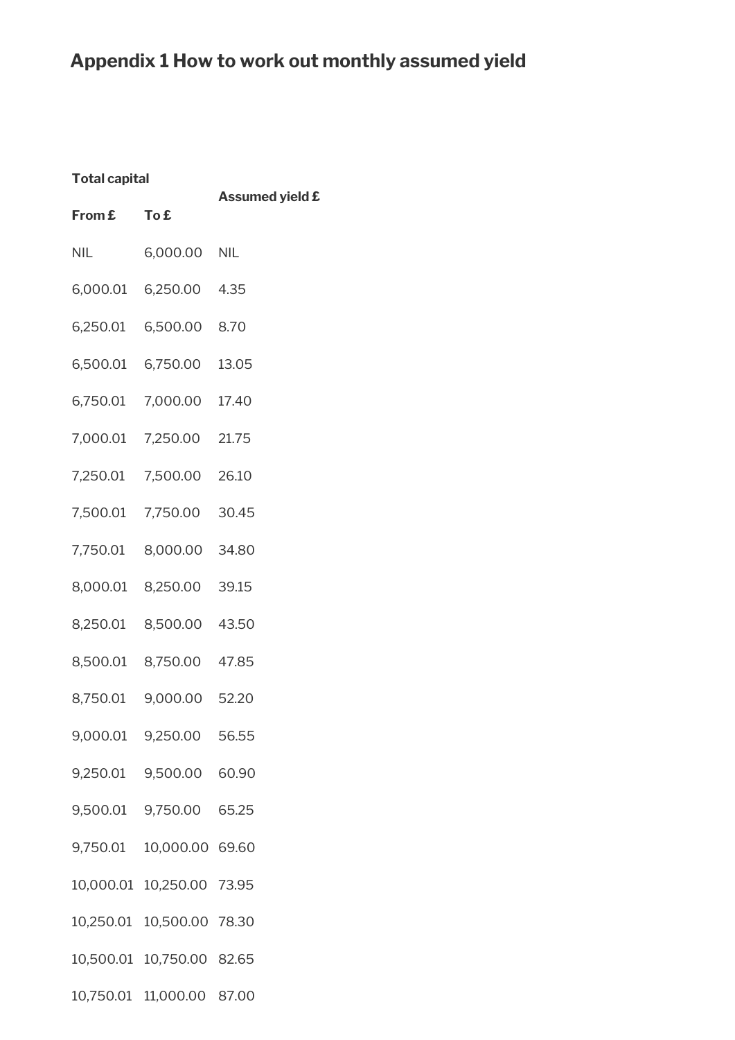## Appendix 1 How to work out monthly assumed yield

| Total capital | | Assumed yield £ |
|---|---|---|
| From £ | To £ | |
| NIL | 6,000.00 | NIL |
| 6,000.01 | 6,250.00 | 4.35 |
| 6,250.01 | 6,500.00 | 8.70 |
| 6,500.01 | 6,750.00 | 13.05 |
| 6,750.01 | 7,000.00 | 17.40 |
| 7,000.01 | 7,250.00 | 21.75 |
| 7,250.01 | 7,500.00 | 26.10 |
| 7,500.01 | 7,750.00 | 30.45 |
| 7,750.01 | 8,000.00 | 34.80 |
| 8,000.01 | 8,250.00 | 39.15 |
| 8,250.01 | 8,500.00 | 43.50 |
| 8,500.01 | 8,750.00 | 47.85 |
| 8,750.01 | 9,000.00 | 52.20 |
| 9,000.01 | 9,250.00 | 56.55 |
| 9,250.01 | 9,500.00 | 60.90 |
| 9,500.01 | 9,750.00 | 65.25 |
| 9,750.01 | 10,000.00 | 69.60 |
| 10,000.01 | 10,250.00 | 73.95 |
| 10,250.01 | 10,500.00 | 78.30 |
| 10,500.01 | 10,750.00 | 82.65 |
| 10,750.01 | 11,000.00 | 87.00 |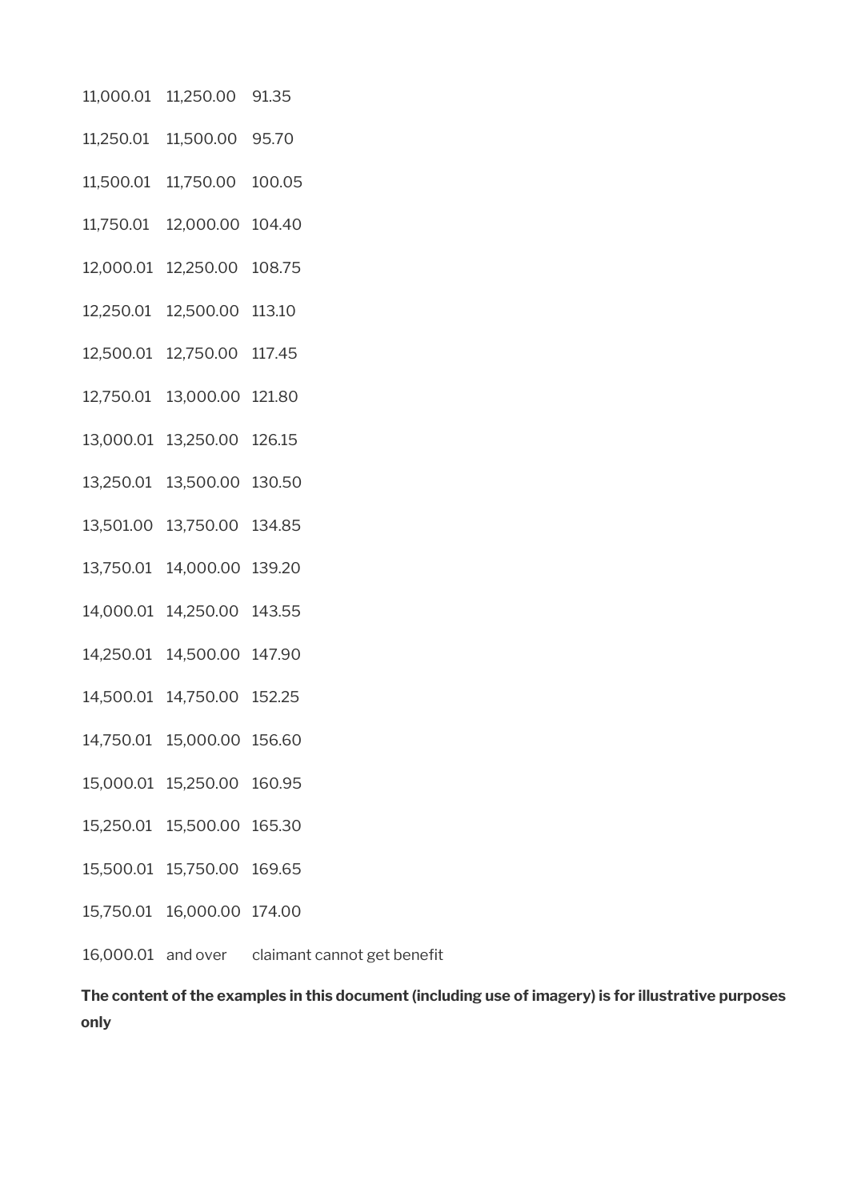| | | |
|---|---|---|
| 11,000.01 | 11,250.00 | 91.35 |
| 11,250.01 | 11,500.00 | 95.70 |
| 11,500.01 | 11,750.00 | 100.05 |
| 11,750.01 | 12,000.00 | 104.40 |
| 12,000.01 | 12,250.00 | 108.75 |
| 12,250.01 | 12,500.00 | 113.10 |
| 12,500.01 | 12,750.00 | 117.45 |
| 12,750.01 | 13,000.00 | 121.80 |
| 13,000.01 | 13,250.00 | 126.15 |
| 13,250.01 | 13,500.00 | 130.50 |
| 13,501.00 | 13,750.00 | 134.85 |
| 13,750.01 | 14,000.00 | 139.20 |
| 14,000.01 | 14,250.00 | 143.55 |
| 14,250.01 | 14,500.00 | 147.90 |
| 14,500.01 | 14,750.00 | 152.25 |
| 14,750.01 | 15,000.00 | 156.60 |
| 15,000.01 | 15,250.00 | 160.95 |
| 15,250.01 | 15,500.00 | 165.30 |
| 15,500.01 | 15,750.00 | 169.65 |
| 15,750.01 | 16,000.00 | 174.00 |
| 16,000.01 | and over | claimant cannot get benefit |

**The content of the examples in this document (including use of imagery) is for illustrative purposes only**